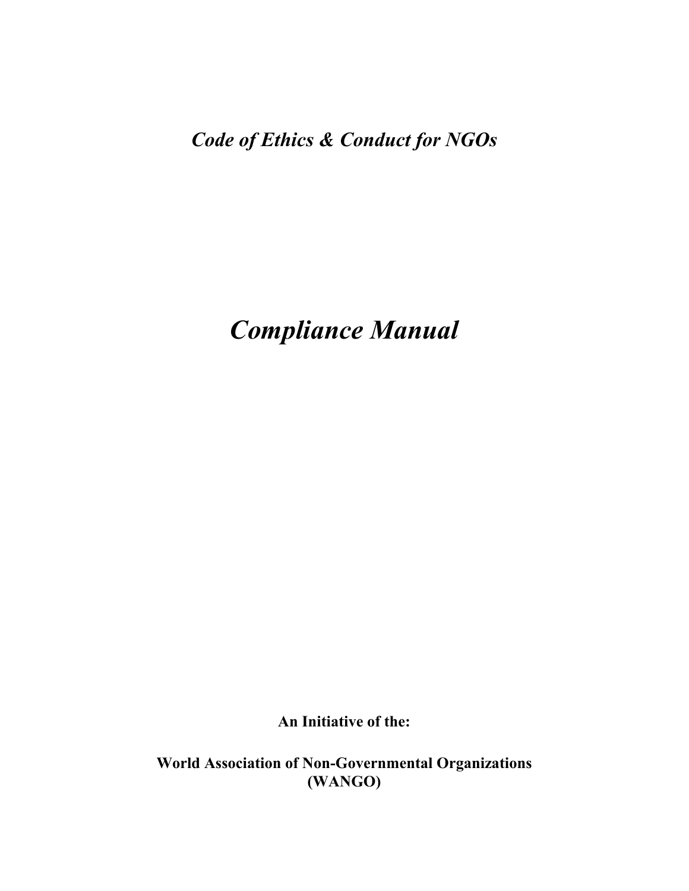*Code of Ethics & Conduct for NGOs*

# *Compliance Manual*

**An Initiative of the:**

**World Association of Non-Governmental Organizations (WANGO)**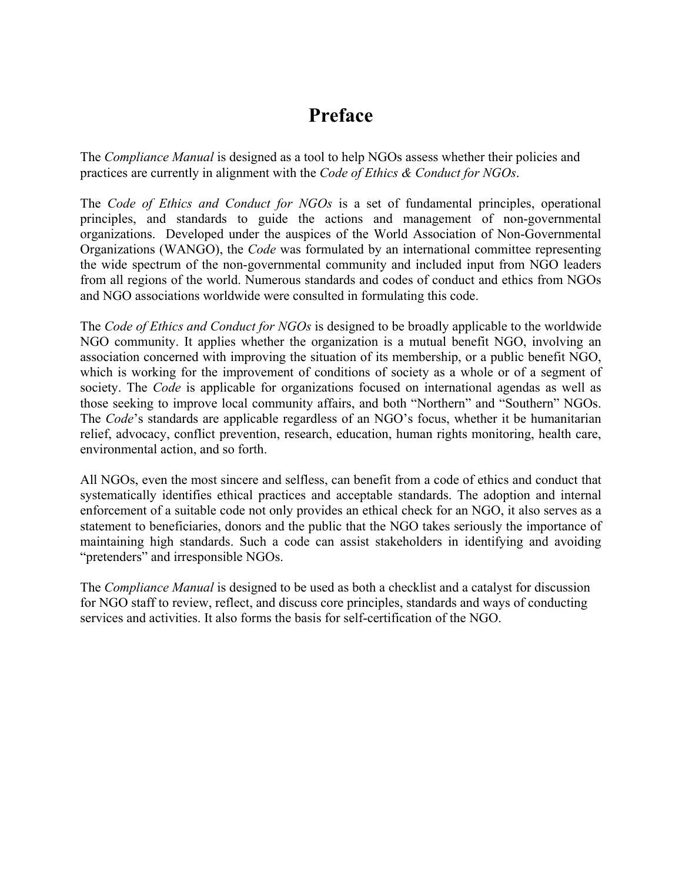# Preface

The *Compliance Manual* is designed as a tool to help NGOs assess whether their policies and practices are currently in alignment with the *Code of Ethics & Conduct for NGOs*.

The *Code of Ethics and Conduct for NGOs* is a set of fundamental principles, operational principles, and standards to guide the actions and management of non-governmental organizations. Developed under the auspices of the World Association of Non-Governmental Organizations (WANGO), the *Code* was formulated by an international committee representing the wide spectrum of the non-governmental community and included input from NGO leaders from all regions of the world. Numerous standards and codes of conduct and ethics from NGOs and NGO associations worldwide were consulted in formulating this code.

The *Code of Ethics and Conduct for NGOs* is designed to be broadly applicable to the worldwide NGO community. It applies whether the organization is a mutual benefit NGO, involving an association concerned with improving the situation of its membership, or a public benefit NGO, which is working for the improvement of conditions of society as a whole or of a segment of society. The *Code* is applicable for organizations focused on international agendas as well as those seeking to improve local community affairs, and both "Northern" and "Southern" NGOs. The *Code*'s standards are applicable regardless of an NGO's focus, whether it be humanitarian relief, advocacy, conflict prevention, research, education, human rights monitoring, health care, environmental action, and so forth.

All NGOs, even the most sincere and selfless, can benefit from a code of ethics and conduct that systematically identifies ethical practices and acceptable standards. The adoption and internal enforcement of a suitable code not only provides an ethical check for an NGO, it also serves as a statement to beneficiaries, donors and the public that the NGO takes seriously the importance of maintaining high standards. Such a code can assist stakeholders in identifying and avoiding "pretenders" and irresponsible NGOs.

The *Compliance Manual* is designed to be used as both a checklist and a catalyst for discussion for NGO staff to review, reflect, and discuss core principles, standards and ways of conducting services and activities. It also forms the basis for self-certification of the NGO.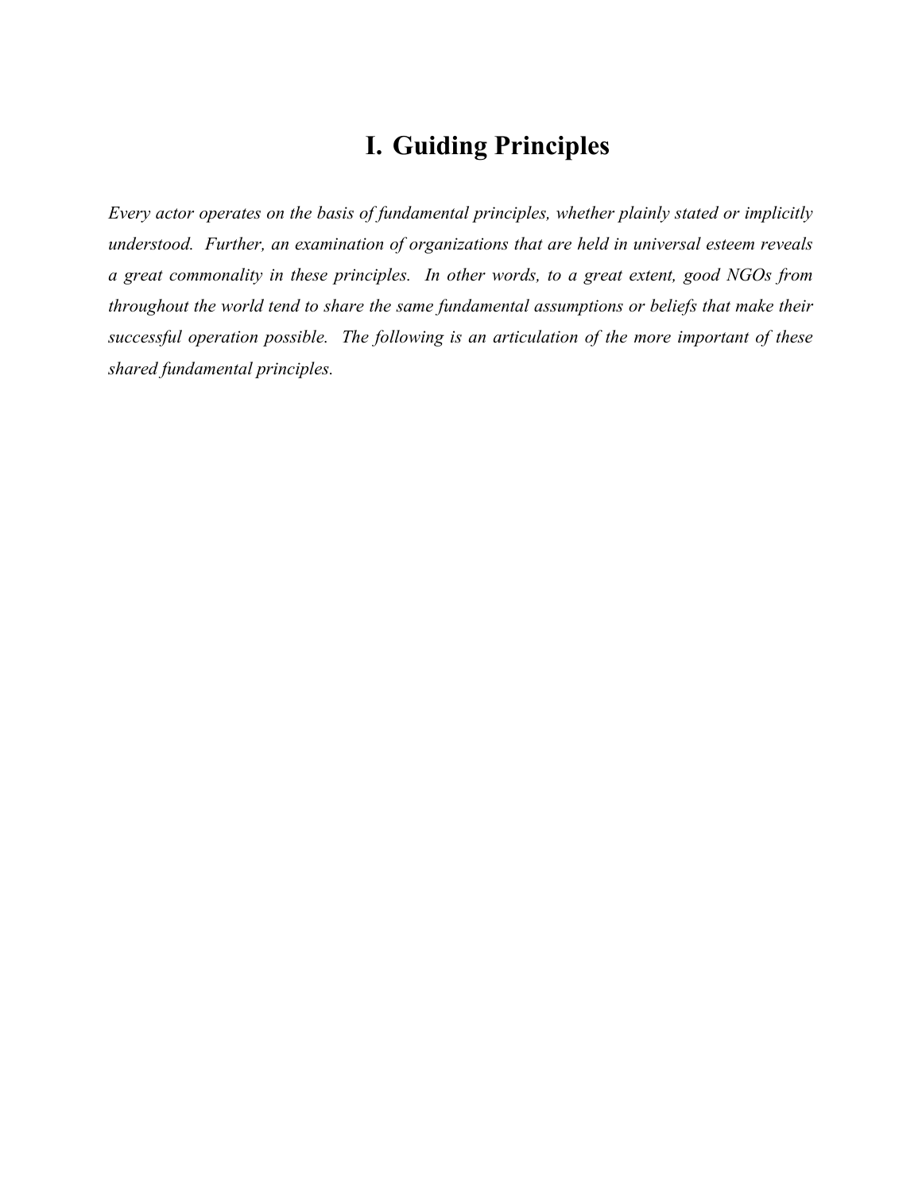# I. Guiding Principles

*Every actor operates on the basis of fundamental principles, whether plainly stated or implicitly understood. Further, an examination of organizations that are held in universal esteem reveals a great commonality in these principles. In other words, to a great extent, good NGOs from throughout the world tend to share the same fundamental assumptions or beliefs that make their successful operation possible. The following is an articulation of the more important of these shared fundamental principles.*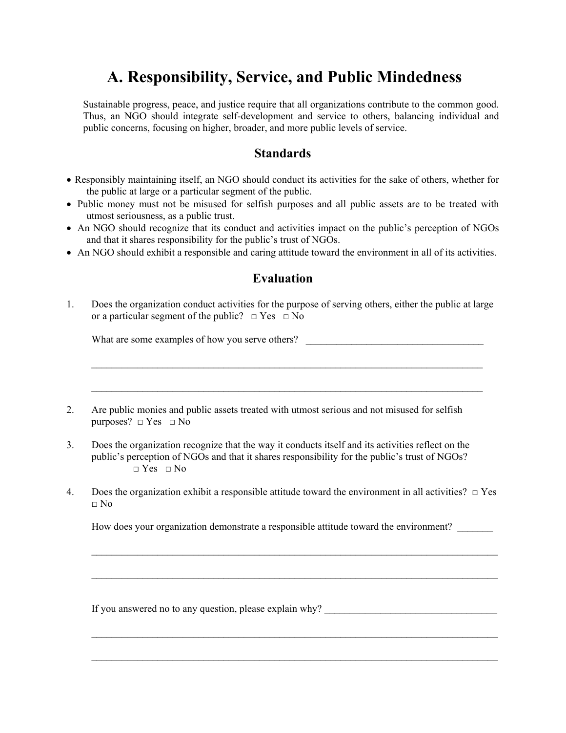# A. Responsibility, Service, and Public Mindedness

Sustainable progress, peace, and justice require that all organizations contribute to the common good. Thus, an NGO should integrate self-development and service to others, balancing individual and public concerns, focusing on higher, broader, and more public levels of service.

## Standards

- Responsibly maintaining itself, an NGO should conduct its activities for the sake of others, whether for the public at large or a particular segment of the public.
- Public money must not be misused for selfish purposes and all public assets are to be treated with utmost seriousness, as a public trust.
- An NGO should recognize that its conduct and activities impact on the public's perception of NGOs and that it shares responsibility for the public's trust of NGOs.
- An NGO should exhibit a responsible and caring attitude toward the environment in all of its activities.

## Evaluation

1. Does the organization conduct activities for the purpose of serving others, either the public at large or a particular segment of the public? □ Yes □ No

   What are some examples of how you serve others? ___________________________________

   ________________________________________________________________________________

   ________________________________________________________________________________

2. Are public monies and public assets treated with utmost serious and not misused for selfish purposes? □ Yes □ No

3. Does the organization recognize that the way it conducts itself and its activities reflect on the public's perception of NGOs and that it shares responsibility for the public's trust of NGOs? □ Yes □ No

4. Does the organization exhibit a responsible attitude toward the environment in all activities? □ Yes □ No

   How does your organization demonstrate a responsible attitude toward the environment? _______

   ________________________________________________________________________________

   ________________________________________________________________________________

   If you answered no to any question, please explain why? __________________________________

   ________________________________________________________________________________

   ________________________________________________________________________________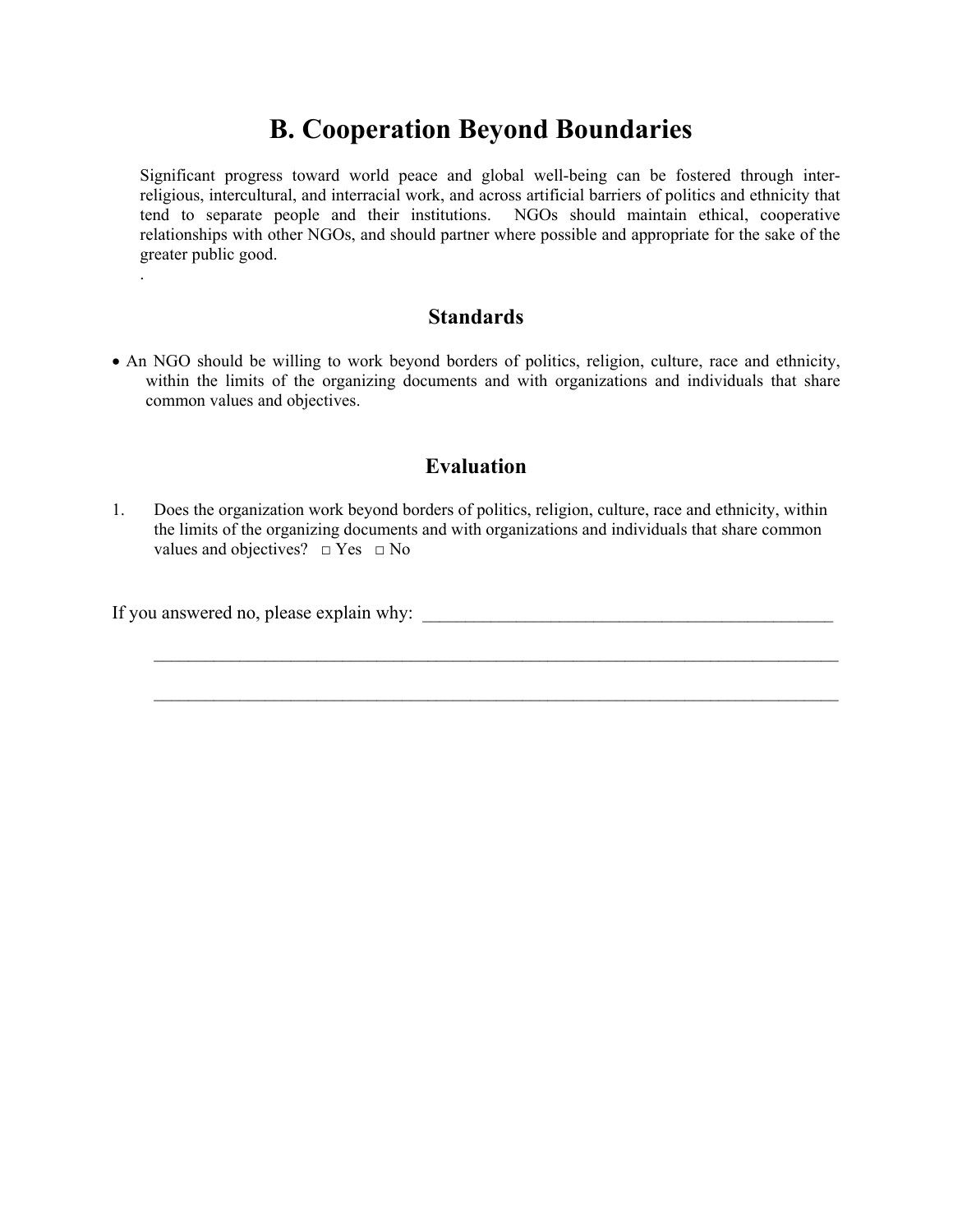# B. Cooperation Beyond Boundaries

Significant progress toward world peace and global well-being can be fostered through inter-religious, intercultural, and interracial work, and across artificial barriers of politics and ethnicity that tend to separate people and their institutions. NGOs should maintain ethical, cooperative relationships with other NGOs, and should partner where possible and appropriate for the sake of the greater public good.

.

## Standards

- An NGO should be willing to work beyond borders of politics, religion, culture, race and ethnicity, within the limits of the organizing documents and with organizations and individuals that share common values and objectives.

## Evaluation

1. Does the organization work beyond borders of politics, religion, culture, race and ethnicity, within the limits of the organizing documents and with organizations and individuals that share common values and objectives? □ Yes □ No

If you answered no, please explain why: _____________________________________________

_____________________________________________________________________________

_____________________________________________________________________________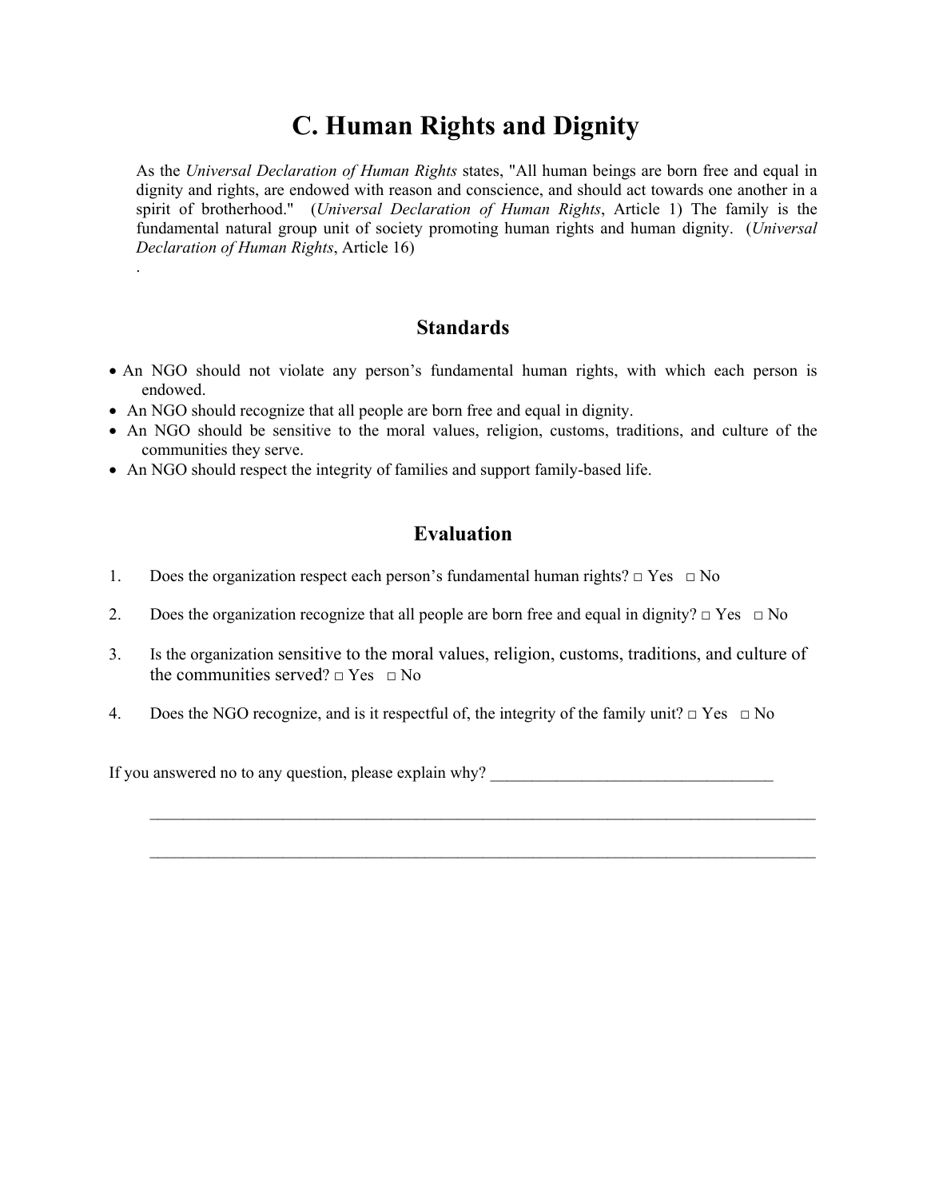# C. Human Rights and Dignity

As the *Universal Declaration of Human Rights* states, "All human beings are born free and equal in dignity and rights, are endowed with reason and conscience, and should act towards one another in a spirit of brotherhood." (*Universal Declaration of Human Rights*, Article 1) The family is the fundamental natural group unit of society promoting human rights and human dignity. (*Universal Declaration of Human Rights*, Article 16)

.

## Standards

- An NGO should not violate any person's fundamental human rights, with which each person is endowed.
- An NGO should recognize that all people are born free and equal in dignity.
- An NGO should be sensitive to the moral values, religion, customs, traditions, and culture of the communities they serve.
- An NGO should respect the integrity of families and support family-based life.

## Evaluation

1. Does the organization respect each person's fundamental human rights? □ Yes □ No
2. Does the organization recognize that all people are born free and equal in dignity? □ Yes □ No
3. Is the organization sensitive to the moral values, religion, customs, traditions, and culture of the communities served? □ Yes □ No
4. Does the NGO recognize, and is it respectful of, the integrity of the family unit? □ Yes □ No

If you answered no to any question, please explain why? ___________________________________

_____________________________________________________________________________________

_____________________________________________________________________________________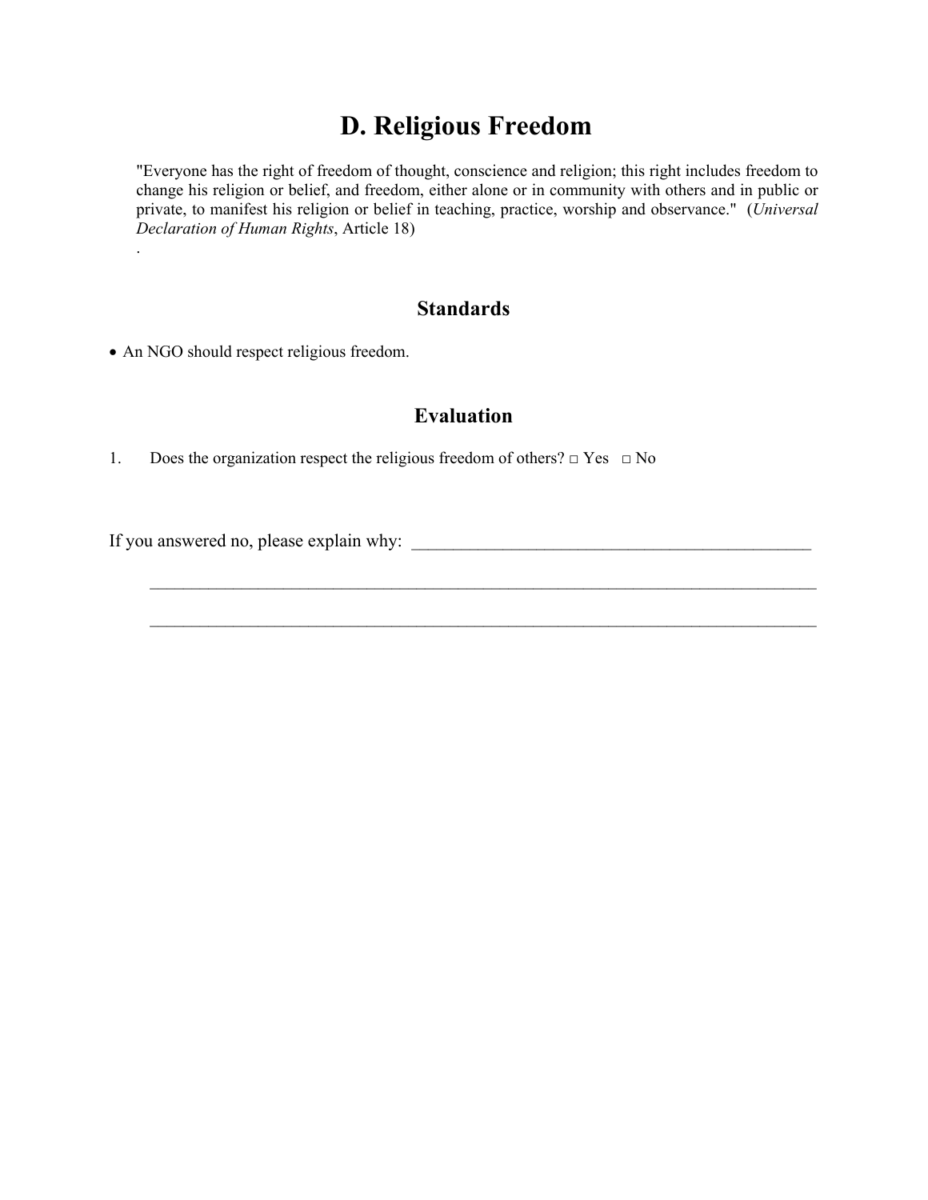# D. Religious Freedom

> "Everyone has the right of freedom of thought, conscience and religion; this right includes freedom to change his religion or belief, and freedom, either alone or in community with others and in public or private, to manifest his religion or belief in teaching, practice, worship and observance." (*Universal Declaration of Human Rights*, Article 18)
> .

## Standards

- An NGO should respect religious freedom.

## Evaluation

1. Does the organization respect the religious freedom of others? □ Yes □ No

If you answered no, please explain why: _______________________________________________

_______________________________________________________________________________

_______________________________________________________________________________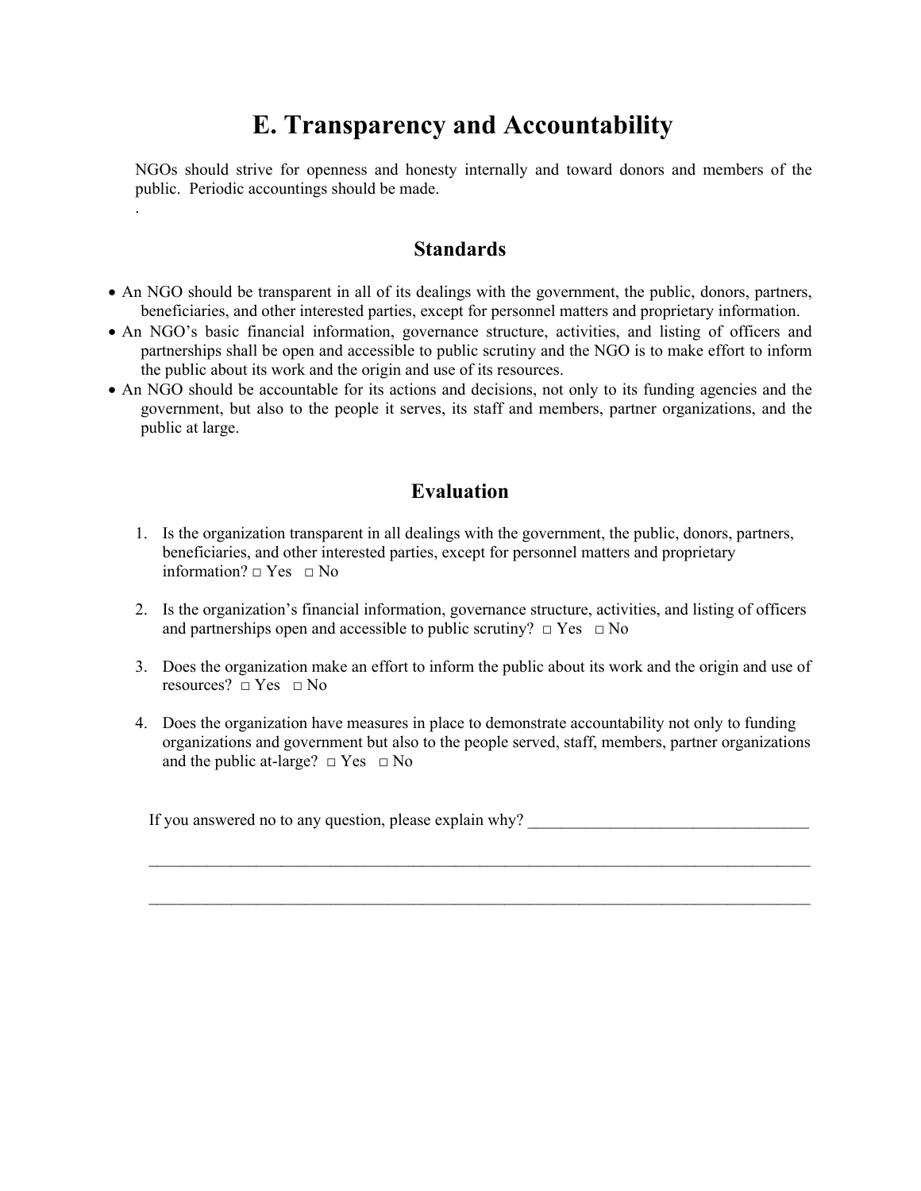# E. Transparency and Accountability

NGOs should strive for openness and honesty internally and toward donors and members of the public. Periodic accountings should be made.

.

## Standards

- An NGO should be transparent in all of its dealings with the government, the public, donors, partners, beneficiaries, and other interested parties, except for personnel matters and proprietary information.
- An NGO's basic financial information, governance structure, activities, and listing of officers and partnerships shall be open and accessible to public scrutiny and the NGO is to make effort to inform the public about its work and the origin and use of its resources.
- An NGO should be accountable for its actions and decisions, not only to its funding agencies and the government, but also to the people it serves, its staff and members, partner organizations, and the public at large.

## Evaluation

1. Is the organization transparent in all dealings with the government, the public, donors, partners, beneficiaries, and other interested parties, except for personnel matters and proprietary information? □ Yes □ No

2. Is the organization's financial information, governance structure, activities, and listing of officers and partnerships open and accessible to public scrutiny? □ Yes □ No

3. Does the organization make an effort to inform the public about its work and the origin and use of resources? □ Yes □ No

4. Does the organization have measures in place to demonstrate accountability not only to funding organizations and government but also to the people served, staff, members, partner organizations and the public at-large? □ Yes □ No

If you answered no to any question, please explain why? ___________________________________

_____________________________________________________________________________________

_____________________________________________________________________________________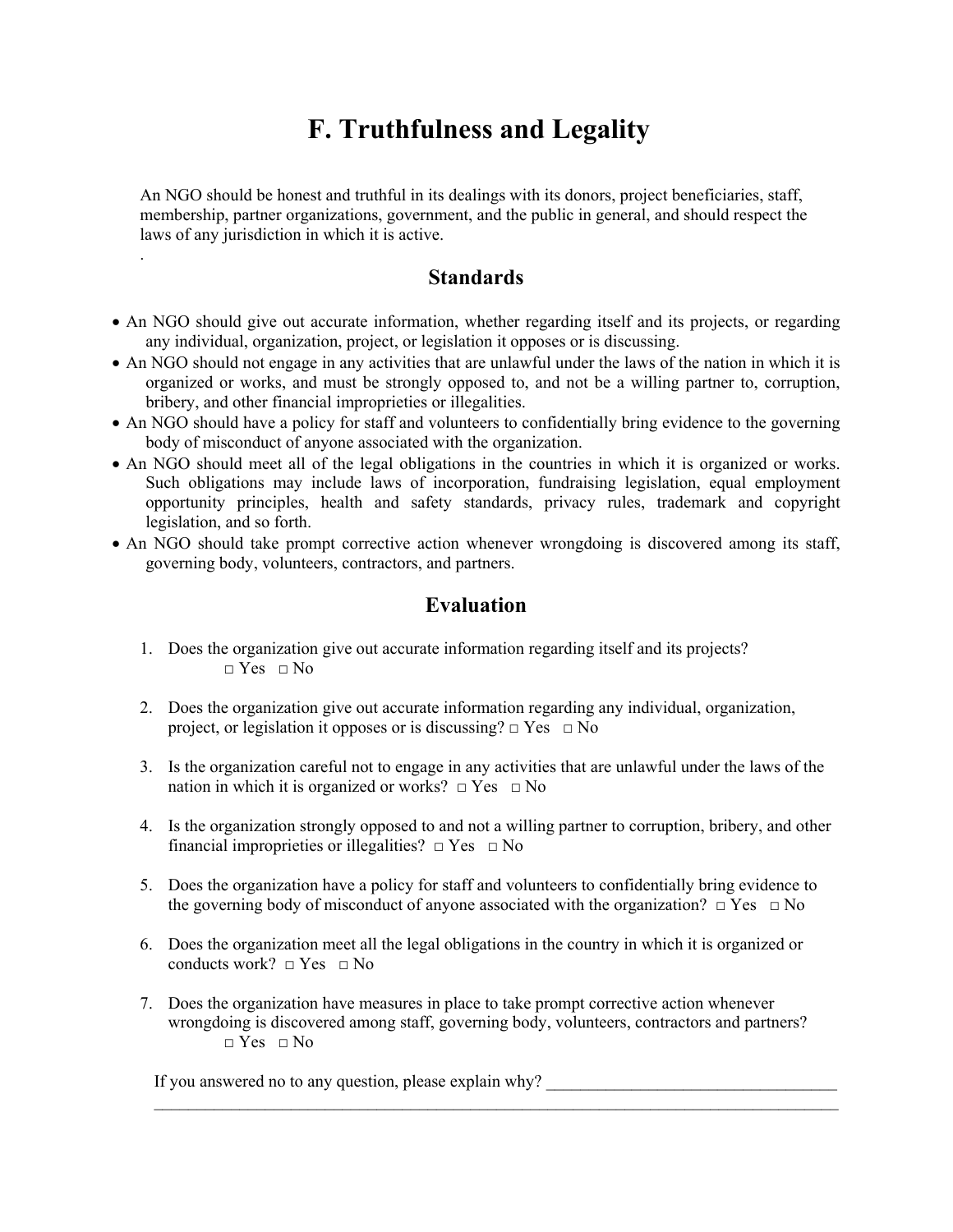# F. Truthfulness and Legality

An NGO should be honest and truthful in its dealings with its donors, project beneficiaries, staff, membership, partner organizations, government, and the public in general, and should respect the laws of any jurisdiction in which it is active.

.

## Standards

- An NGO should give out accurate information, whether regarding itself and its projects, or regarding any individual, organization, project, or legislation it opposes or is discussing.
- An NGO should not engage in any activities that are unlawful under the laws of the nation in which it is organized or works, and must be strongly opposed to, and not be a willing partner to, corruption, bribery, and other financial improprieties or illegalities.
- An NGO should have a policy for staff and volunteers to confidentially bring evidence to the governing body of misconduct of anyone associated with the organization.
- An NGO should meet all of the legal obligations in the countries in which it is organized or works. Such obligations may include laws of incorporation, fundraising legislation, equal employment opportunity principles, health and safety standards, privacy rules, trademark and copyright legislation, and so forth.
- An NGO should take prompt corrective action whenever wrongdoing is discovered among its staff, governing body, volunteers, contractors, and partners.

## Evaluation

1. Does the organization give out accurate information regarding itself and its projects?
   □ Yes □ No

2. Does the organization give out accurate information regarding any individual, organization, project, or legislation it opposes or is discussing? □ Yes □ No

3. Is the organization careful not to engage in any activities that are unlawful under the laws of the nation in which it is organized or works? □ Yes □ No

4. Is the organization strongly opposed to and not a willing partner to corruption, bribery, and other financial improprieties or illegalities? □ Yes □ No

5. Does the organization have a policy for staff and volunteers to confidentially bring evidence to the governing body of misconduct of anyone associated with the organization? □ Yes □ No

6. Does the organization meet all the legal obligations in the country in which it is organized or conducts work? □ Yes □ No

7. Does the organization have measures in place to take prompt corrective action whenever wrongdoing is discovered among staff, governing body, volunteers, contractors and partners?
   □ Yes □ No

If you answered no to any question, please explain why? ___________________________________
___________________________________________________________________________________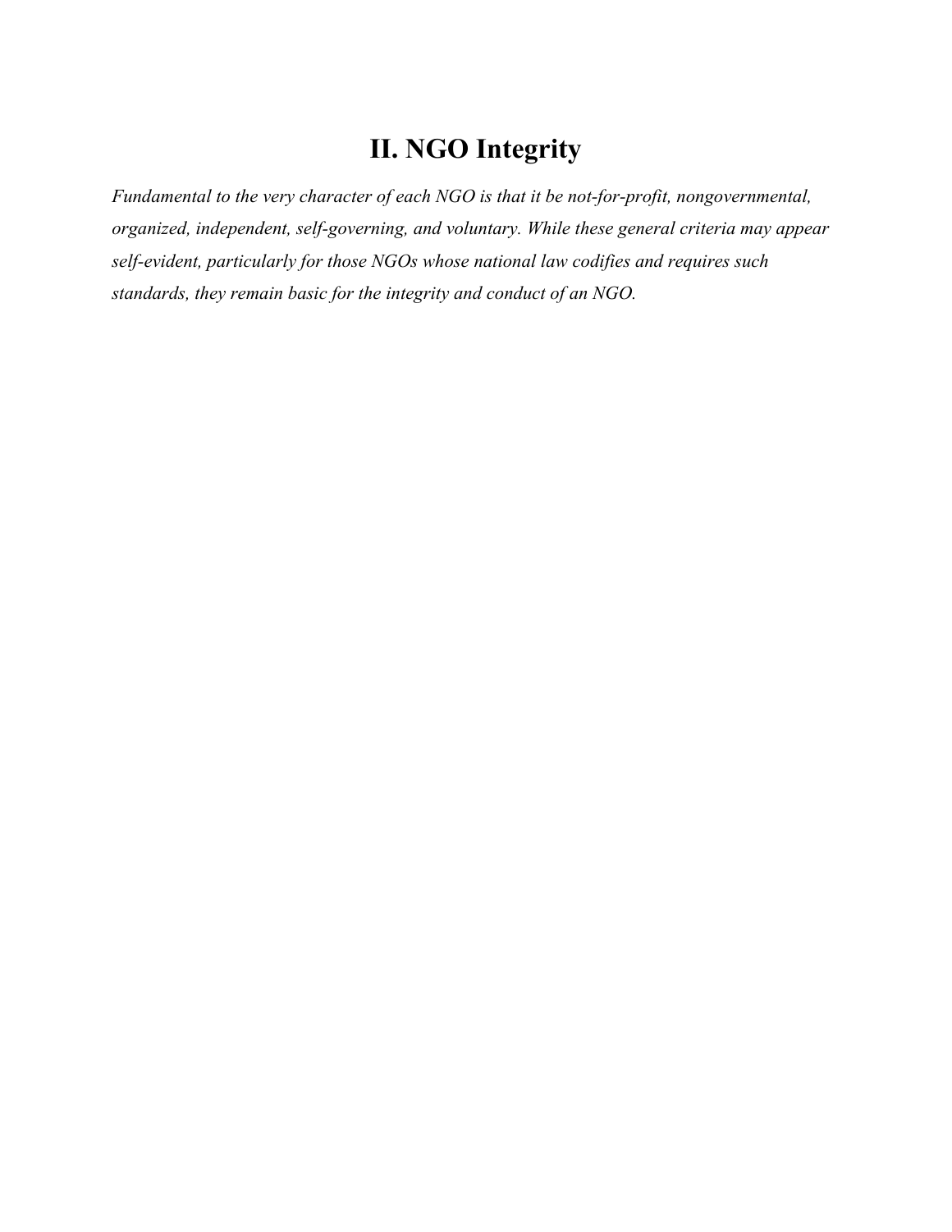# II. NGO Integrity

*Fundamental to the very character of each NGO is that it be not-for-profit, nongovernmental, organized, independent, self-governing, and voluntary. While these general criteria may appear self-evident, particularly for those NGOs whose national law codifies and requires such standards, they remain basic for the integrity and conduct of an NGO.*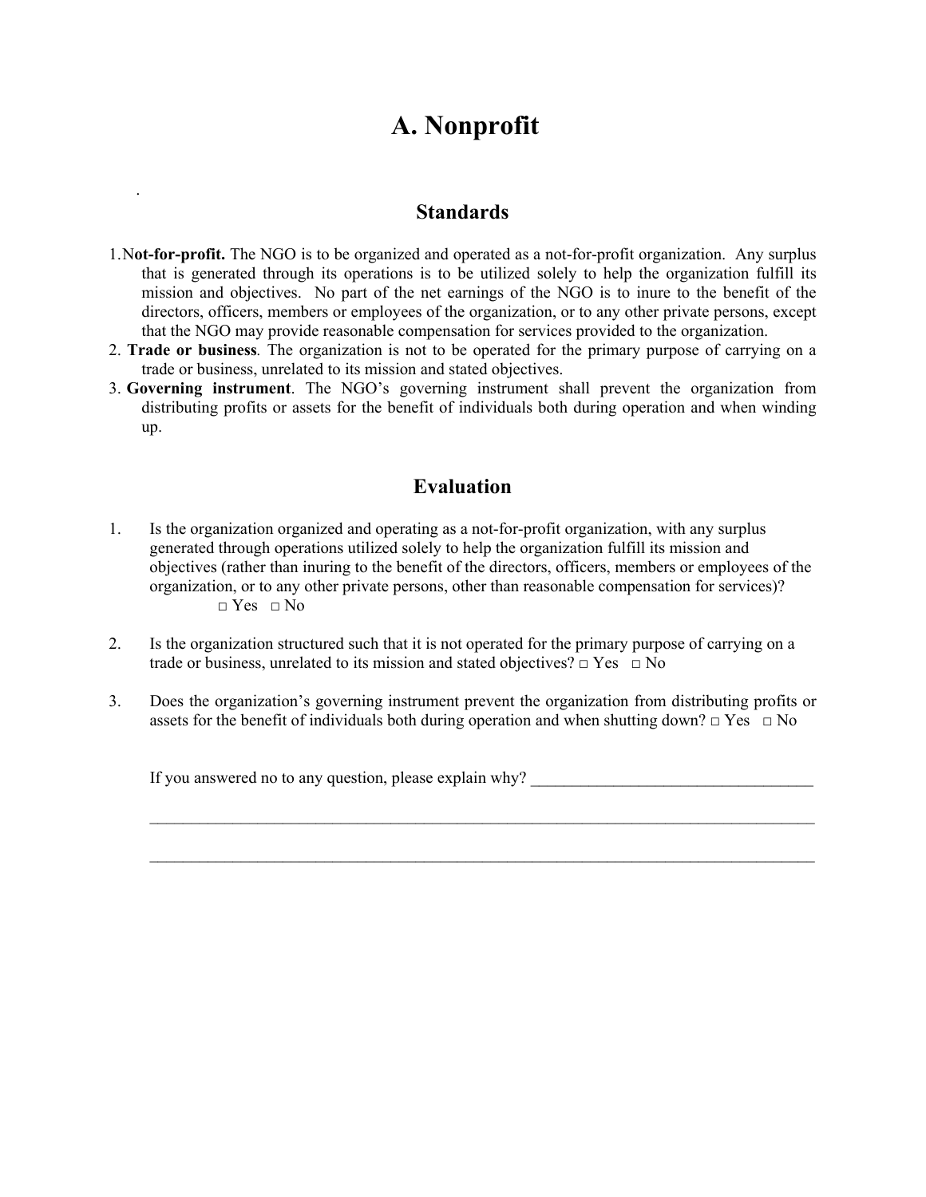# A. Nonprofit

## Standards

1. **Not-for-profit.** The NGO is to be organized and operated as a not-for-profit organization. Any surplus that is generated through its operations is to be utilized solely to help the organization fulfill its mission and objectives. No part of the net earnings of the NGO is to inure to the benefit of the directors, officers, members or employees of the organization, or to any other private persons, except that the NGO may provide reasonable compensation for services provided to the organization.
2. **Trade or business**. The organization is not to be operated for the primary purpose of carrying on a trade or business, unrelated to its mission and stated objectives.
3. **Governing instrument**. The NGO's governing instrument shall prevent the organization from distributing profits or assets for the benefit of individuals both during operation and when winding up.

## Evaluation

1. Is the organization organized and operating as a not-for-profit organization, with any surplus generated through operations utilized solely to help the organization fulfill its mission and objectives (rather than inuring to the benefit of the directors, officers, members or employees of the organization, or to any other private persons, other than reasonable compensation for services)? □ Yes □ No

2. Is the organization structured such that it is not operated for the primary purpose of carrying on a trade or business, unrelated to its mission and stated objectives? □ Yes □ No

3. Does the organization's governing instrument prevent the organization from distributing profits or assets for the benefit of individuals both during operation and when shutting down? □ Yes □ No

If you answered no to any question, please explain why? ____________________________________

________________________________________________________________________________________

________________________________________________________________________________________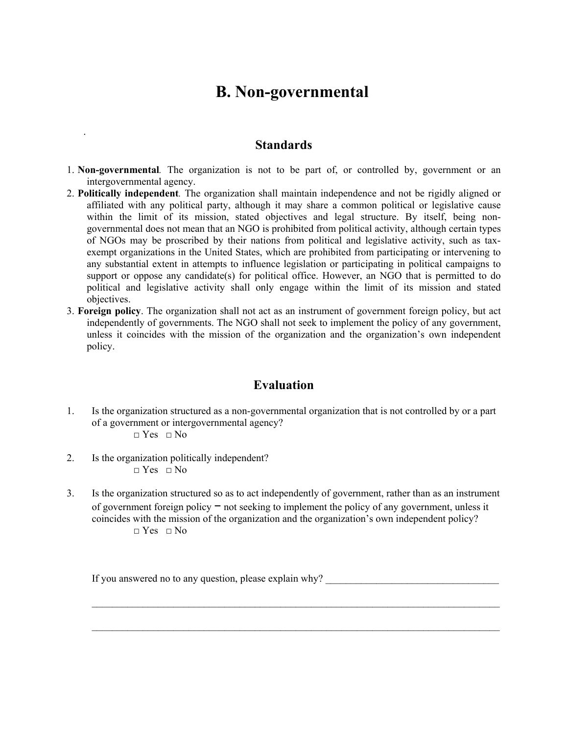# B. Non-governmental

## Standards

1. **Non-governmental**. The organization is not to be part of, or controlled by, government or an intergovernmental agency.
2. **Politically independent**. The organization shall maintain independence and not be rigidly aligned or affiliated with any political party, although it may share a common political or legislative cause within the limit of its mission, stated objectives and legal structure. By itself, being non-governmental does not mean that an NGO is prohibited from political activity, although certain types of NGOs may be proscribed by their nations from political and legislative activity, such as tax-exempt organizations in the United States, which are prohibited from participating or intervening to any substantial extent in attempts to influence legislation or participating in political campaigns to support or oppose any candidate(s) for political office. However, an NGO that is permitted to do political and legislative activity shall only engage within the limit of its mission and stated objectives.
3. **Foreign policy**. The organization shall not act as an instrument of government foreign policy, but act independently of governments. The NGO shall not seek to implement the policy of any government, unless it coincides with the mission of the organization and the organization's own independent policy.

## Evaluation

1. Is the organization structured as a non-governmental organization that is not controlled by or a part of a government or intergovernmental agency?

   □ Yes □ No

2. Is the organization politically independent?

   □ Yes □ No

3. Is the organization structured so as to act independently of government, rather than as an instrument of government foreign policy – not seeking to implement the policy of any government, unless it coincides with the mission of the organization and the organization's own independent policy?

   □ Yes □ No

If you answered no to any question, please explain why? ___________________________________

_____________________________________________________________________________________

_____________________________________________________________________________________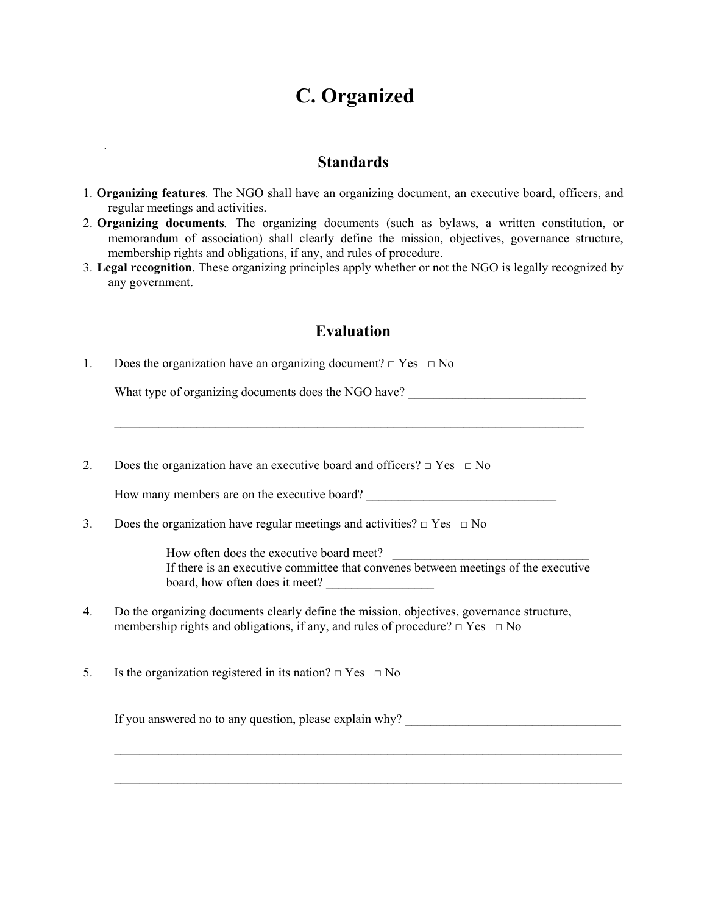# C. Organized

## Standards

1. **Organizing features**. The NGO shall have an organizing document, an executive board, officers, and regular meetings and activities.
2. **Organizing documents**. The organizing documents (such as bylaws, a written constitution, or memorandum of association) shall clearly define the mission, objectives, governance structure, membership rights and obligations, if any, and rules of procedure.
3. **Legal recognition**. These organizing principles apply whether or not the NGO is legally recognized by any government.

## Evaluation

1. Does the organization have an organizing document? □ Yes □ No

   What type of organizing documents does the NGO have? ____________________________

   ______________________________________________________________________________

2. Does the organization have an executive board and officers? □ Yes □ No

   How many members are on the executive board? ______________________________

3. Does the organization have regular meetings and activities? □ Yes □ No

   How often does the executive board meet? _______________________________
   If there is an executive committee that convenes between meetings of the executive board, how often does it meet? _________________

4. Do the organizing documents clearly define the mission, objectives, governance structure, membership rights and obligations, if any, and rules of procedure? □ Yes □ No

5. Is the organization registered in its nation? □ Yes □ No

   If you answered no to any question, please explain why? __________________________________

   ________________________________________________________________________________

   ________________________________________________________________________________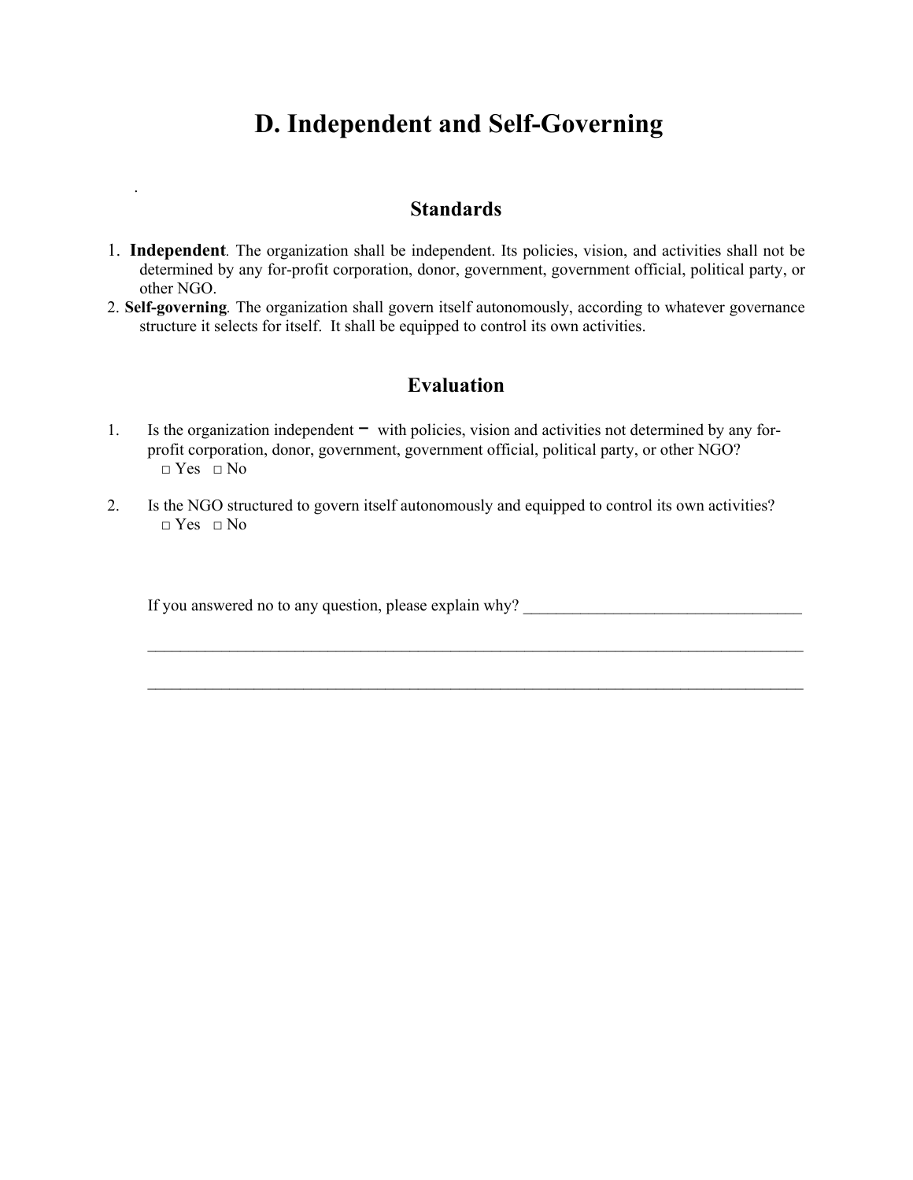# D. Independent and Self-Governing

## Standards

1. **Independent**. The organization shall be independent. Its policies, vision, and activities shall not be determined by any for-profit corporation, donor, government, government official, political party, or other NGO.
2. **Self-governing**. The organization shall govern itself autonomously, according to whatever governance structure it selects for itself. It shall be equipped to control its own activities.

## Evaluation

1. Is the organization independent – with policies, vision and activities not determined by any for-profit corporation, donor, government, government official, political party, or other NGO?
   □ Yes □ No

2. Is the NGO structured to govern itself autonomously and equipped to control its own activities?
   □ Yes □ No

If you answered no to any question, please explain why? ___________________________________

_____________________________________________________________________________________

_____________________________________________________________________________________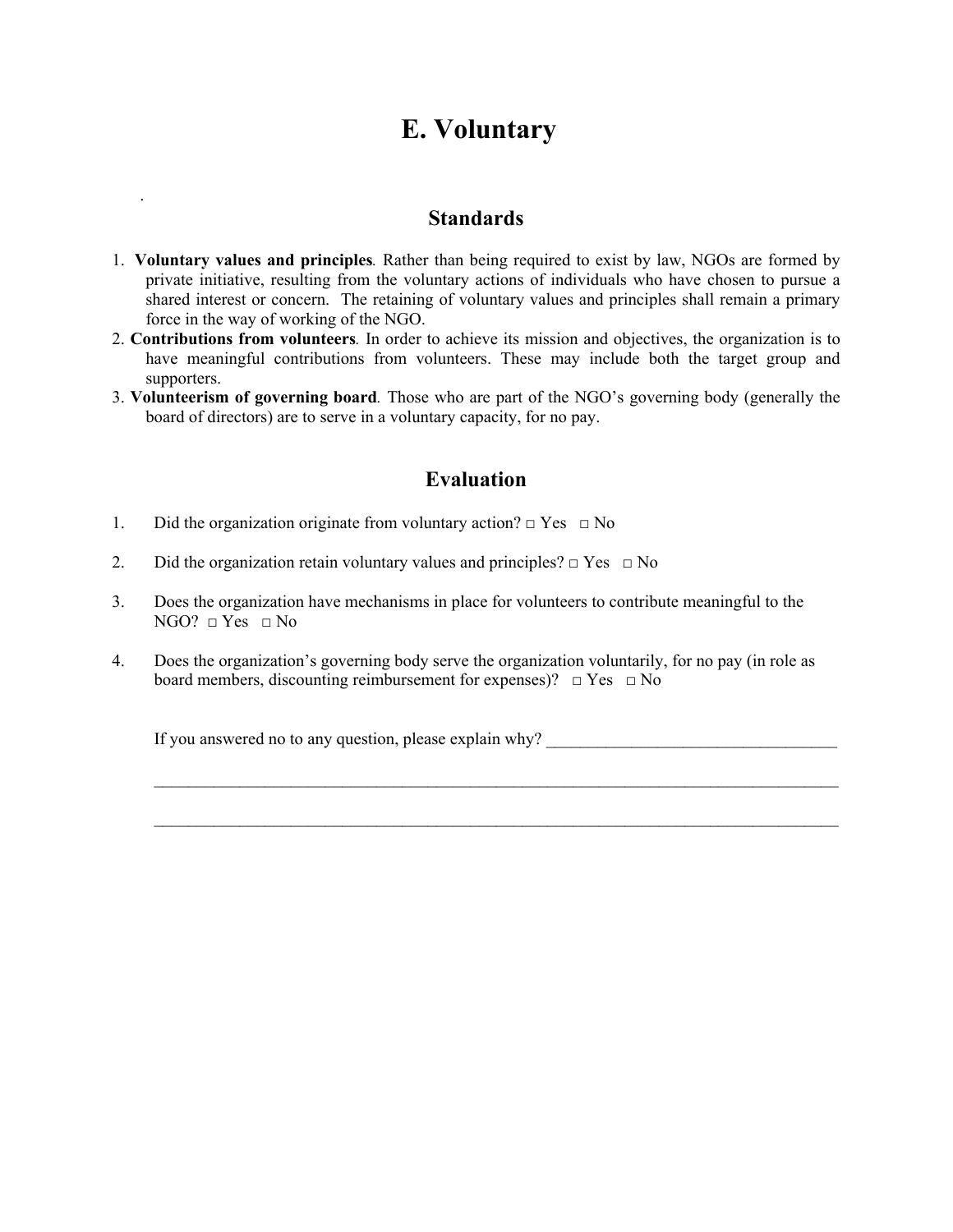# E. Voluntary

.

## Standards

1. **Voluntary values and principles**. Rather than being required to exist by law, NGOs are formed by private initiative, resulting from the voluntary actions of individuals who have chosen to pursue a shared interest or concern. The retaining of voluntary values and principles shall remain a primary force in the way of working of the NGO.
2. **Contributions from volunteers**. In order to achieve its mission and objectives, the organization is to have meaningful contributions from volunteers. These may include both the target group and supporters.
3. **Volunteerism of governing board**. Those who are part of the NGO's governing body (generally the board of directors) are to serve in a voluntary capacity, for no pay.

## Evaluation

1. Did the organization originate from voluntary action? □ Yes □ No

2. Did the organization retain voluntary values and principles? □ Yes □ No

3. Does the organization have mechanisms in place for volunteers to contribute meaningful to the NGO? □ Yes □ No

4. Does the organization's governing body serve the organization voluntarily, for no pay (in role as board members, discounting reimbursement for expenses)? □ Yes □ No

If you answered no to any question, please explain why? ___________________________________

_____________________________________________________________________________________

_____________________________________________________________________________________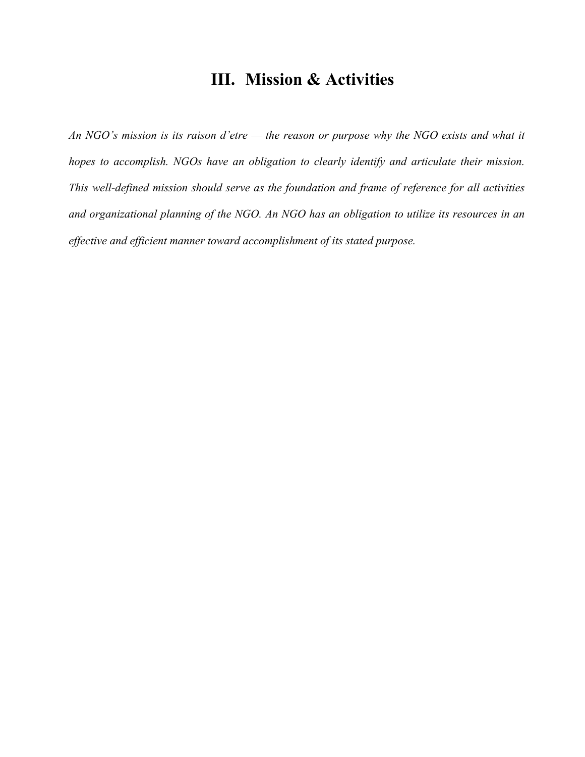# III. Mission & Activities

*An NGO's mission is its raison d'etre — the reason or purpose why the NGO exists and what it hopes to accomplish. NGOs have an obligation to clearly identify and articulate their mission. This well-defined mission should serve as the foundation and frame of reference for all activities and organizational planning of the NGO. An NGO has an obligation to utilize its resources in an effective and efficient manner toward accomplishment of its stated purpose.*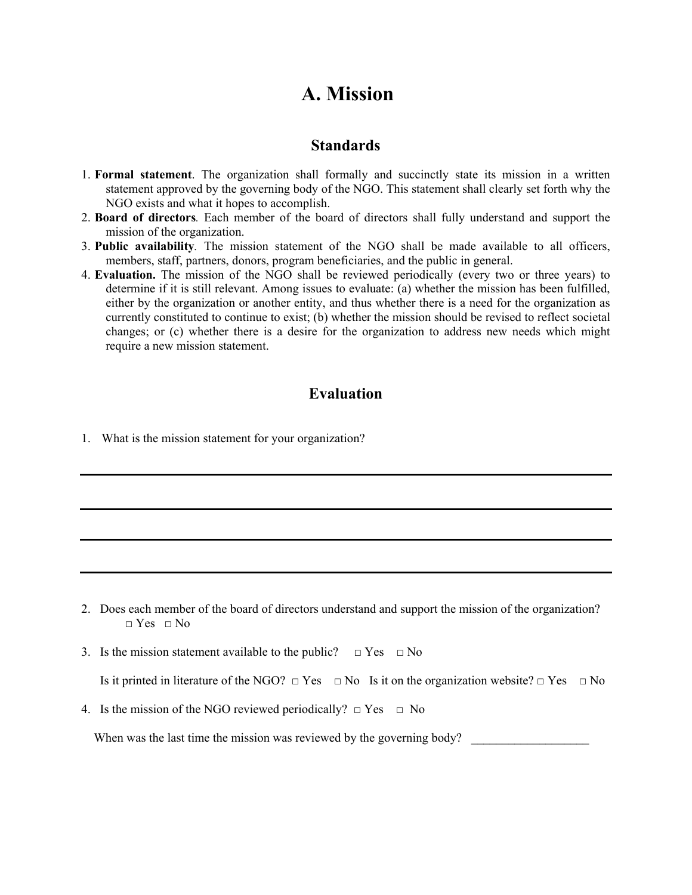# A. Mission

## Standards

1. **Formal statement**. The organization shall formally and succinctly state its mission in a written statement approved by the governing body of the NGO. This statement shall clearly set forth why the NGO exists and what it hopes to accomplish.
2. **Board of directors**. Each member of the board of directors shall fully understand and support the mission of the organization.
3. **Public availability**. The mission statement of the NGO shall be made available to all officers, members, staff, partners, donors, program beneficiaries, and the public in general.
4. **Evaluation.** The mission of the NGO shall be reviewed periodically (every two or three years) to determine if it is still relevant. Among issues to evaluate: (a) whether the mission has been fulfilled, either by the organization or another entity, and thus whether there is a need for the organization as currently constituted to continue to exist; (b) whether the mission should be revised to reflect societal changes; or (c) whether there is a desire for the organization to address new needs which might require a new mission statement.

## Evaluation

1. What is the mission statement for your organization?

___________________________________________________________________________

___________________________________________________________________________

___________________________________________________________________________

___________________________________________________________________________

2. Does each member of the board of directors understand and support the mission of the organization?
   □ Yes □ No

3. Is the mission statement available to the public? □ Yes □ No

   Is it printed in literature of the NGO? □ Yes □ No Is it on the organization website? □ Yes □ No

4. Is the mission of the NGO reviewed periodically? □ Yes □ No

   When was the last time the mission was reviewed by the governing body? ___________________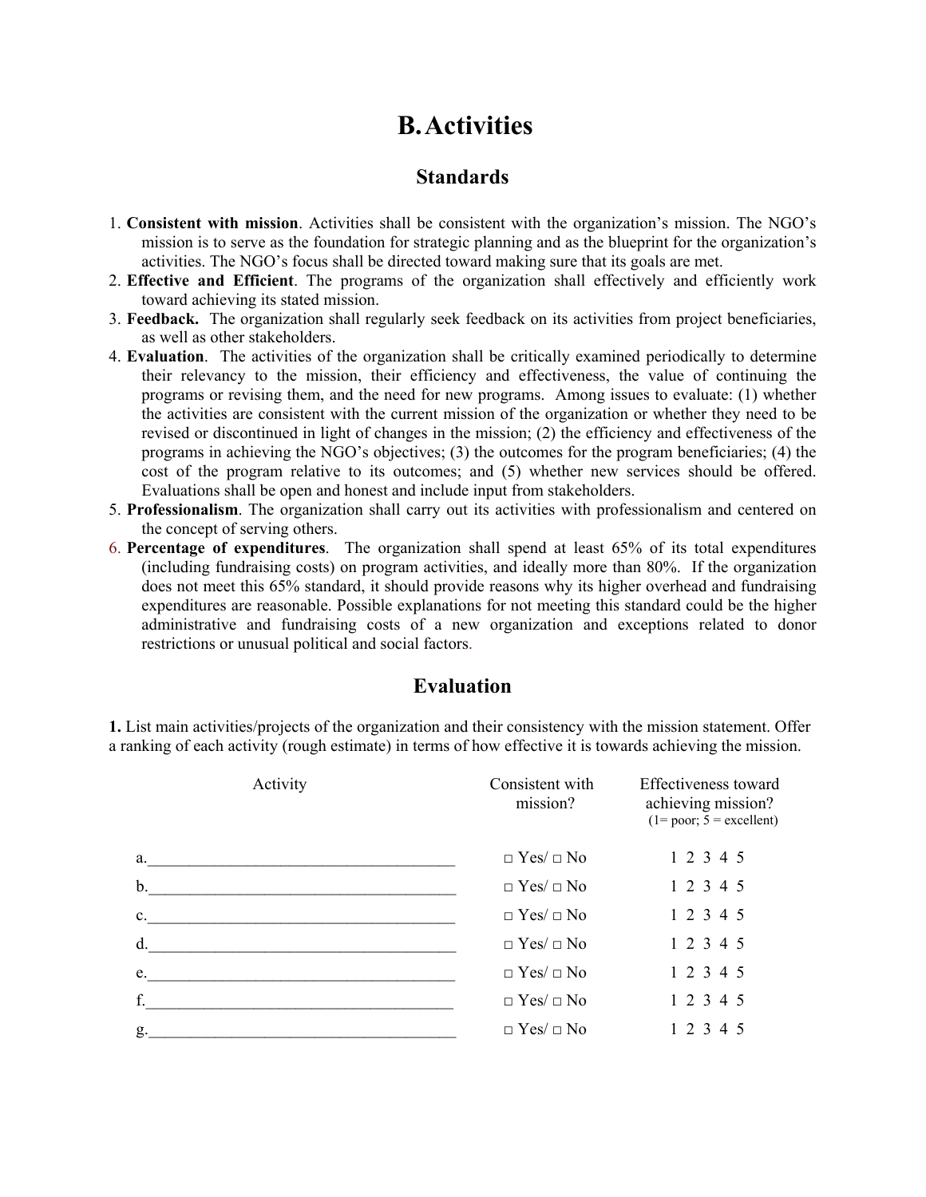# B. Activities

## Standards

1. **Consistent with mission**. Activities shall be consistent with the organization's mission. The NGO's mission is to serve as the foundation for strategic planning and as the blueprint for the organization's activities. The NGO's focus shall be directed toward making sure that its goals are met.
2. **Effective and Efficient**. The programs of the organization shall effectively and efficiently work toward achieving its stated mission.
3. **Feedback.** The organization shall regularly seek feedback on its activities from project beneficiaries, as well as other stakeholders.
4. **Evaluation**. The activities of the organization shall be critically examined periodically to determine their relevancy to the mission, their efficiency and effectiveness, the value of continuing the programs or revising them, and the need for new programs. Among issues to evaluate: (1) whether the activities are consistent with the current mission of the organization or whether they need to be revised or discontinued in light of changes in the mission; (2) the efficiency and effectiveness of the programs in achieving the NGO's objectives; (3) the outcomes for the program beneficiaries; (4) the cost of the program relative to its outcomes; and (5) whether new services should be offered. Evaluations shall be open and honest and include input from stakeholders.
5. **Professionalism**. The organization shall carry out its activities with professionalism and centered on the concept of serving others.
6. **Percentage of expenditures**. The organization shall spend at least 65% of its total expenditures (including fundraising costs) on program activities, and ideally more than 80%. If the organization does not meet this 65% standard, it should provide reasons why its higher overhead and fundraising expenditures are reasonable. Possible explanations for not meeting this standard could be the higher administrative and fundraising costs of a new organization and exceptions related to donor restrictions or unusual political and social factors.

## Evaluation

**1.** List main activities/projects of the organization and their consistency with the mission statement. Offer a ranking of each activity (rough estimate) in terms of how effective it is towards achieving the mission.

| Activity | Consistent with mission? | Effectiveness toward achieving mission? (1= poor; 5 = excellent) |
|---|---|---|
| a.______________________________________ | □ Yes/ □ No | 1 2 3 4 5 |
| b.______________________________________ | □ Yes/ □ No | 1 2 3 4 5 |
| c.______________________________________ | □ Yes/ □ No | 1 2 3 4 5 |
| d.______________________________________ | □ Yes/ □ No | 1 2 3 4 5 |
| e.______________________________________ | □ Yes/ □ No | 1 2 3 4 5 |
| f.______________________________________ | □ Yes/ □ No | 1 2 3 4 5 |
| g.______________________________________ | □ Yes/ □ No | 1 2 3 4 5 |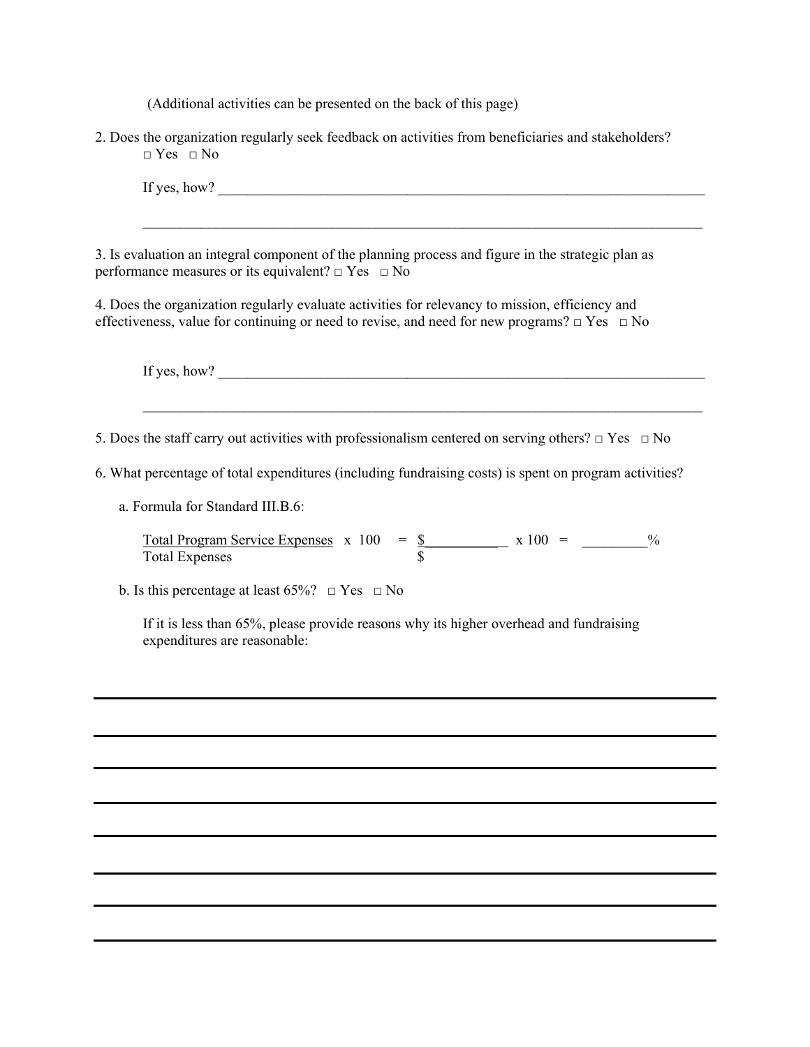(Additional activities can be presented on the back of this page)

2. Does the organization regularly seek feedback on activities from beneficiaries and stakeholders?
   □ Yes □ No

   If yes, how? ___________________________________________________________________________

   ___________________________________________________________________________

3. Is evaluation an integral component of the planning process and figure in the strategic plan as performance measures or its equivalent? □ Yes □ No

4. Does the organization regularly evaluate activities for relevancy to mission, efficiency and effectiveness, value for continuing or need to revise, and need for new programs? □ Yes □ No

   If yes, how? ___________________________________________________________________________

   ___________________________________________________________________________

5. Does the staff carry out activities with professionalism centered on serving others? □ Yes □ No

6. What percentage of total expenditures (including fundraising costs) is spent on program activities?

   a. Formula for Standard III.B.6:

   $$\frac{\text{Total Program Service Expenses}}{\text{Total Expenses}} \times 100 = \frac{\$\_\_\_\_\_\_\_\_\_\_}{\$} \times 100 = \_\_\_\_\_\_\_\_\%$$

   b. Is this percentage at least 65%? □ Yes □ No

   If it is less than 65%, please provide reasons why its higher overhead and fundraising expenditures are reasonable:

___________________________________________________________________________

___________________________________________________________________________

___________________________________________________________________________

___________________________________________________________________________

___________________________________________________________________________

___________________________________________________________________________

___________________________________________________________________________

___________________________________________________________________________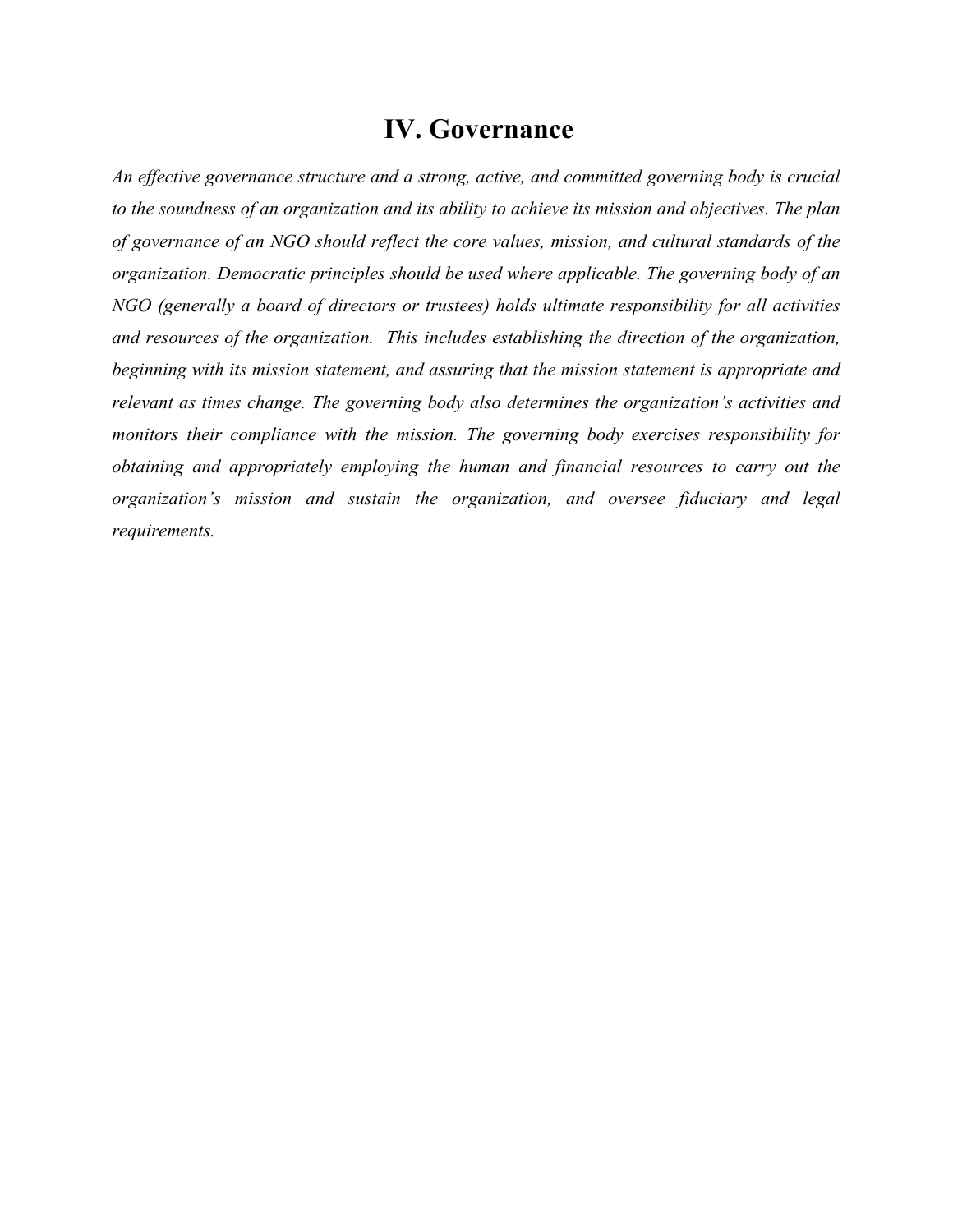# IV. Governance

*An effective governance structure and a strong, active, and committed governing body is crucial to the soundness of an organization and its ability to achieve its mission and objectives. The plan of governance of an NGO should reflect the core values, mission, and cultural standards of the organization. Democratic principles should be used where applicable. The governing body of an NGO (generally a board of directors or trustees) holds ultimate responsibility for all activities and resources of the organization. This includes establishing the direction of the organization, beginning with its mission statement, and assuring that the mission statement is appropriate and relevant as times change. The governing body also determines the organization's activities and monitors their compliance with the mission. The governing body exercises responsibility for obtaining and appropriately employing the human and financial resources to carry out the organization's mission and sustain the organization, and oversee fiduciary and legal requirements.*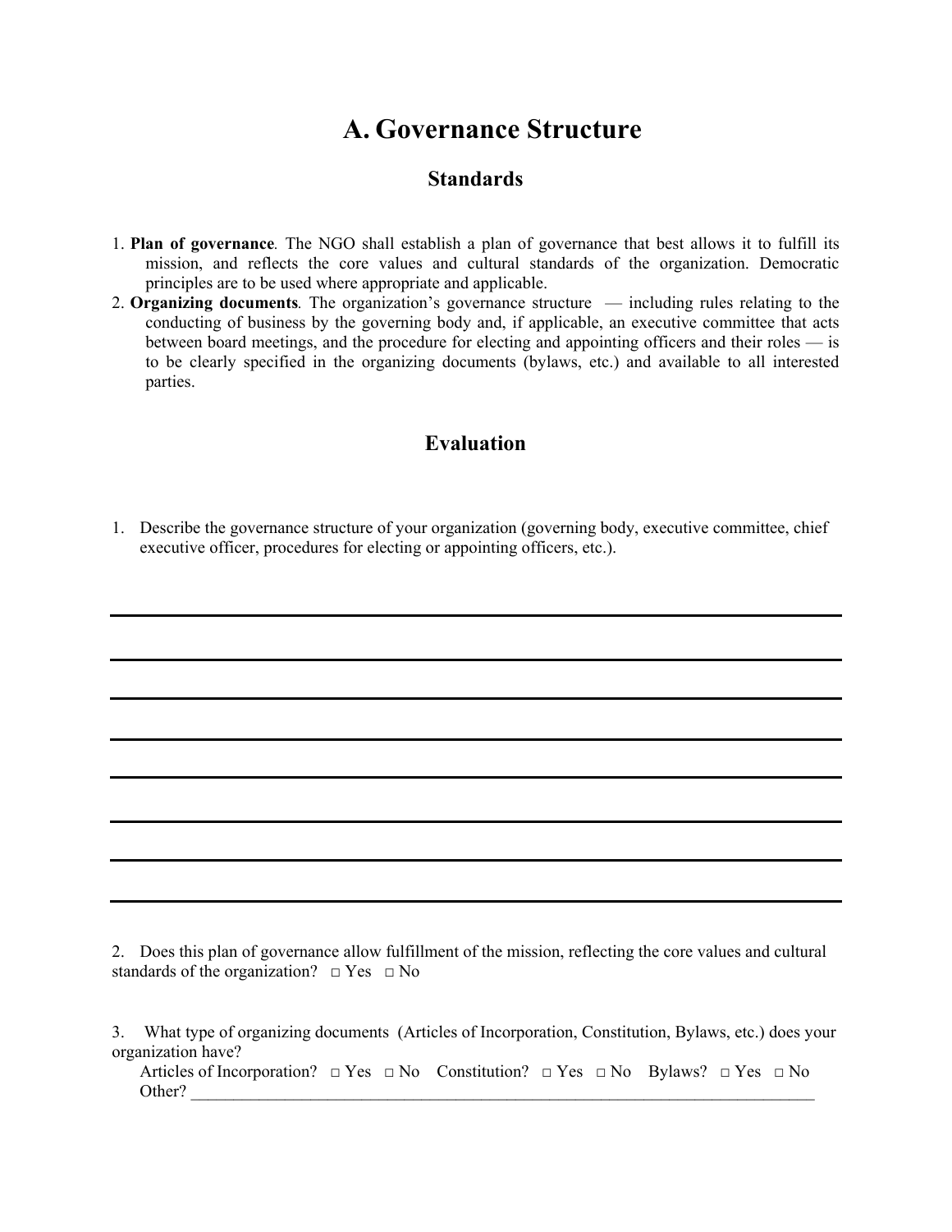# A. Governance Structure

## Standards

1. **Plan of governance**. The NGO shall establish a plan of governance that best allows it to fulfill its mission, and reflects the core values and cultural standards of the organization. Democratic principles are to be used where appropriate and applicable.
2. **Organizing documents**. The organization's governance structure — including rules relating to the conducting of business by the governing body and, if applicable, an executive committee that acts between board meetings, and the procedure for electing and appointing officers and their roles — is to be clearly specified in the organizing documents (bylaws, etc.) and available to all interested parties.

## Evaluation

1. Describe the governance structure of your organization (governing body, executive committee, chief executive officer, procedures for electing or appointing officers, etc.).

_______________________________________________________________________________

_______________________________________________________________________________

_______________________________________________________________________________

_______________________________________________________________________________

_______________________________________________________________________________

_______________________________________________________________________________

_______________________________________________________________________________

_______________________________________________________________________________

2. Does this plan of governance allow fulfillment of the mission, reflecting the core values and cultural standards of the organization? □ Yes □ No

3. What type of organizing documents (Articles of Incorporation, Constitution, Bylaws, etc.) does your organization have?

   Articles of Incorporation? □ Yes □ No Constitution? □ Yes □ No Bylaws? □ Yes □ No
   Other? ___________________________________________________________________________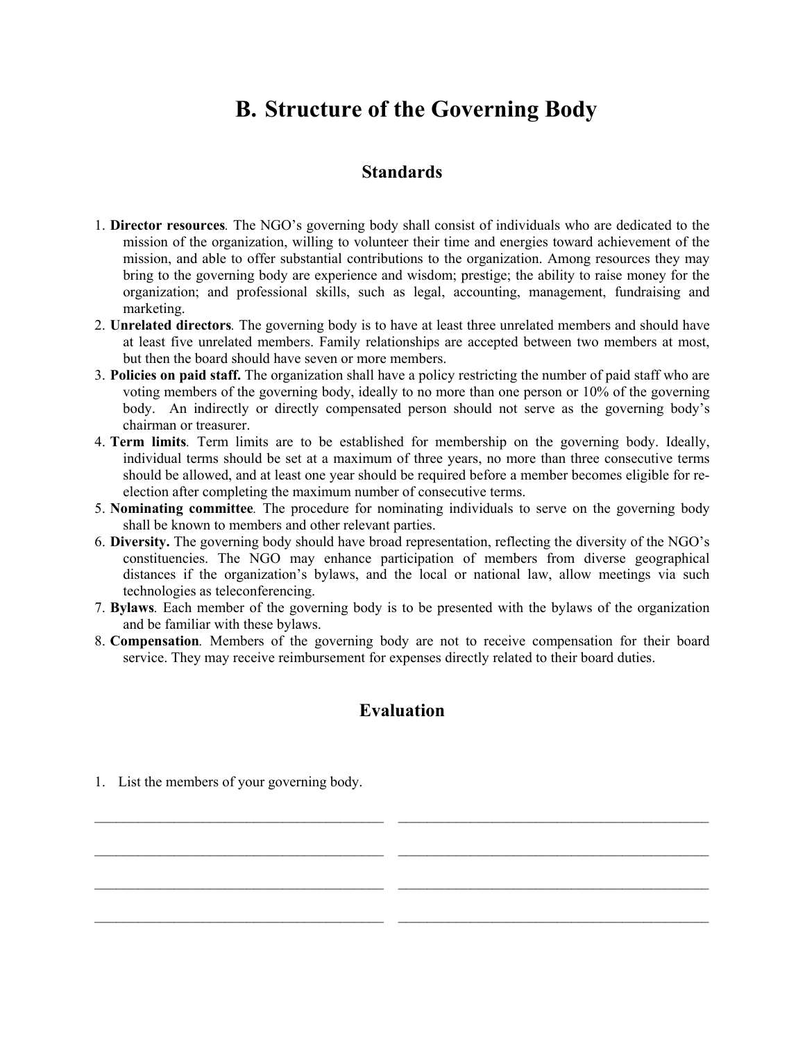# B. Structure of the Governing Body

## Standards

1. **Director resources**. The NGO's governing body shall consist of individuals who are dedicated to the mission of the organization, willing to volunteer their time and energies toward achievement of the mission, and able to offer substantial contributions to the organization. Among resources they may bring to the governing body are experience and wisdom; prestige; the ability to raise money for the organization; and professional skills, such as legal, accounting, management, fundraising and marketing.
2. **Unrelated directors**. The governing body is to have at least three unrelated members and should have at least five unrelated members. Family relationships are accepted between two members at most, but then the board should have seven or more members.
3. **Policies on paid staff.** The organization shall have a policy restricting the number of paid staff who are voting members of the governing body, ideally to no more than one person or 10% of the governing body. An indirectly or directly compensated person should not serve as the governing body's chairman or treasurer.
4. **Term limits**. Term limits are to be established for membership on the governing body. Ideally, individual terms should be set at a maximum of three years, no more than three consecutive terms should be allowed, and at least one year should be required before a member becomes eligible for re-election after completing the maximum number of consecutive terms.
5. **Nominating committee**. The procedure for nominating individuals to serve on the governing body shall be known to members and other relevant parties.
6. **Diversity.** The governing body should have broad representation, reflecting the diversity of the NGO's constituencies. The NGO may enhance participation of members from diverse geographical distances if the organization's bylaws, and the local or national law, allow meetings via such technologies as teleconferencing.
7. **Bylaws**. Each member of the governing body is to be presented with the bylaws of the organization and be familiar with these bylaws.
8. **Compensation**. Members of the governing body are not to receive compensation for their board service. They may receive reimbursement for expenses directly related to their board duties.

## Evaluation

1. List the members of your governing body.

_______________________________________ _______________________________________

_______________________________________ _______________________________________

_______________________________________ _______________________________________

_______________________________________ _______________________________________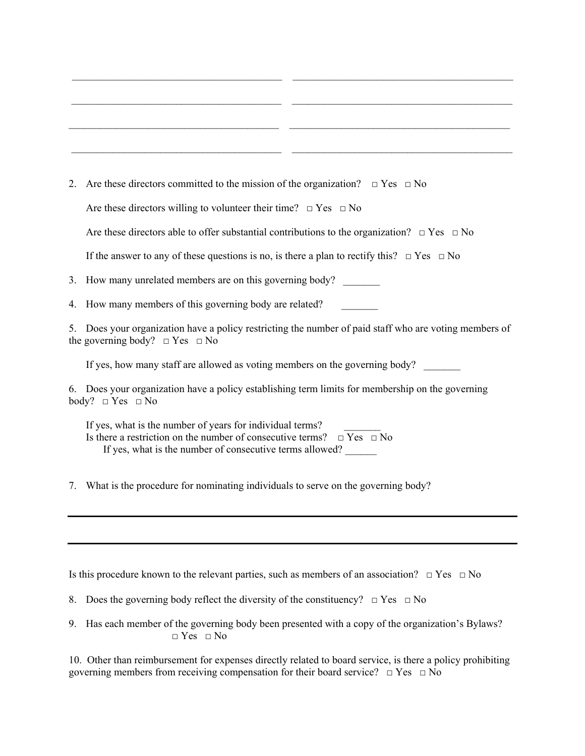\_\_\_\_\_\_\_\_\_\_\_\_\_\_\_\_\_\_\_\_\_\_\_\_\_\_\_\_\_\_\_\_\_\_\_\_\_\_\_\_ \_\_\_\_\_\_\_\_\_\_\_\_\_\_\_\_\_\_\_\_\_\_\_\_\_\_\_\_\_\_\_\_\_\_\_\_\_\_\_\_

\_\_\_\_\_\_\_\_\_\_\_\_\_\_\_\_\_\_\_\_\_\_\_\_\_\_\_\_\_\_\_\_\_\_\_\_\_\_\_\_ \_\_\_\_\_\_\_\_\_\_\_\_\_\_\_\_\_\_\_\_\_\_\_\_\_\_\_\_\_\_\_\_\_\_\_\_\_\_\_\_

\_\_\_\_\_\_\_\_\_\_\_\_\_\_\_\_\_\_\_\_\_\_\_\_\_\_\_\_\_\_\_\_\_\_\_\_\_\_\_\_ \_\_\_\_\_\_\_\_\_\_\_\_\_\_\_\_\_\_\_\_\_\_\_\_\_\_\_\_\_\_\_\_\_\_\_\_\_\_\_\_

\_\_\_\_\_\_\_\_\_\_\_\_\_\_\_\_\_\_\_\_\_\_\_\_\_\_\_\_\_\_\_\_\_\_\_\_\_\_\_\_ \_\_\_\_\_\_\_\_\_\_\_\_\_\_\_\_\_\_\_\_\_\_\_\_\_\_\_\_\_\_\_\_\_\_\_\_\_\_\_\_

2. Are these directors committed to the mission of the organization? □ Yes □ No

   Are these directors willing to volunteer their time? □ Yes □ No

   Are these directors able to offer substantial contributions to the organization? □ Yes □ No

   If the answer to any of these questions is no, is there a plan to rectify this? □ Yes □ No

3. How many unrelated members are on this governing body? \_\_\_\_\_\_\_

4. How many members of this governing body are related? \_\_\_\_\_\_\_

5. Does your organization have a policy restricting the number of paid staff who are voting members of the governing body? □ Yes □ No

   If yes, how many staff are allowed as voting members on the governing body? \_\_\_\_\_\_\_

6. Does your organization have a policy establishing term limits for membership on the governing body? □ Yes □ No

   If yes, what is the number of years for individual terms? \_\_\_\_\_\_\_
   Is there a restriction on the number of consecutive terms? □ Yes □ No
   If yes, what is the number of consecutive terms allowed? \_\_\_\_\_\_

7. What is the procedure for nominating individuals to serve on the governing body?

\_\_\_\_\_\_\_\_\_\_\_\_\_\_\_\_\_\_\_\_\_\_\_\_\_\_\_\_\_\_\_\_\_\_\_\_\_\_\_\_\_\_\_\_\_\_\_\_\_\_\_\_\_\_\_\_\_\_\_\_\_\_\_\_\_\_\_\_\_\_\_\_\_\_\_\_\_\_\_\_

\_\_\_\_\_\_\_\_\_\_\_\_\_\_\_\_\_\_\_\_\_\_\_\_\_\_\_\_\_\_\_\_\_\_\_\_\_\_\_\_\_\_\_\_\_\_\_\_\_\_\_\_\_\_\_\_\_\_\_\_\_\_\_\_\_\_\_\_\_\_\_\_\_\_\_\_\_\_\_\_

Is this procedure known to the relevant parties, such as members of an association? □ Yes □ No

8. Does the governing body reflect the diversity of the constituency? □ Yes □ No

9. Has each member of the governing body been presented with a copy of the organization's Bylaws? □ Yes □ No

10. Other than reimbursement for expenses directly related to board service, is there a policy prohibiting governing members from receiving compensation for their board service? □ Yes □ No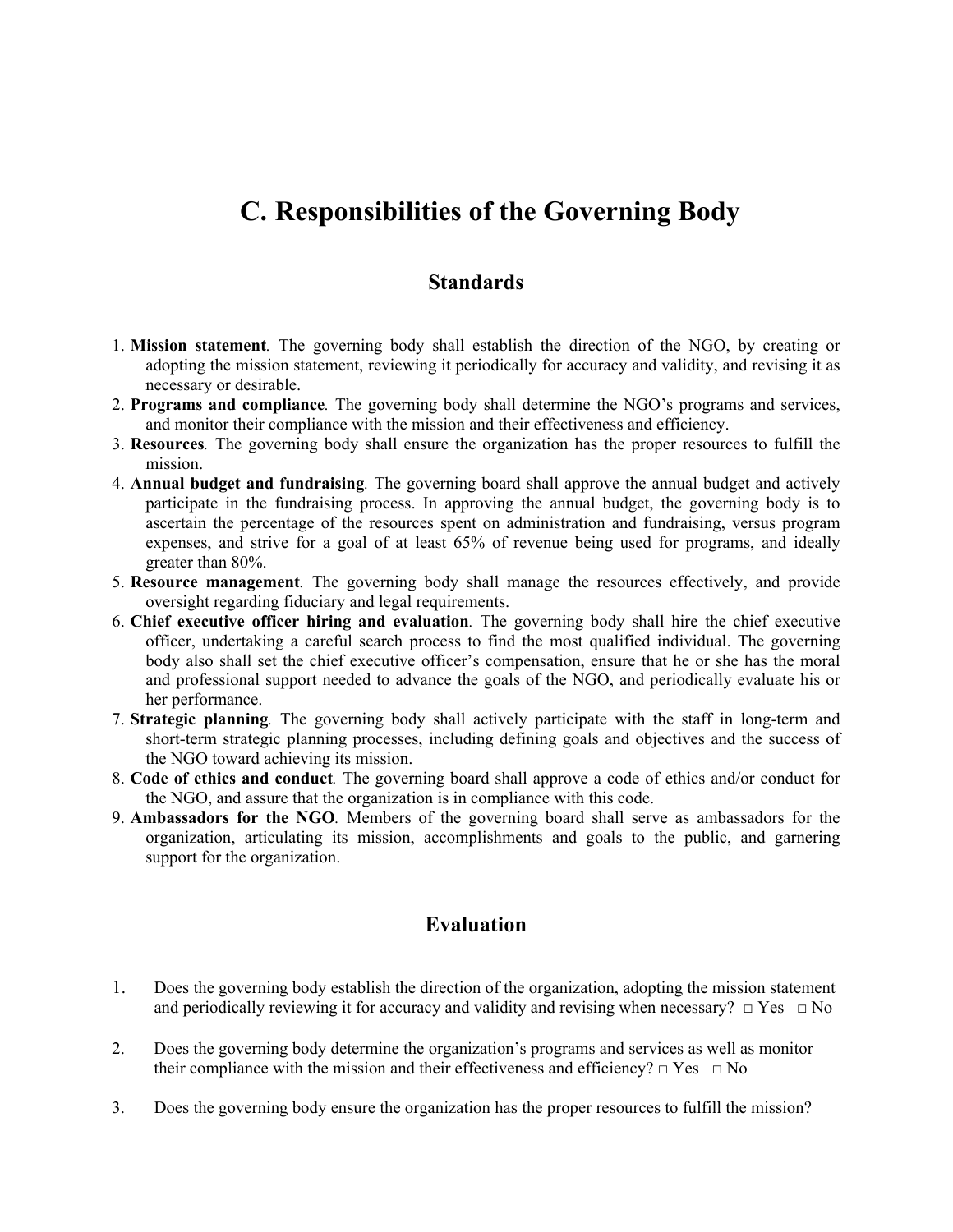# C. Responsibilities of the Governing Body

## Standards

1. **Mission statement**. The governing body shall establish the direction of the NGO, by creating or adopting the mission statement, reviewing it periodically for accuracy and validity, and revising it as necessary or desirable.
2. **Programs and compliance**. The governing body shall determine the NGO's programs and services, and monitor their compliance with the mission and their effectiveness and efficiency.
3. **Resources**. The governing body shall ensure the organization has the proper resources to fulfill the mission.
4. **Annual budget and fundraising**. The governing board shall approve the annual budget and actively participate in the fundraising process. In approving the annual budget, the governing body is to ascertain the percentage of the resources spent on administration and fundraising, versus program expenses, and strive for a goal of at least 65% of revenue being used for programs, and ideally greater than 80%.
5. **Resource management**. The governing body shall manage the resources effectively, and provide oversight regarding fiduciary and legal requirements.
6. **Chief executive officer hiring and evaluation**. The governing body shall hire the chief executive officer, undertaking a careful search process to find the most qualified individual. The governing body also shall set the chief executive officer's compensation, ensure that he or she has the moral and professional support needed to advance the goals of the NGO, and periodically evaluate his or her performance.
7. **Strategic planning**. The governing body shall actively participate with the staff in long-term and short-term strategic planning processes, including defining goals and objectives and the success of the NGO toward achieving its mission.
8. **Code of ethics and conduct**. The governing board shall approve a code of ethics and/or conduct for the NGO, and assure that the organization is in compliance with this code.
9. **Ambassadors for the NGO**. Members of the governing board shall serve as ambassadors for the organization, articulating its mission, accomplishments and goals to the public, and garnering support for the organization.

## Evaluation

1. Does the governing body establish the direction of the organization, adopting the mission statement and periodically reviewing it for accuracy and validity and revising when necessary? □ Yes □ No

2. Does the governing body determine the organization's programs and services as well as monitor their compliance with the mission and their effectiveness and efficiency? □ Yes □ No

3. Does the governing body ensure the organization has the proper resources to fulfill the mission?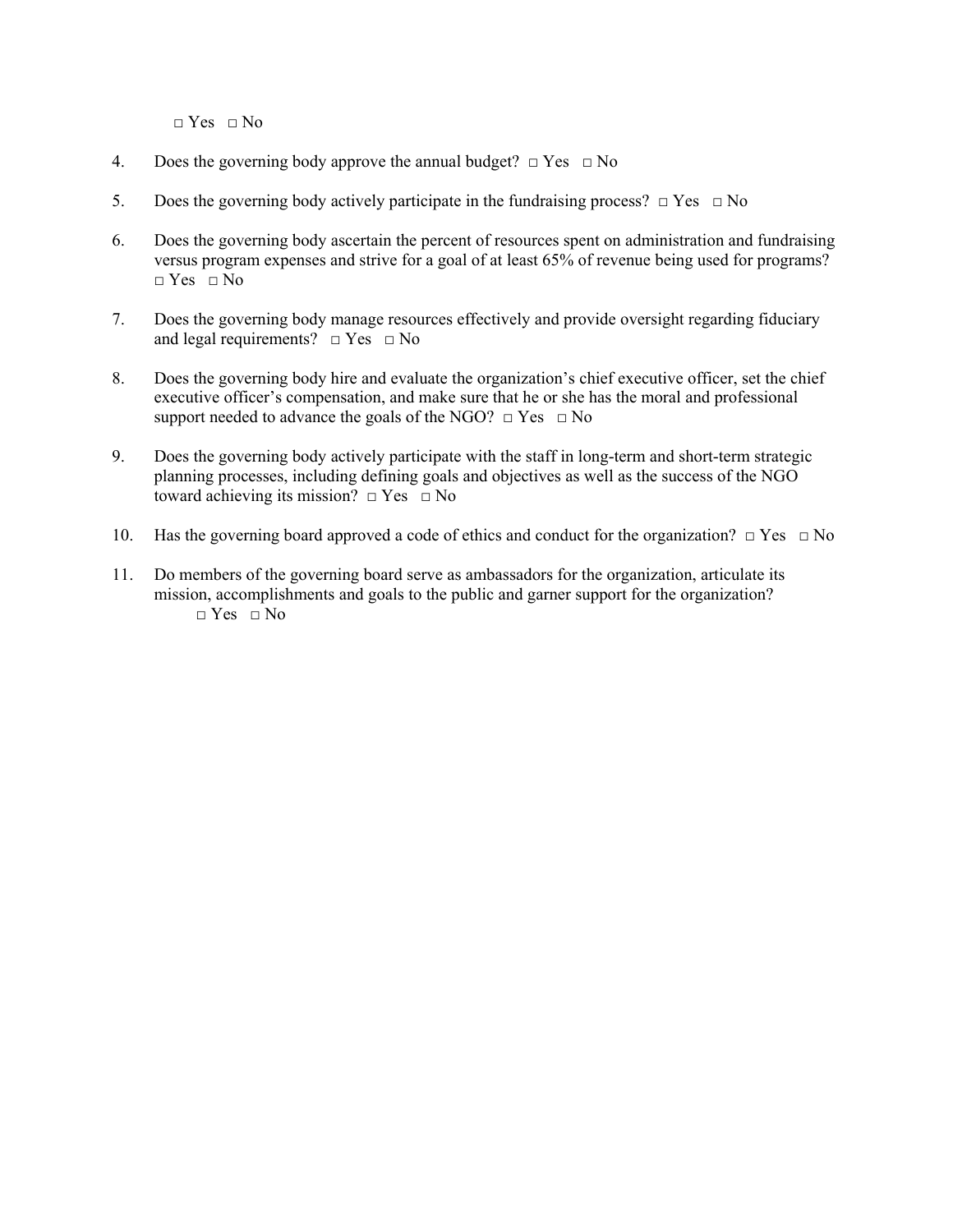□ Yes □ No

4. Does the governing body approve the annual budget? □ Yes □ No

5. Does the governing body actively participate in the fundraising process? □ Yes □ No

6. Does the governing body ascertain the percent of resources spent on administration and fundraising versus program expenses and strive for a goal of at least 65% of revenue being used for programs? □ Yes □ No

7. Does the governing body manage resources effectively and provide oversight regarding fiduciary and legal requirements? □ Yes □ No

8. Does the governing body hire and evaluate the organization's chief executive officer, set the chief executive officer's compensation, and make sure that he or she has the moral and professional support needed to advance the goals of the NGO? □ Yes □ No

9. Does the governing body actively participate with the staff in long-term and short-term strategic planning processes, including defining goals and objectives as well as the success of the NGO toward achieving its mission? □ Yes □ No

10. Has the governing board approved a code of ethics and conduct for the organization? □ Yes □ No

11. Do members of the governing board serve as ambassadors for the organization, articulate its mission, accomplishments and goals to the public and garner support for the organization? □ Yes □ No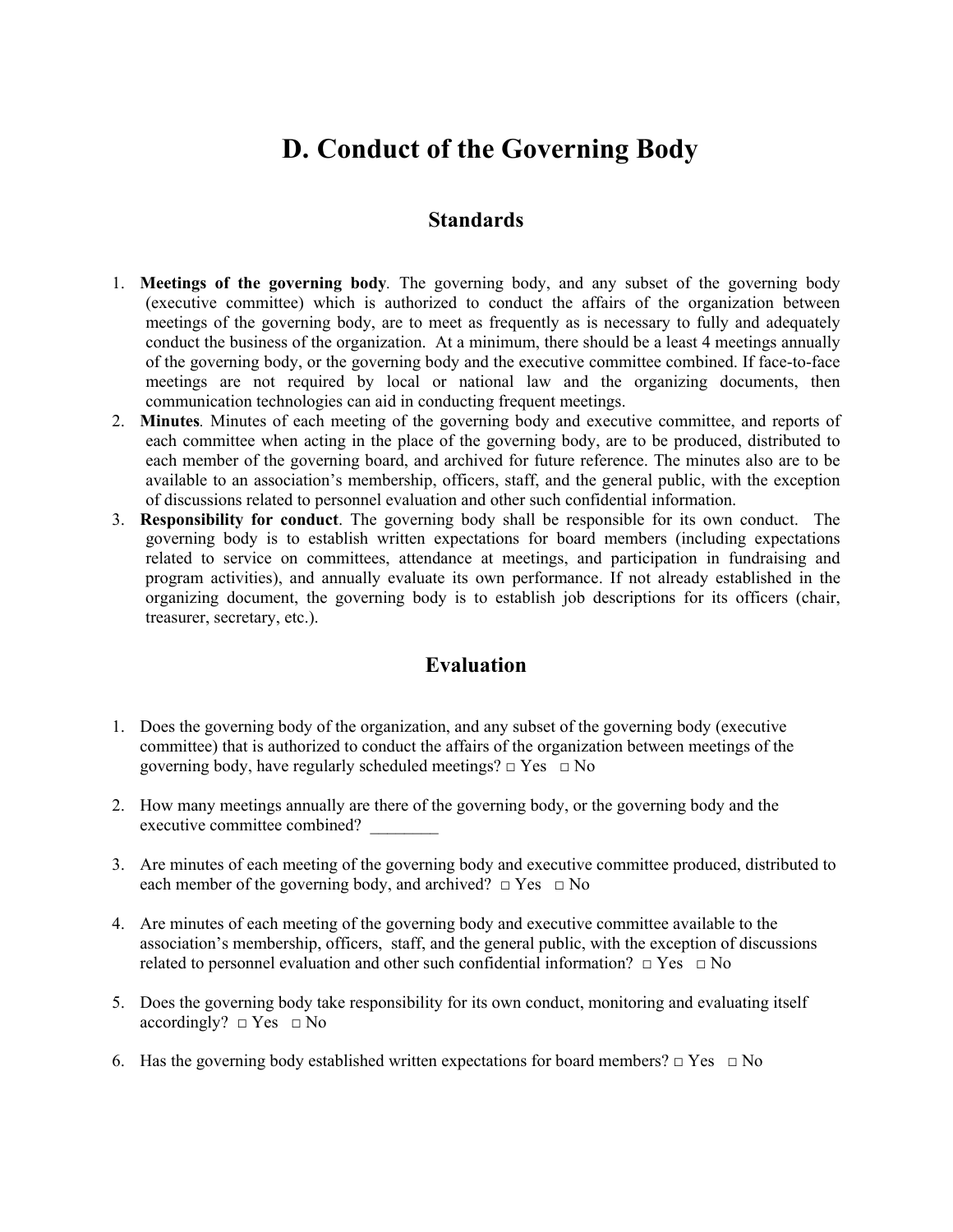# D. Conduct of the Governing Body

## Standards

1. **Meetings of the governing body**. The governing body, and any subset of the governing body (executive committee) which is authorized to conduct the affairs of the organization between meetings of the governing body, are to meet as frequently as is necessary to fully and adequately conduct the business of the organization. At a minimum, there should be a least 4 meetings annually of the governing body, or the governing body and the executive committee combined. If face-to-face meetings are not required by local or national law and the organizing documents, then communication technologies can aid in conducting frequent meetings.
2. **Minutes**. Minutes of each meeting of the governing body and executive committee, and reports of each committee when acting in the place of the governing body, are to be produced, distributed to each member of the governing board, and archived for future reference. The minutes also are to be available to an association's membership, officers, staff, and the general public, with the exception of discussions related to personnel evaluation and other such confidential information.
3. **Responsibility for conduct**. The governing body shall be responsible for its own conduct. The governing body is to establish written expectations for board members (including expectations related to service on committees, attendance at meetings, and participation in fundraising and program activities), and annually evaluate its own performance. If not already established in the organizing document, the governing body is to establish job descriptions for its officers (chair, treasurer, secretary, etc.).

## Evaluation

1. Does the governing body of the organization, and any subset of the governing body (executive committee) that is authorized to conduct the affairs of the organization between meetings of the governing body, have regularly scheduled meetings? □ Yes □ No

2. How many meetings annually are there of the governing body, or the governing body and the executive committee combined? ________

3. Are minutes of each meeting of the governing body and executive committee produced, distributed to each member of the governing body, and archived? □ Yes □ No

4. Are minutes of each meeting of the governing body and executive committee available to the association's membership, officers, staff, and the general public, with the exception of discussions related to personnel evaluation and other such confidential information? □ Yes □ No

5. Does the governing body take responsibility for its own conduct, monitoring and evaluating itself accordingly? □ Yes □ No

6. Has the governing body established written expectations for board members? □ Yes □ No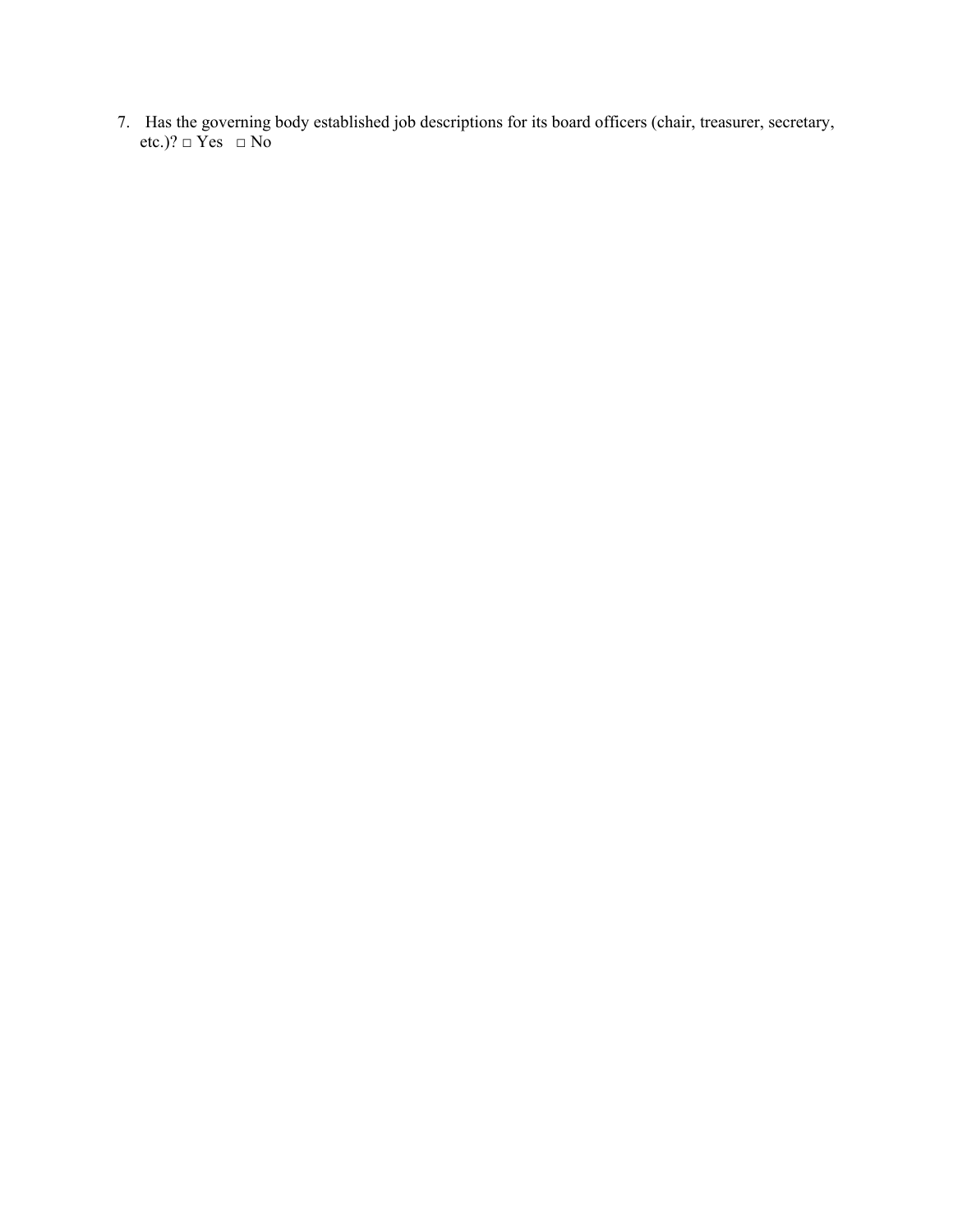7. Has the governing body established job descriptions for its board officers (chair, treasurer, secretary, etc.)? □ Yes □ No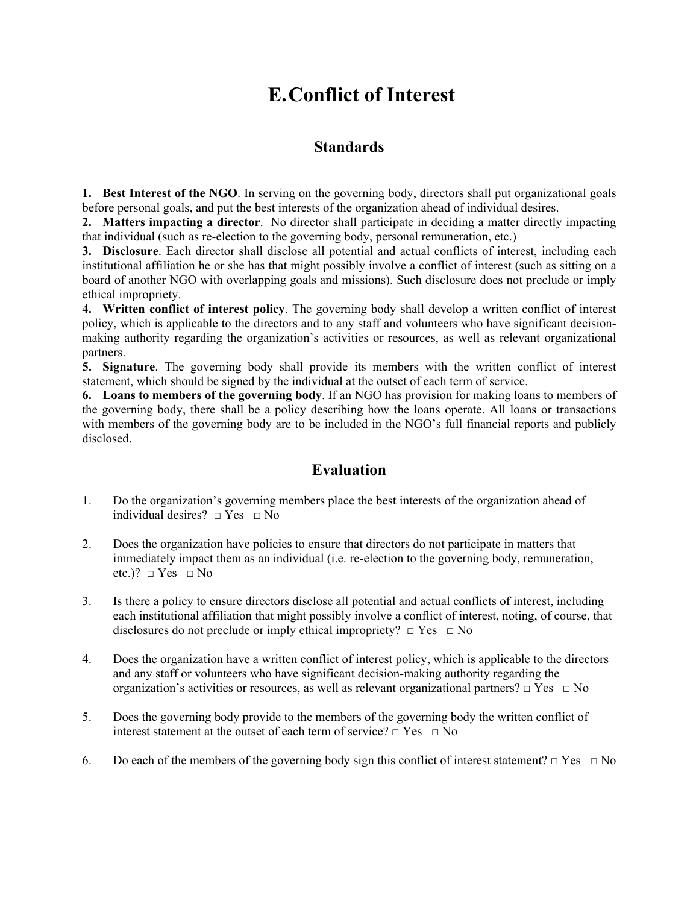# E. Conflict of Interest

## Standards

1. **Best Interest of the NGO**. In serving on the governing body, directors shall put organizational goals before personal goals, and put the best interests of the organization ahead of individual desires.
2. **Matters impacting a director**. No director shall participate in deciding a matter directly impacting that individual (such as re-election to the governing body, personal remuneration, etc.)
3. **Disclosure**. Each director shall disclose all potential and actual conflicts of interest, including each institutional affiliation he or she has that might possibly involve a conflict of interest (such as sitting on a board of another NGO with overlapping goals and missions). Such disclosure does not preclude or imply ethical impropriety.
4. **Written conflict of interest policy**. The governing body shall develop a written conflict of interest policy, which is applicable to the directors and to any staff and volunteers who have significant decision-making authority regarding the organization's activities or resources, as well as relevant organizational partners.
5. **Signature**. The governing body shall provide its members with the written conflict of interest statement, which should be signed by the individual at the outset of each term of service.
6. **Loans to members of the governing body**. If an NGO has provision for making loans to members of the governing body, there shall be a policy describing how the loans operate. All loans or transactions with members of the governing body are to be included in the NGO's full financial reports and publicly disclosed.

## Evaluation

1. Do the organization's governing members place the best interests of the organization ahead of individual desires? □ Yes □ No

2. Does the organization have policies to ensure that directors do not participate in matters that immediately impact them as an individual (i.e. re-election to the governing body, remuneration, etc.)? □ Yes □ No

3. Is there a policy to ensure directors disclose all potential and actual conflicts of interest, including each institutional affiliation that might possibly involve a conflict of interest, noting, of course, that disclosures do not preclude or imply ethical impropriety? □ Yes □ No

4. Does the organization have a written conflict of interest policy, which is applicable to the directors and any staff or volunteers who have significant decision-making authority regarding the organization's activities or resources, as well as relevant organizational partners? □ Yes □ No

5. Does the governing body provide to the members of the governing body the written conflict of interest statement at the outset of each term of service? □ Yes □ No

6. Do each of the members of the governing body sign this conflict of interest statement? □ Yes □ No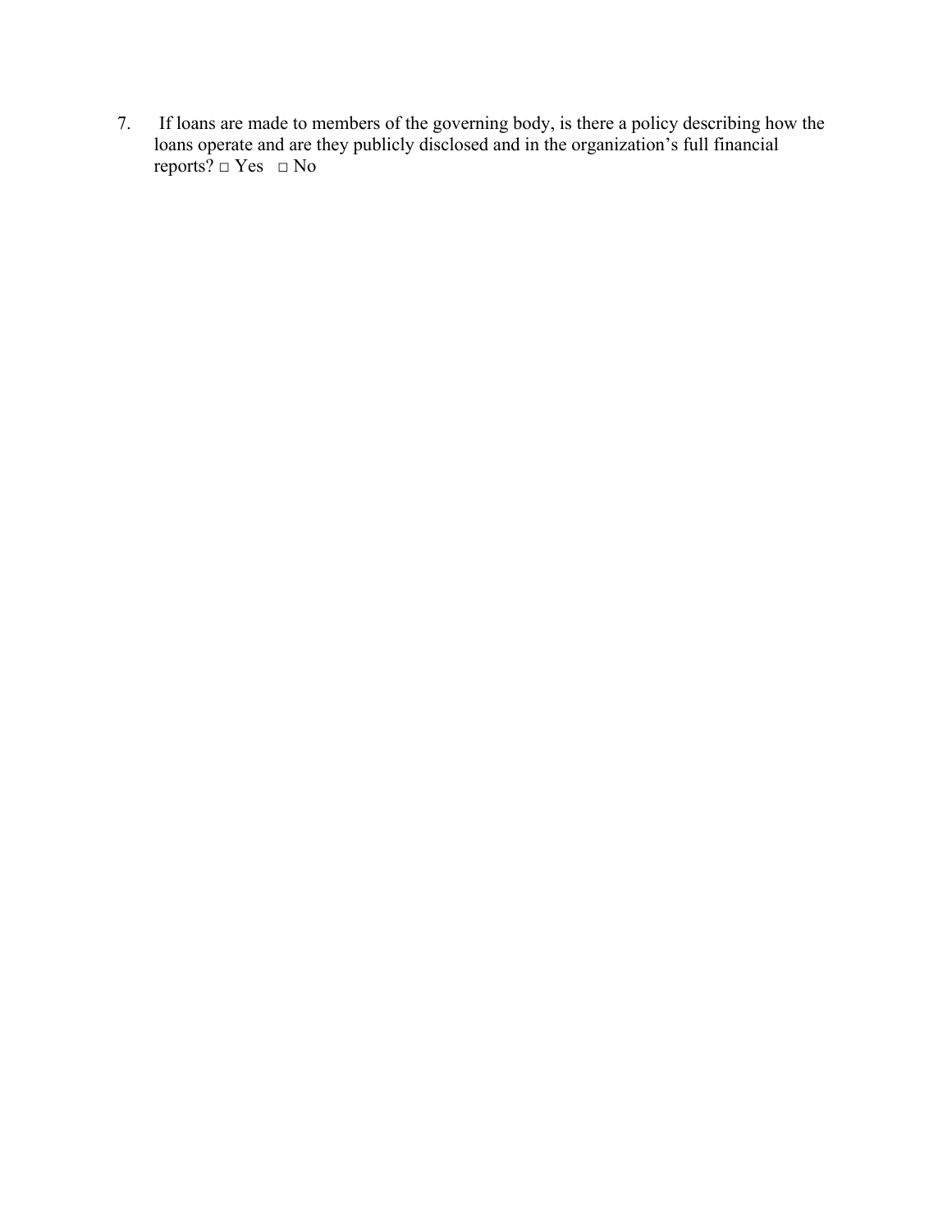7. If loans are made to members of the governing body, is there a policy describing how the loans operate and are they publicly disclosed and in the organization's full financial reports? □ Yes □ No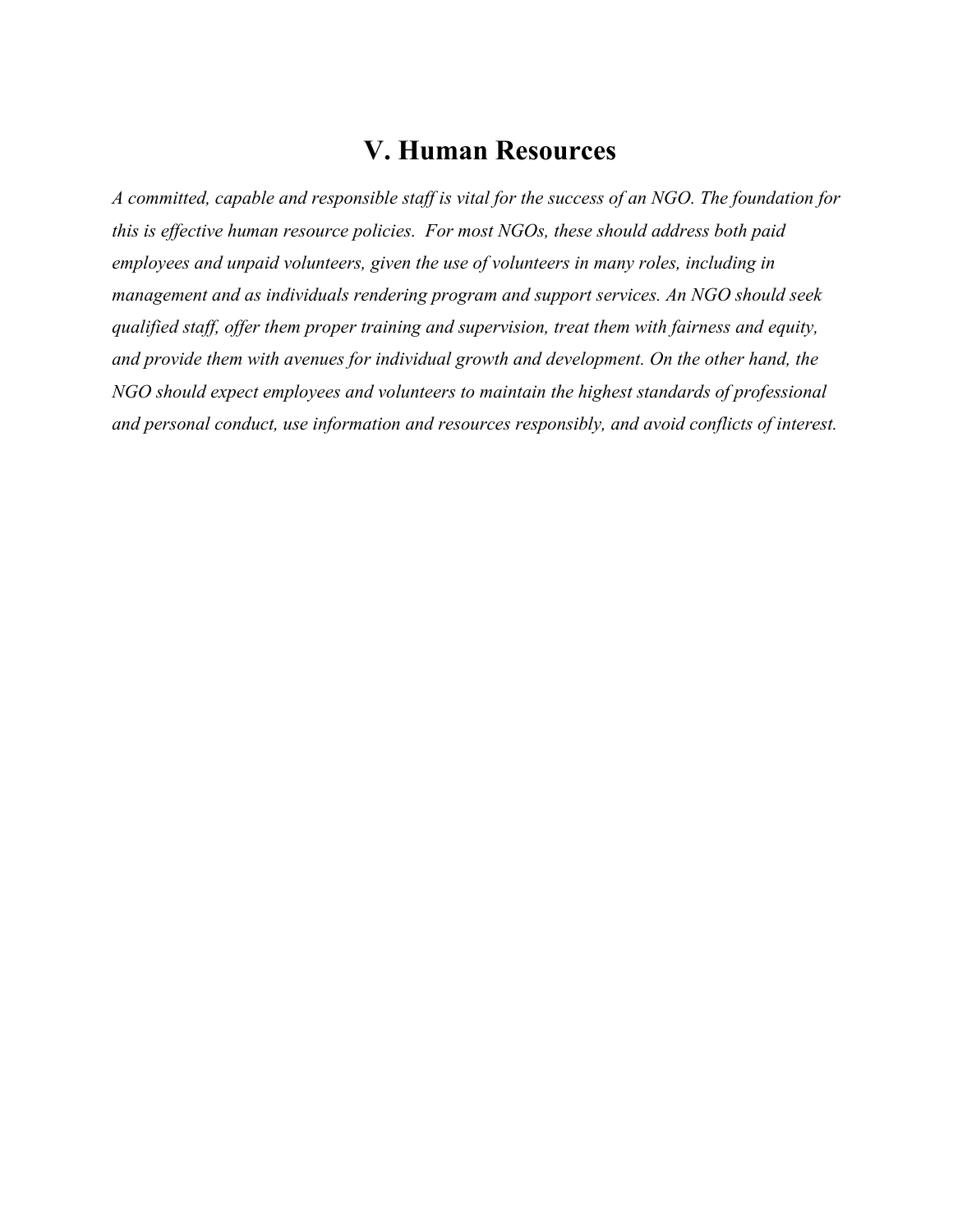# V. Human Resources

*A committed, capable and responsible staff is vital for the success of an NGO. The foundation for this is effective human resource policies. For most NGOs, these should address both paid employees and unpaid volunteers, given the use of volunteers in many roles, including in management and as individuals rendering program and support services. An NGO should seek qualified staff, offer them proper training and supervision, treat them with fairness and equity, and provide them with avenues for individual growth and development. On the other hand, the NGO should expect employees and volunteers to maintain the highest standards of professional and personal conduct, use information and resources responsibly, and avoid conflicts of interest.*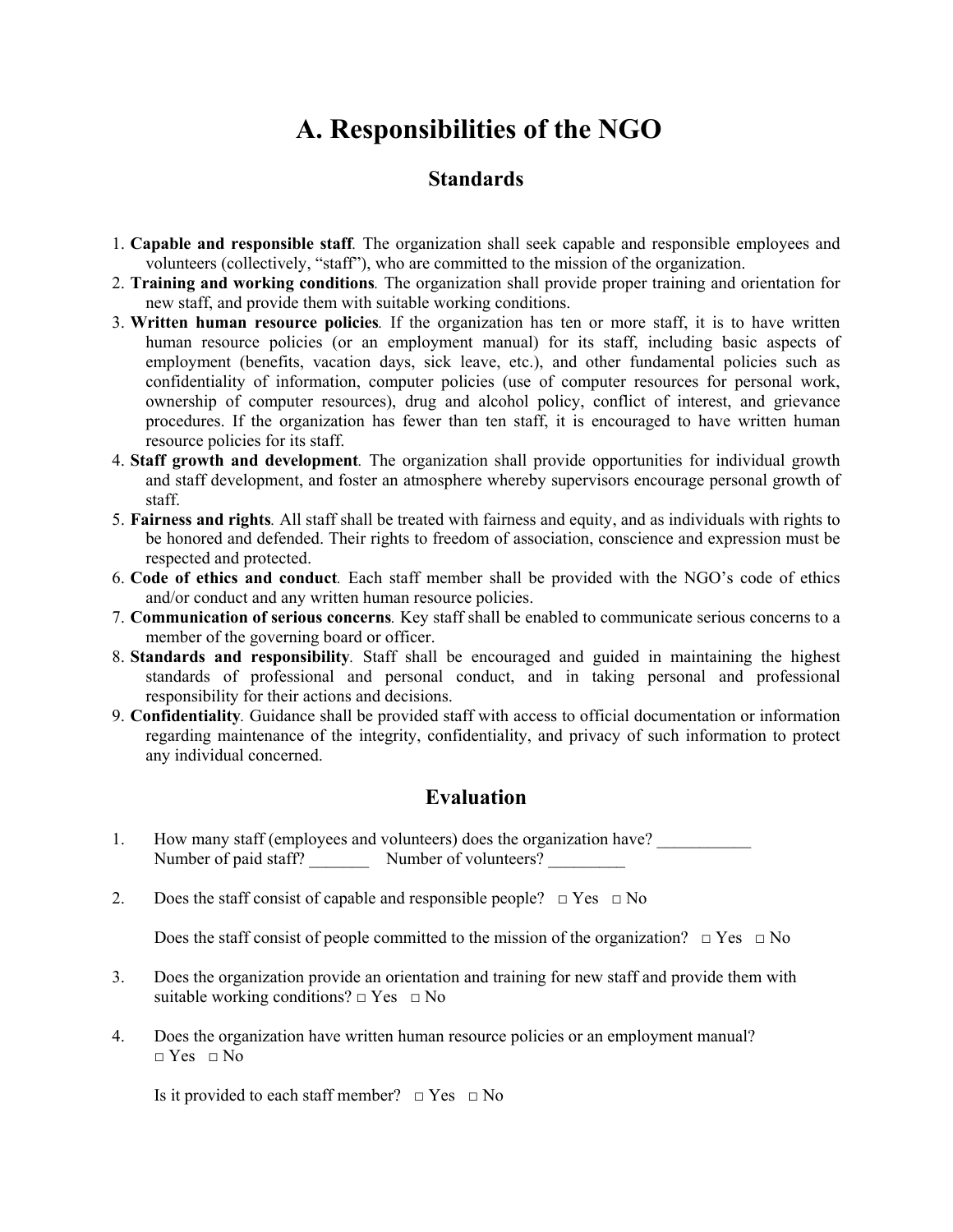# A. Responsibilities of the NGO

## Standards

1. **Capable and responsible staff**. The organization shall seek capable and responsible employees and volunteers (collectively, "staff"), who are committed to the mission of the organization.
2. **Training and working conditions**. The organization shall provide proper training and orientation for new staff, and provide them with suitable working conditions.
3. **Written human resource policies**. If the organization has ten or more staff, it is to have written human resource policies (or an employment manual) for its staff, including basic aspects of employment (benefits, vacation days, sick leave, etc.), and other fundamental policies such as confidentiality of information, computer policies (use of computer resources for personal work, ownership of computer resources), drug and alcohol policy, conflict of interest, and grievance procedures. If the organization has fewer than ten staff, it is encouraged to have written human resource policies for its staff.
4. **Staff growth and development**. The organization shall provide opportunities for individual growth and staff development, and foster an atmosphere whereby supervisors encourage personal growth of staff.
5. **Fairness and rights**. All staff shall be treated with fairness and equity, and as individuals with rights to be honored and defended. Their rights to freedom of association, conscience and expression must be respected and protected.
6. **Code of ethics and conduct**. Each staff member shall be provided with the NGO's code of ethics and/or conduct and any written human resource policies.
7. **Communication of serious concerns**. Key staff shall be enabled to communicate serious concerns to a member of the governing board or officer.
8. **Standards and responsibility**. Staff shall be encouraged and guided in maintaining the highest standards of professional and personal conduct, and in taking personal and professional responsibility for their actions and decisions.
9. **Confidentiality**. Guidance shall be provided staff with access to official documentation or information regarding maintenance of the integrity, confidentiality, and privacy of such information to protect any individual concerned.

## Evaluation

1. How many staff (employees and volunteers) does the organization have? ___________
   Number of paid staff? _______ Number of volunteers? _________

2. Does the staff consist of capable and responsible people? □ Yes □ No

   Does the staff consist of people committed to the mission of the organization? □ Yes □ No

3. Does the organization provide an orientation and training for new staff and provide them with suitable working conditions? □ Yes □ No

4. Does the organization have written human resource policies or an employment manual? □ Yes □ No

   Is it provided to each staff member? □ Yes □ No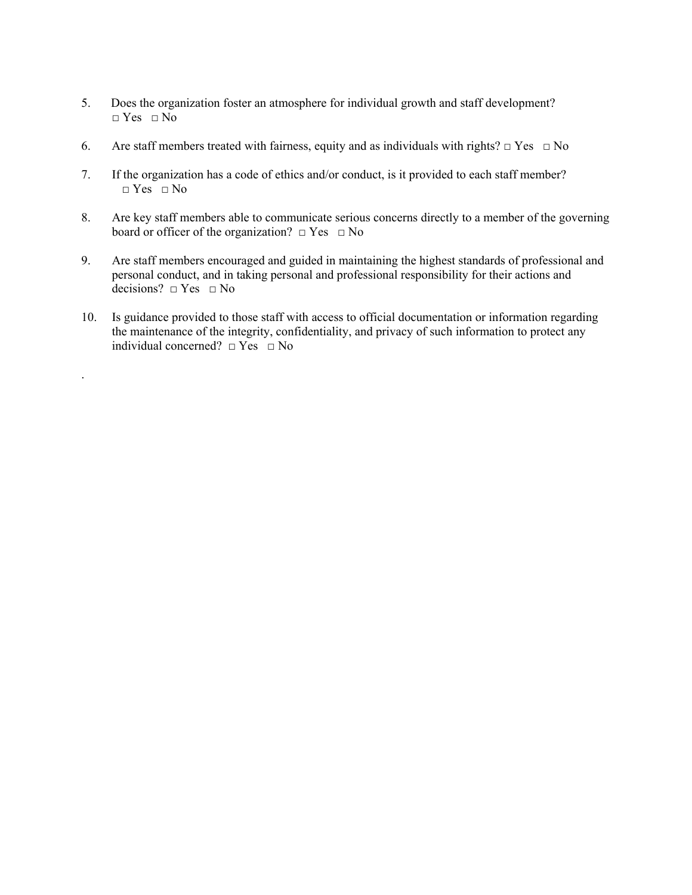5. Does the organization foster an atmosphere for individual growth and staff development?
   □ Yes □ No

6. Are staff members treated with fairness, equity and as individuals with rights? □ Yes □ No

7. If the organization has a code of ethics and/or conduct, is it provided to each staff member?
   □ Yes □ No

8. Are key staff members able to communicate serious concerns directly to a member of the governing board or officer of the organization? □ Yes □ No

9. Are staff members encouraged and guided in maintaining the highest standards of professional and personal conduct, and in taking personal and professional responsibility for their actions and decisions? □ Yes □ No

10. Is guidance provided to those staff with access to official documentation or information regarding the maintenance of the integrity, confidentiality, and privacy of such information to protect any individual concerned? □ Yes □ No

.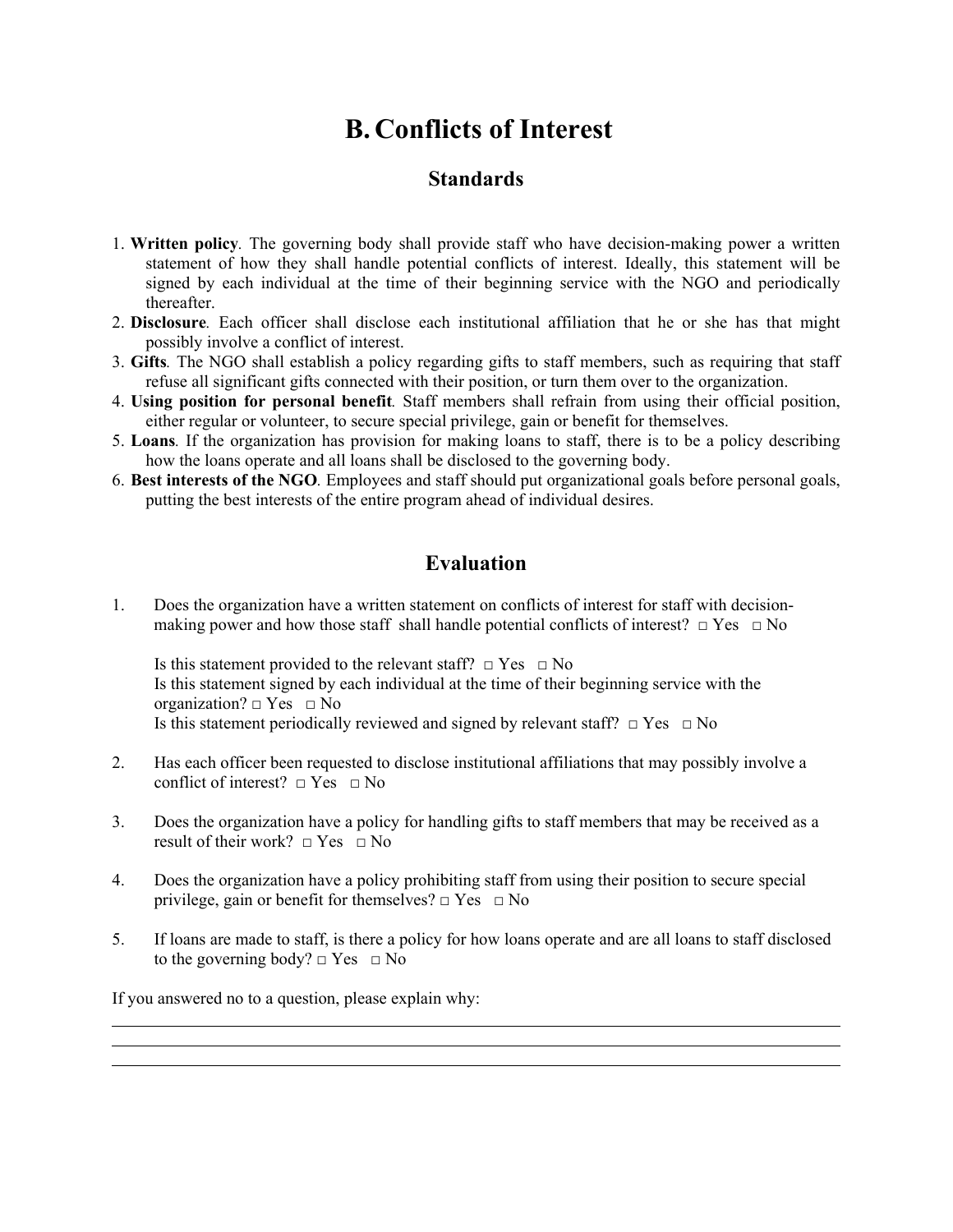# B. Conflicts of Interest

## Standards

1. **Written policy**. The governing body shall provide staff who have decision-making power a written statement of how they shall handle potential conflicts of interest. Ideally, this statement will be signed by each individual at the time of their beginning service with the NGO and periodically thereafter.
2. **Disclosure**. Each officer shall disclose each institutional affiliation that he or she has that might possibly involve a conflict of interest.
3. **Gifts**. The NGO shall establish a policy regarding gifts to staff members, such as requiring that staff refuse all significant gifts connected with their position, or turn them over to the organization.
4. **Using position for personal benefit**. Staff members shall refrain from using their official position, either regular or volunteer, to secure special privilege, gain or benefit for themselves.
5. **Loans**. If the organization has provision for making loans to staff, there is to be a policy describing how the loans operate and all loans shall be disclosed to the governing body.
6. **Best interests of the NGO**. Employees and staff should put organizational goals before personal goals, putting the best interests of the entire program ahead of individual desires.

## Evaluation

1. Does the organization have a written statement on conflicts of interest for staff with decision-making power and how those staff shall handle potential conflicts of interest? □ Yes □ No

   Is this statement provided to the relevant staff? □ Yes □ No
   Is this statement signed by each individual at the time of their beginning service with the organization? □ Yes □ No
   Is this statement periodically reviewed and signed by relevant staff? □ Yes □ No

2. Has each officer been requested to disclose institutional affiliations that may possibly involve a conflict of interest? □ Yes □ No

3. Does the organization have a policy for handling gifts to staff members that may be received as a result of their work? □ Yes □ No

4. Does the organization have a policy prohibiting staff from using their position to secure special privilege, gain or benefit for themselves? □ Yes □ No

5. If loans are made to staff, is there a policy for how loans operate and are all loans to staff disclosed to the governing body? □ Yes □ No

If you answered no to a question, please explain why:

\_\_\_\_\_\_\_\_\_\_\_\_\_\_\_\_\_\_\_\_\_\_\_\_\_\_\_\_\_\_\_\_\_\_\_\_\_\_\_\_\_\_\_\_\_\_\_\_\_\_\_\_\_\_\_\_\_\_\_\_\_\_\_\_\_\_\_\_\_\_

\_\_\_\_\_\_\_\_\_\_\_\_\_\_\_\_\_\_\_\_\_\_\_\_\_\_\_\_\_\_\_\_\_\_\_\_\_\_\_\_\_\_\_\_\_\_\_\_\_\_\_\_\_\_\_\_\_\_\_\_\_\_\_\_\_\_\_\_\_\_

\_\_\_\_\_\_\_\_\_\_\_\_\_\_\_\_\_\_\_\_\_\_\_\_\_\_\_\_\_\_\_\_\_\_\_\_\_\_\_\_\_\_\_\_\_\_\_\_\_\_\_\_\_\_\_\_\_\_\_\_\_\_\_\_\_\_\_\_\_\_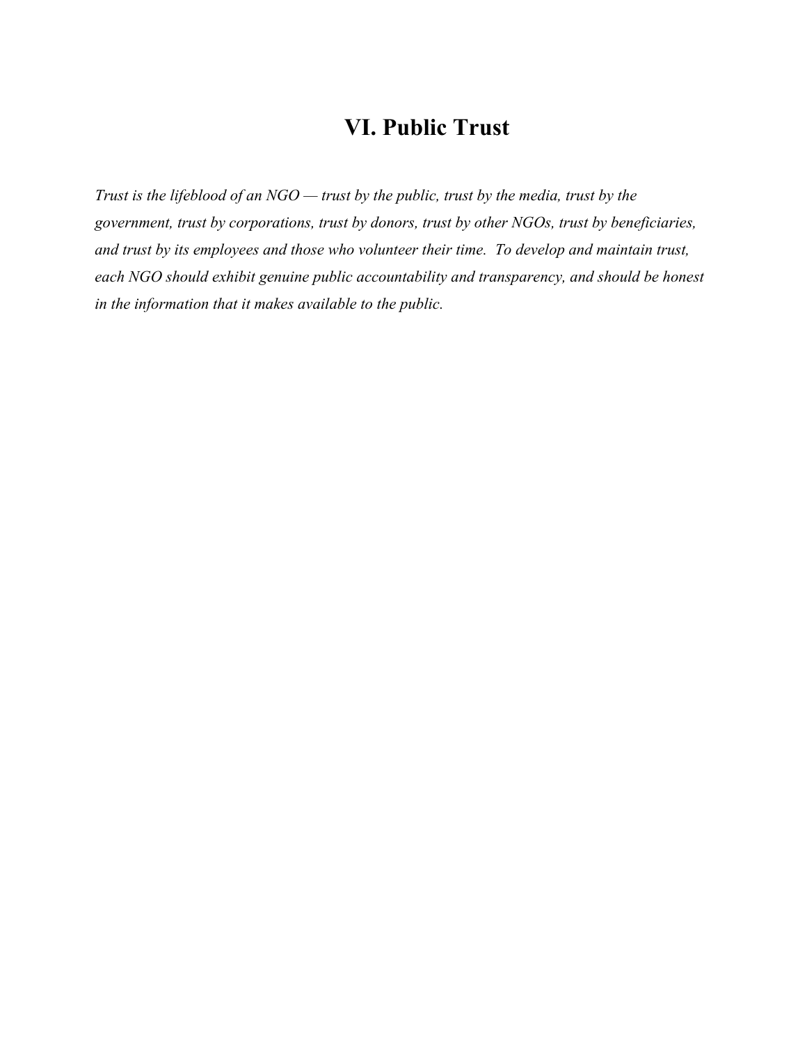# VI. Public Trust

*Trust is the lifeblood of an NGO — trust by the public, trust by the media, trust by the government, trust by corporations, trust by donors, trust by other NGOs, trust by beneficiaries, and trust by its employees and those who volunteer their time. To develop and maintain trust, each NGO should exhibit genuine public accountability and transparency, and should be honest in the information that it makes available to the public.*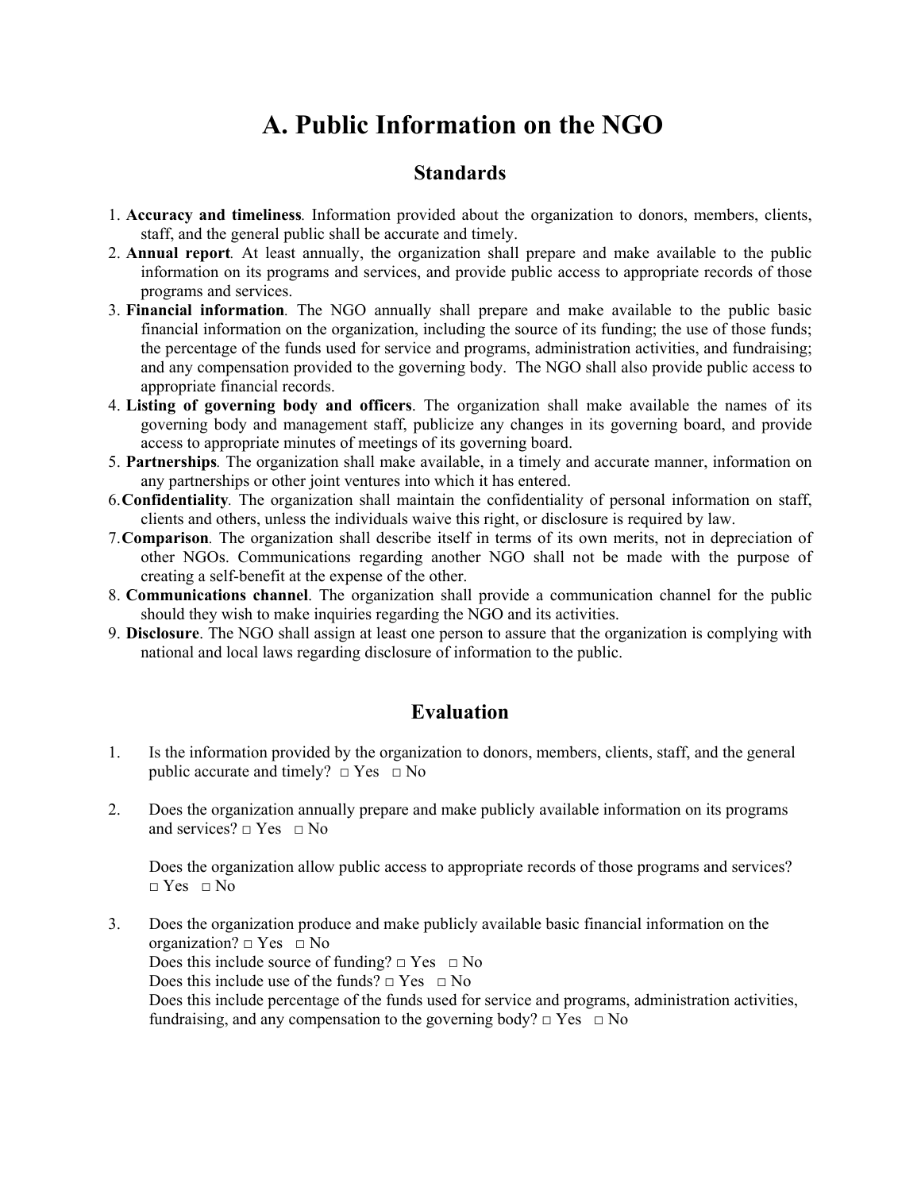# A. Public Information on the NGO

## Standards

1. **Accuracy and timeliness**. Information provided about the organization to donors, members, clients, staff, and the general public shall be accurate and timely.
2. **Annual report**. At least annually, the organization shall prepare and make available to the public information on its programs and services, and provide public access to appropriate records of those programs and services.
3. **Financial information**. The NGO annually shall prepare and make available to the public basic financial information on the organization, including the source of its funding; the use of those funds; the percentage of the funds used for service and programs, administration activities, and fundraising; and any compensation provided to the governing body. The NGO shall also provide public access to appropriate financial records.
4. **Listing of governing body and officers**. The organization shall make available the names of its governing body and management staff, publicize any changes in its governing board, and provide access to appropriate minutes of meetings of its governing board.
5. **Partnerships**. The organization shall make available, in a timely and accurate manner, information on any partnerships or other joint ventures into which it has entered.
6. **Confidentiality**. The organization shall maintain the confidentiality of personal information on staff, clients and others, unless the individuals waive this right, or disclosure is required by law.
7. **Comparison**. The organization shall describe itself in terms of its own merits, not in depreciation of other NGOs. Communications regarding another NGO shall not be made with the purpose of creating a self-benefit at the expense of the other.
8. **Communications channel**. The organization shall provide a communication channel for the public should they wish to make inquiries regarding the NGO and its activities.
9. **Disclosure**. The NGO shall assign at least one person to assure that the organization is complying with national and local laws regarding disclosure of information to the public.

## Evaluation

1. Is the information provided by the organization to donors, members, clients, staff, and the general public accurate and timely? □ Yes □ No

2. Does the organization annually prepare and make publicly available information on its programs and services? □ Yes □ No

   Does the organization allow public access to appropriate records of those programs and services? □ Yes □ No

3. Does the organization produce and make publicly available basic financial information on the organization? □ Yes □ No
   Does this include source of funding? □ Yes □ No
   Does this include use of the funds? □ Yes □ No
   Does this include percentage of the funds used for service and programs, administration activities, fundraising, and any compensation to the governing body? □ Yes □ No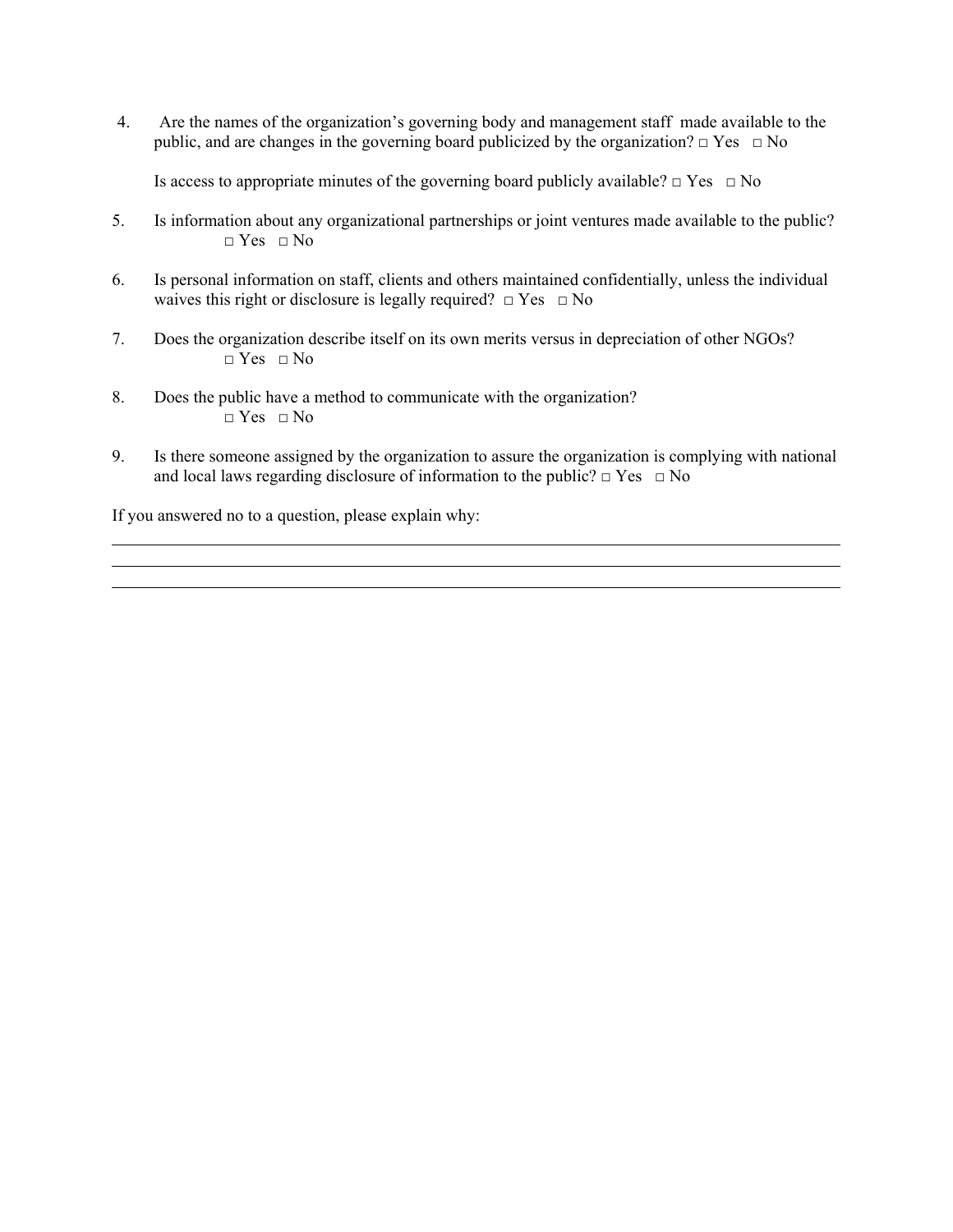4. Are the names of the organization's governing body and management staff made available to the public, and are changes in the governing board publicized by the organization? □ Yes □ No

   Is access to appropriate minutes of the governing board publicly available? □ Yes □ No

5. Is information about any organizational partnerships or joint ventures made available to the public? □ Yes □ No

6. Is personal information on staff, clients and others maintained confidentially, unless the individual waives this right or disclosure is legally required? □ Yes □ No

7. Does the organization describe itself on its own merits versus in depreciation of other NGOs? □ Yes □ No

8. Does the public have a method to communicate with the organization? □ Yes □ No

9. Is there someone assigned by the organization to assure the organization is complying with national and local laws regarding disclosure of information to the public? □ Yes □ No

If you answered no to a question, please explain why:

___

___

___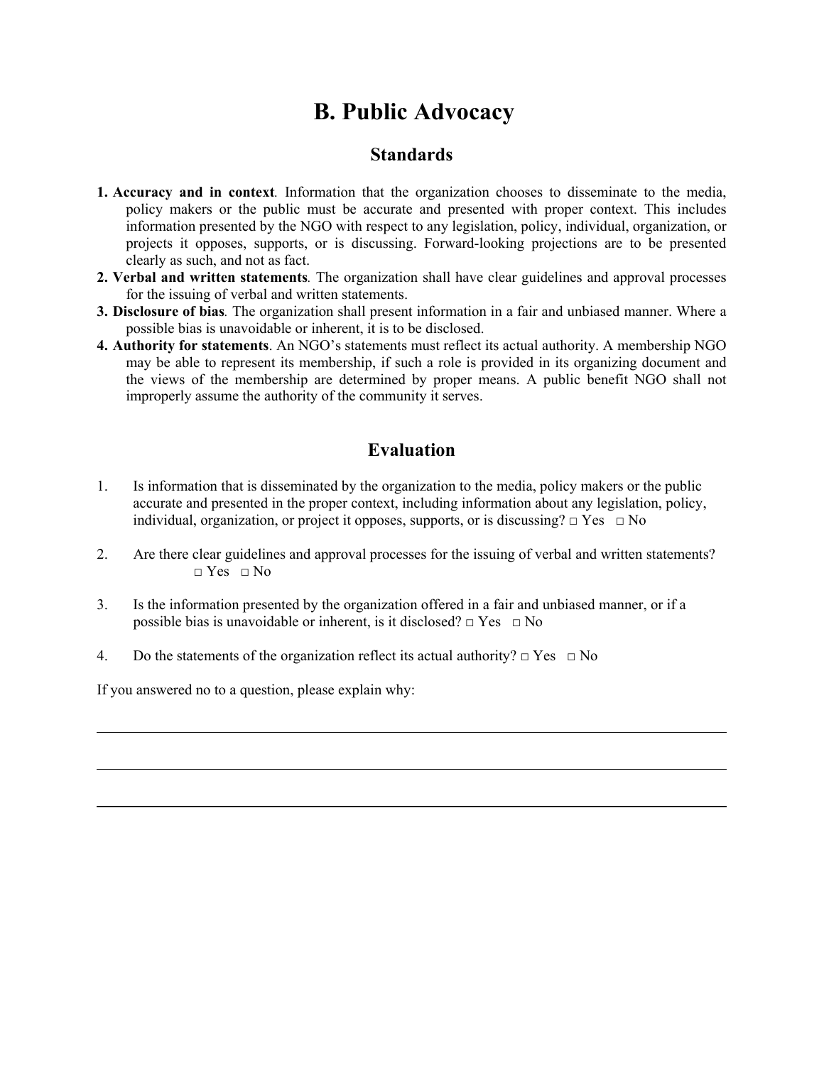# B. Public Advocacy

## Standards

1. **Accuracy and in context**. Information that the organization chooses to disseminate to the media, policy makers or the public must be accurate and presented with proper context. This includes information presented by the NGO with respect to any legislation, policy, individual, organization, or projects it opposes, supports, or is discussing. Forward-looking projections are to be presented clearly as such, and not as fact.
2. **Verbal and written statements**. The organization shall have clear guidelines and approval processes for the issuing of verbal and written statements.
3. **Disclosure of bias**. The organization shall present information in a fair and unbiased manner. Where a possible bias is unavoidable or inherent, it is to be disclosed.
4. **Authority for statements**. An NGO's statements must reflect its actual authority. A membership NGO may be able to represent its membership, if such a role is provided in its organizing document and the views of the membership are determined by proper means. A public benefit NGO shall not improperly assume the authority of the community it serves.

## Evaluation

1. Is information that is disseminated by the organization to the media, policy makers or the public accurate and presented in the proper context, including information about any legislation, policy, individual, organization, or project it opposes, supports, or is discussing? □ Yes □ No

2. Are there clear guidelines and approval processes for the issuing of verbal and written statements? □ Yes □ No

3. Is the information presented by the organization offered in a fair and unbiased manner, or if a possible bias is unavoidable or inherent, is it disclosed? □ Yes □ No

4. Do the statements of the organization reflect its actual authority? □ Yes □ No

If you answered no to a question, please explain why:

___________________________________________________________________________

___________________________________________________________________________

___________________________________________________________________________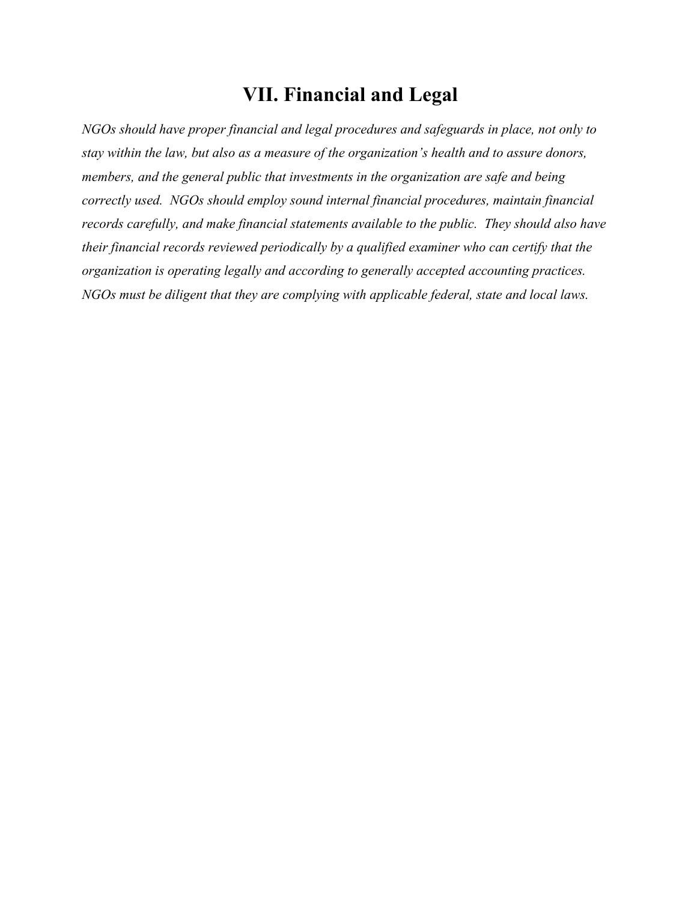# VII. Financial and Legal

*NGOs should have proper financial and legal procedures and safeguards in place, not only to stay within the law, but also as a measure of the organization's health and to assure donors, members, and the general public that investments in the organization are safe and being correctly used. NGOs should employ sound internal financial procedures, maintain financial records carefully, and make financial statements available to the public. They should also have their financial records reviewed periodically by a qualified examiner who can certify that the organization is operating legally and according to generally accepted accounting practices. NGOs must be diligent that they are complying with applicable federal, state and local laws.*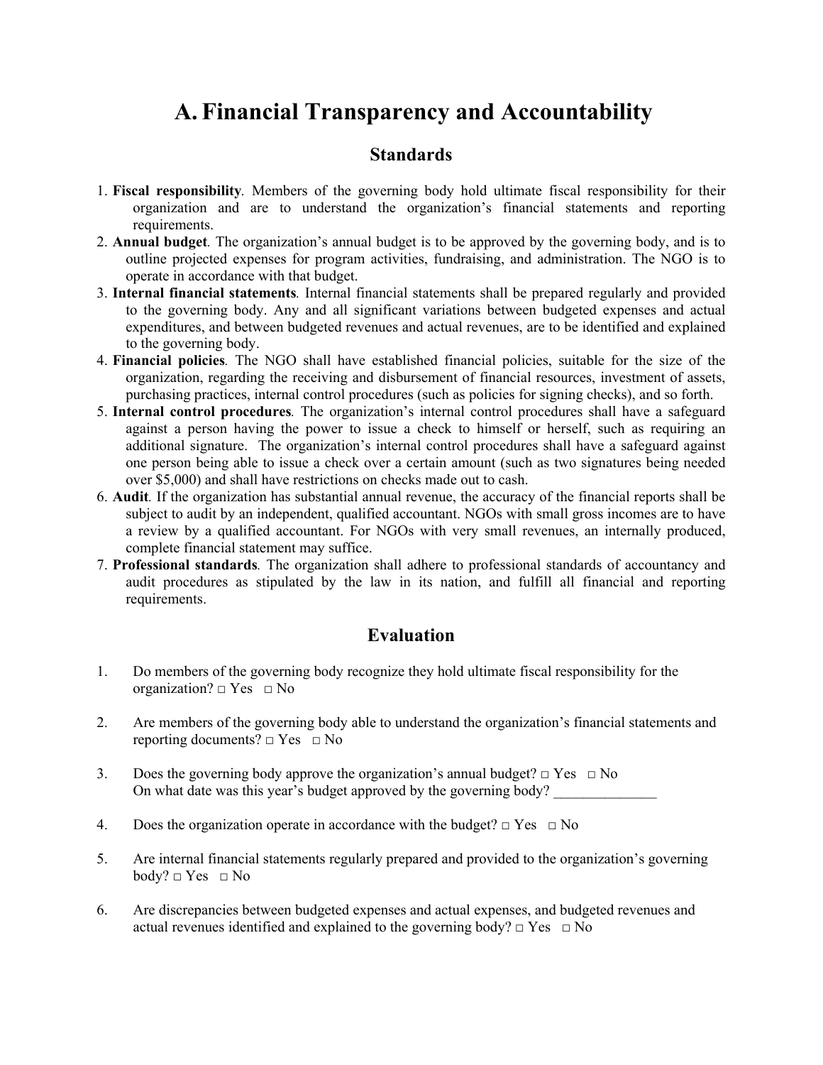# A. Financial Transparency and Accountability

## Standards

1. **Fiscal responsibility**. Members of the governing body hold ultimate fiscal responsibility for their organization and are to understand the organization's financial statements and reporting requirements.
2. **Annual budget**. The organization's annual budget is to be approved by the governing body, and is to outline projected expenses for program activities, fundraising, and administration. The NGO is to operate in accordance with that budget.
3. **Internal financial statements**. Internal financial statements shall be prepared regularly and provided to the governing body. Any and all significant variations between budgeted expenses and actual expenditures, and between budgeted revenues and actual revenues, are to be identified and explained to the governing body.
4. **Financial policies**. The NGO shall have established financial policies, suitable for the size of the organization, regarding the receiving and disbursement of financial resources, investment of assets, purchasing practices, internal control procedures (such as policies for signing checks), and so forth.
5. **Internal control procedures**. The organization's internal control procedures shall have a safeguard against a person having the power to issue a check to himself or herself, such as requiring an additional signature. The organization's internal control procedures shall have a safeguard against one person being able to issue a check over a certain amount (such as two signatures being needed over $5,000) and shall have restrictions on checks made out to cash.
6. **Audit**. If the organization has substantial annual revenue, the accuracy of the financial reports shall be subject to audit by an independent, qualified accountant. NGOs with small gross incomes are to have a review by a qualified accountant. For NGOs with very small revenues, an internally produced, complete financial statement may suffice.
7. **Professional standards**. The organization shall adhere to professional standards of accountancy and audit procedures as stipulated by the law in its nation, and fulfill all financial and reporting requirements.

## Evaluation

1. Do members of the governing body recognize they hold ultimate fiscal responsibility for the organization? □ Yes □ No

2. Are members of the governing body able to understand the organization's financial statements and reporting documents? □ Yes □ No

3. Does the governing body approve the organization's annual budget? □ Yes □ No
   On what date was this year's budget approved by the governing body? ______________

4. Does the organization operate in accordance with the budget? □ Yes □ No

5. Are internal financial statements regularly prepared and provided to the organization's governing body? □ Yes □ No

6. Are discrepancies between budgeted expenses and actual expenses, and budgeted revenues and actual revenues identified and explained to the governing body? □ Yes □ No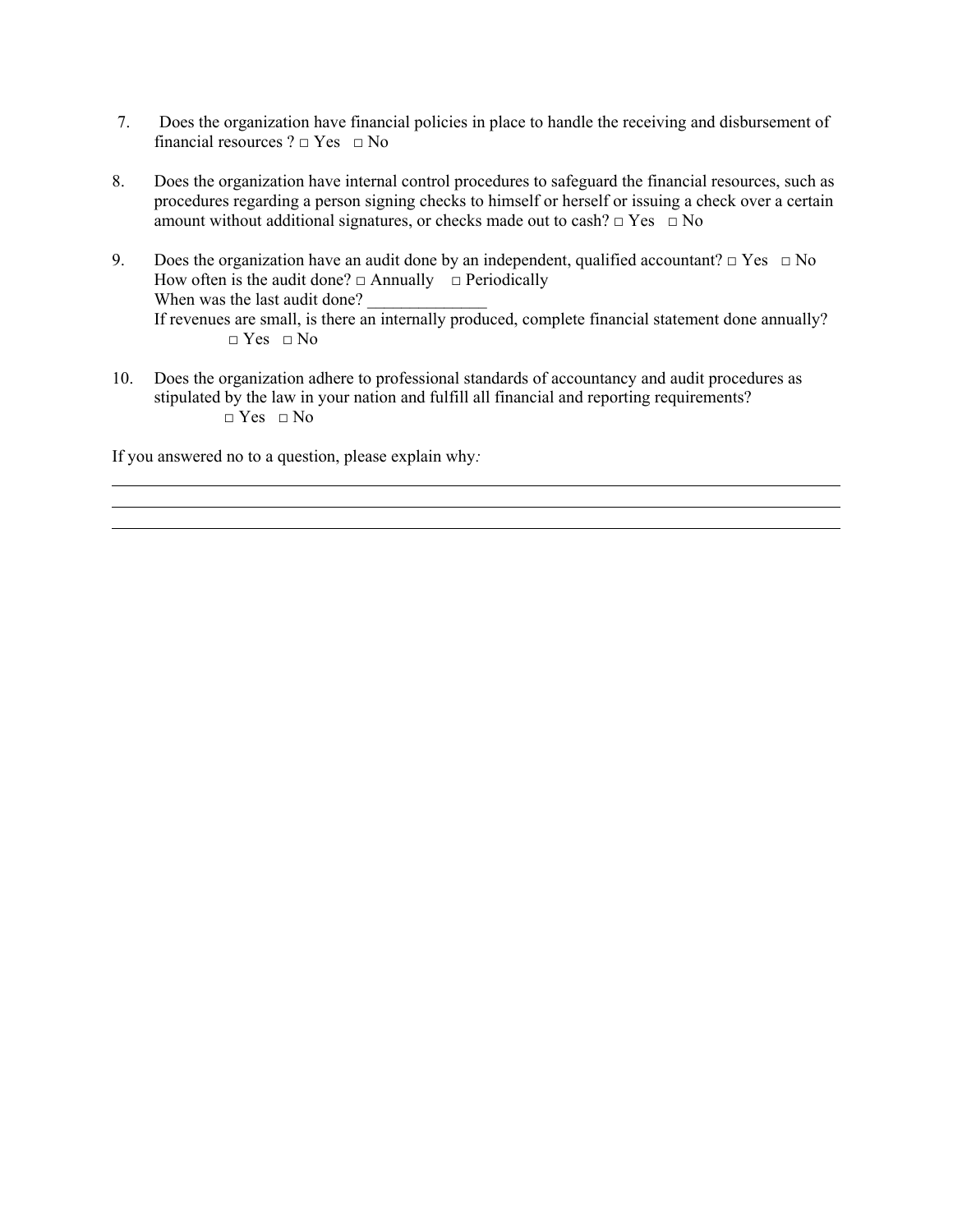7. Does the organization have financial policies in place to handle the receiving and disbursement of financial resources ? □ Yes □ No

8. Does the organization have internal control procedures to safeguard the financial resources, such as procedures regarding a person signing checks to himself or herself or issuing a check over a certain amount without additional signatures, or checks made out to cash? □ Yes □ No

9. Does the organization have an audit done by an independent, qualified accountant? □ Yes □ No
   How often is the audit done? □ Annually □ Periodically
   When was the last audit done? ______________
   If revenues are small, is there an internally produced, complete financial statement done annually?
   □ Yes □ No

10. Does the organization adhere to professional standards of accountancy and audit procedures as stipulated by the law in your nation and fulfill all financial and reporting requirements?
    □ Yes □ No

If you answered no to a question, please explain why*:*

______________________________________________________________________________

______________________________________________________________________________

______________________________________________________________________________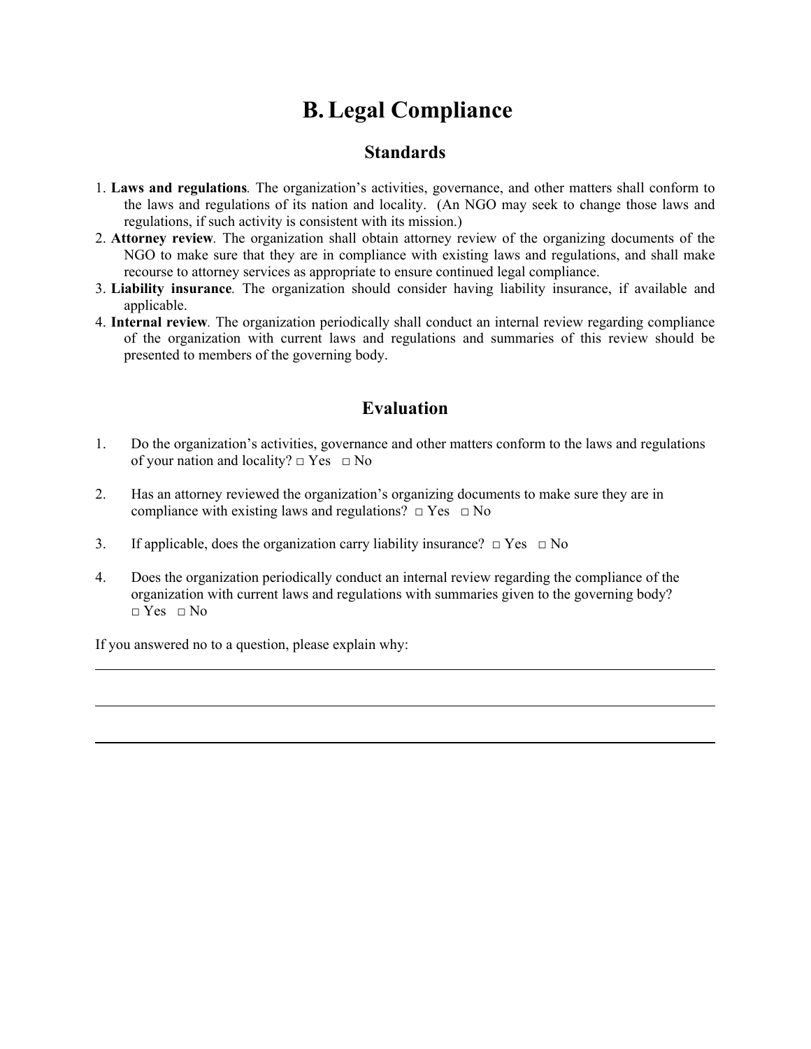# B. Legal Compliance

## Standards

1. **Laws and regulations**. The organization's activities, governance, and other matters shall conform to the laws and regulations of its nation and locality. (An NGO may seek to change those laws and regulations, if such activity is consistent with its mission.)
2. **Attorney review**. The organization shall obtain attorney review of the organizing documents of the NGO to make sure that they are in compliance with existing laws and regulations, and shall make recourse to attorney services as appropriate to ensure continued legal compliance.
3. **Liability insurance**. The organization should consider having liability insurance, if available and applicable.
4. **Internal review**. The organization periodically shall conduct an internal review regarding compliance of the organization with current laws and regulations and summaries of this review should be presented to members of the governing body.

## Evaluation

1. Do the organization's activities, governance and other matters conform to the laws and regulations of your nation and locality? □ Yes □ No

2. Has an attorney reviewed the organization's organizing documents to make sure they are in compliance with existing laws and regulations? □ Yes □ No

3. If applicable, does the organization carry liability insurance? □ Yes □ No

4. Does the organization periodically conduct an internal review regarding the compliance of the organization with current laws and regulations with summaries given to the governing body? □ Yes □ No

If you answered no to a question, please explain why:

---

---

---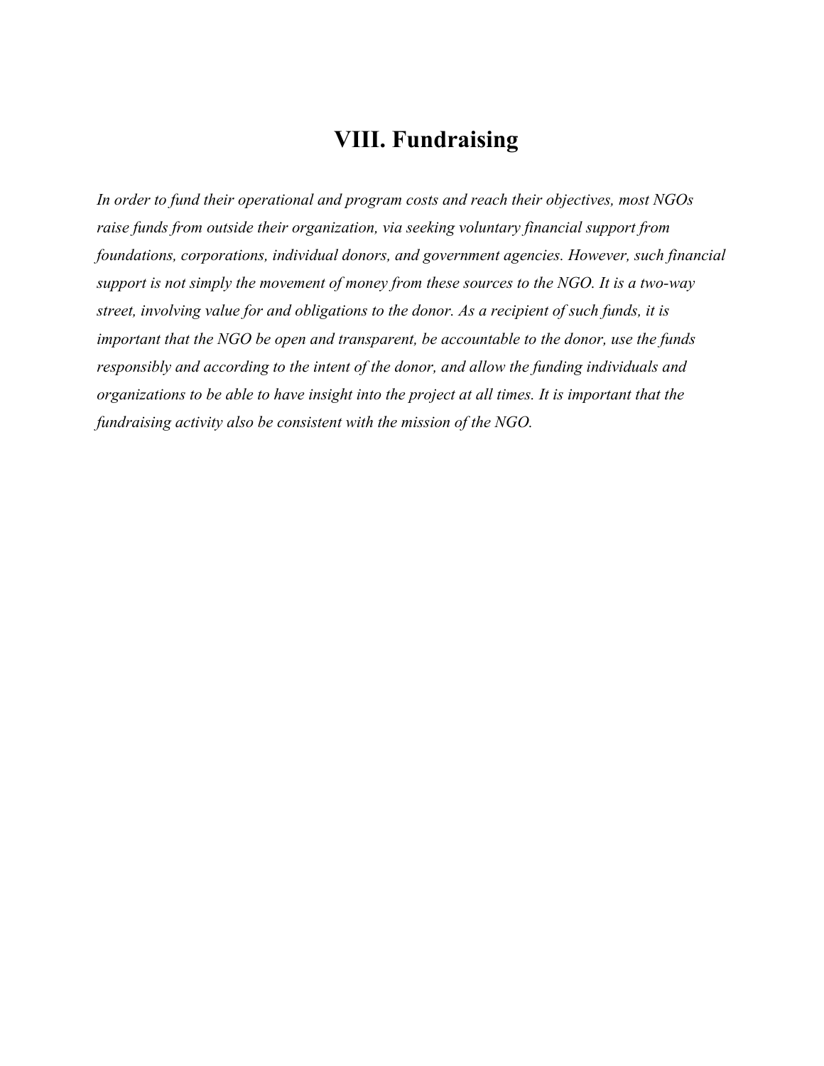# VIII. Fundraising

*In order to fund their operational and program costs and reach their objectives, most NGOs raise funds from outside their organization, via seeking voluntary financial support from foundations, corporations, individual donors, and government agencies. However, such financial support is not simply the movement of money from these sources to the NGO. It is a two-way street, involving value for and obligations to the donor. As a recipient of such funds, it is important that the NGO be open and transparent, be accountable to the donor, use the funds responsibly and according to the intent of the donor, and allow the funding individuals and organizations to be able to have insight into the project at all times. It is important that the fundraising activity also be consistent with the mission of the NGO.*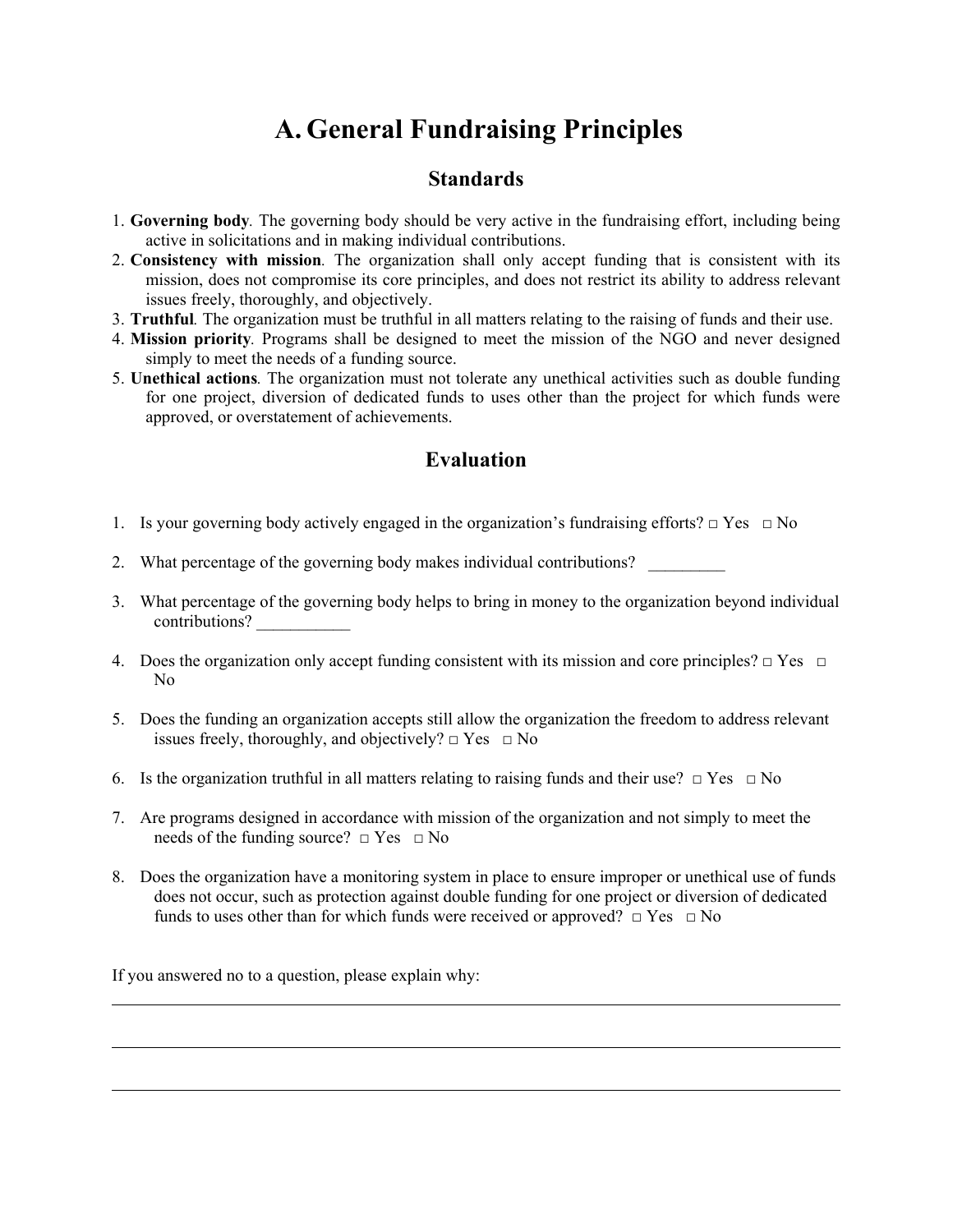# A. General Fundraising Principles

## Standards

1. **Governing body**. The governing body should be very active in the fundraising effort, including being active in solicitations and in making individual contributions.
2. **Consistency with mission**. The organization shall only accept funding that is consistent with its mission, does not compromise its core principles, and does not restrict its ability to address relevant issues freely, thoroughly, and objectively.
3. **Truthful**. The organization must be truthful in all matters relating to the raising of funds and their use.
4. **Mission priority**. Programs shall be designed to meet the mission of the NGO and never designed simply to meet the needs of a funding source.
5. **Unethical actions**. The organization must not tolerate any unethical activities such as double funding for one project, diversion of dedicated funds to uses other than the project for which funds were approved, or overstatement of achievements.

## Evaluation

1. Is your governing body actively engaged in the organization's fundraising efforts? □ Yes □ No

2. What percentage of the governing body makes individual contributions? _________

3. What percentage of the governing body helps to bring in money to the organization beyond individual contributions? ___________

4. Does the organization only accept funding consistent with its mission and core principles? □ Yes □ No

5. Does the funding an organization accepts still allow the organization the freedom to address relevant issues freely, thoroughly, and objectively? □ Yes □ No

6. Is the organization truthful in all matters relating to raising funds and their use? □ Yes □ No

7. Are programs designed in accordance with mission of the organization and not simply to meet the needs of the funding source? □ Yes □ No

8. Does the organization have a monitoring system in place to ensure improper or unethical use of funds does not occur, such as protection against double funding for one project or diversion of dedicated funds to uses other than for which funds were received or approved? □ Yes □ No

If you answered no to a question, please explain why:

___

___

___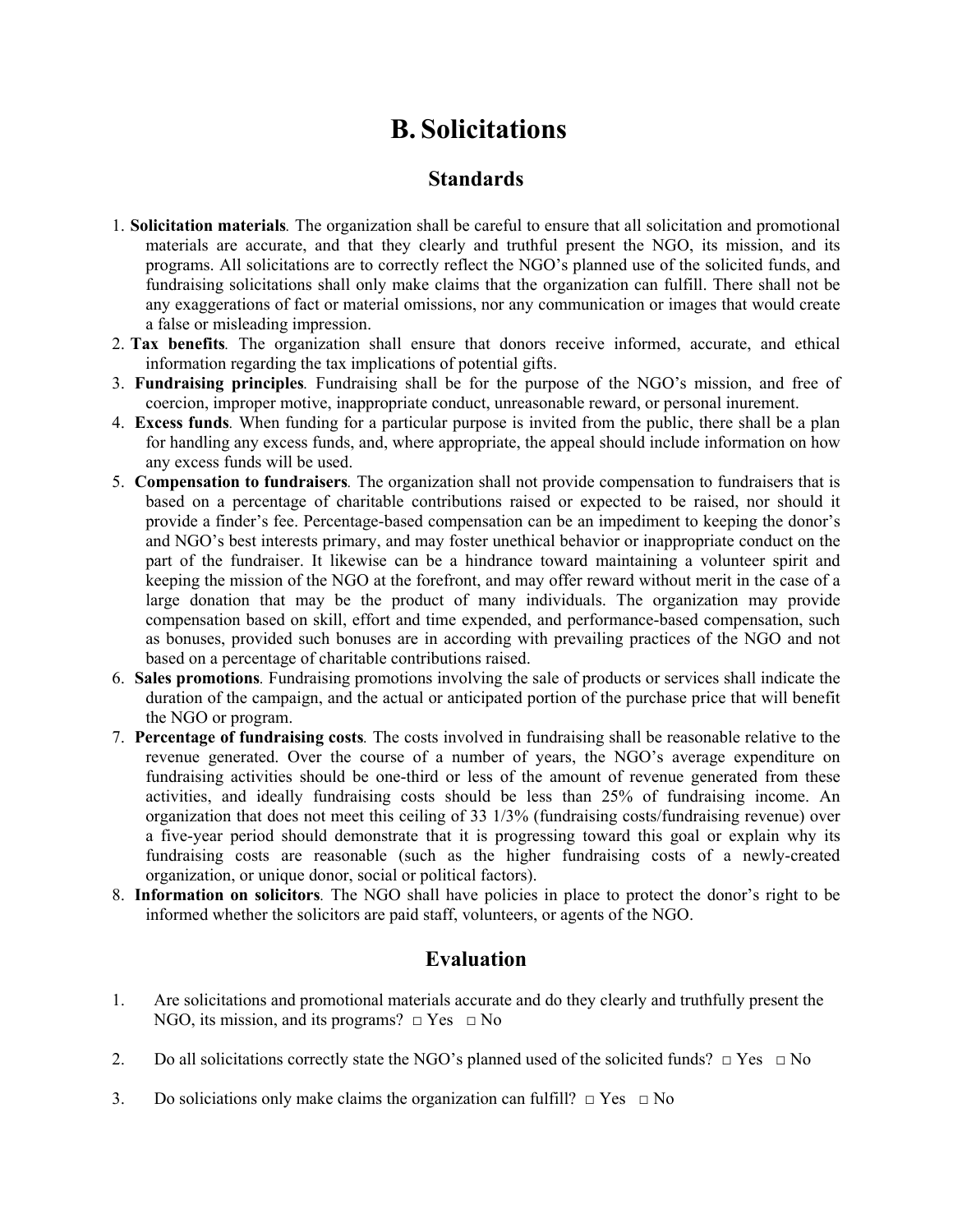# B. Solicitations

## Standards

1. **Solicitation materials**. The organization shall be careful to ensure that all solicitation and promotional materials are accurate, and that they clearly and truthful present the NGO, its mission, and its programs. All solicitations are to correctly reflect the NGO's planned use of the solicited funds, and fundraising solicitations shall only make claims that the organization can fulfill. There shall not be any exaggerations of fact or material omissions, nor any communication or images that would create a false or misleading impression.
2. **Tax benefits**. The organization shall ensure that donors receive informed, accurate, and ethical information regarding the tax implications of potential gifts.
3. **Fundraising principles**. Fundraising shall be for the purpose of the NGO's mission, and free of coercion, improper motive, inappropriate conduct, unreasonable reward, or personal inurement.
4. **Excess funds**. When funding for a particular purpose is invited from the public, there shall be a plan for handling any excess funds, and, where appropriate, the appeal should include information on how any excess funds will be used.
5. **Compensation to fundraisers**. The organization shall not provide compensation to fundraisers that is based on a percentage of charitable contributions raised or expected to be raised, nor should it provide a finder's fee. Percentage-based compensation can be an impediment to keeping the donor's and NGO's best interests primary, and may foster unethical behavior or inappropriate conduct on the part of the fundraiser. It likewise can be a hindrance toward maintaining a volunteer spirit and keeping the mission of the NGO at the forefront, and may offer reward without merit in the case of a large donation that may be the product of many individuals. The organization may provide compensation based on skill, effort and time expended, and performance-based compensation, such as bonuses, provided such bonuses are in according with prevailing practices of the NGO and not based on a percentage of charitable contributions raised.
6. **Sales promotions**. Fundraising promotions involving the sale of products or services shall indicate the duration of the campaign, and the actual or anticipated portion of the purchase price that will benefit the NGO or program.
7. **Percentage of fundraising costs**. The costs involved in fundraising shall be reasonable relative to the revenue generated. Over the course of a number of years, the NGO's average expenditure on fundraising activities should be one-third or less of the amount of revenue generated from these activities, and ideally fundraising costs should be less than 25% of fundraising income. An organization that does not meet this ceiling of 33 1/3% (fundraising costs/fundraising revenue) over a five-year period should demonstrate that it is progressing toward this goal or explain why its fundraising costs are reasonable (such as the higher fundraising costs of a newly-created organization, or unique donor, social or political factors).
8. **Information on solicitors**. The NGO shall have policies in place to protect the donor's right to be informed whether the solicitors are paid staff, volunteers, or agents of the NGO.

## Evaluation

1. Are solicitations and promotional materials accurate and do they clearly and truthfully present the NGO, its mission, and its programs? □ Yes □ No

2. Do all solicitations correctly state the NGO's planned used of the solicited funds? □ Yes □ No

3. Do soliciations only make claims the organization can fulfill? □ Yes □ No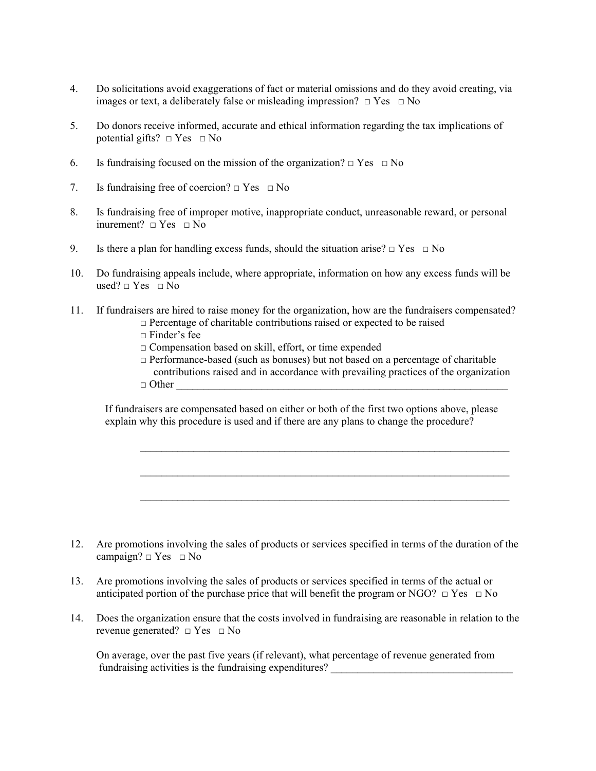4. Do solicitations avoid exaggerations of fact or material omissions and do they avoid creating, via images or text, a deliberately false or misleading impression? □ Yes □ No

5. Do donors receive informed, accurate and ethical information regarding the tax implications of potential gifts? □ Yes □ No

6. Is fundraising focused on the mission of the organization? □ Yes □ No

7. Is fundraising free of coercion? □ Yes □ No

8. Is fundraising free of improper motive, inappropriate conduct, unreasonable reward, or personal inurement? □ Yes □ No

9. Is there a plan for handling excess funds, should the situation arise? □ Yes □ No

10. Do fundraising appeals include, where appropriate, information on how any excess funds will be used? □ Yes □ No

11. If fundraisers are hired to raise money for the organization, how are the fundraisers compensated?
    - □ Percentage of charitable contributions raised or expected to be raised
    - □ Finder's fee
    - □ Compensation based on skill, effort, or time expended
    - □ Performance-based (such as bonuses) but not based on a percentage of charitable contributions raised and in accordance with prevailing practices of the organization
    - □ Other ____________________________________________________________

    If fundraisers are compensated based on either or both of the first two options above, please explain why this procedure is used and if there are any plans to change the procedure?

    ______________________________________________________________________

    ______________________________________________________________________

    ______________________________________________________________________

12. Are promotions involving the sales of products or services specified in terms of the duration of the campaign? □ Yes □ No

13. Are promotions involving the sales of products or services specified in terms of the actual or anticipated portion of the purchase price that will benefit the program or NGO? □ Yes □ No

14. Does the organization ensure that the costs involved in fundraising are reasonable in relation to the revenue generated? □ Yes □ No

    On average, over the past five years (if relevant), what percentage of revenue generated from fundraising activities is the fundraising expenditures? ________________________________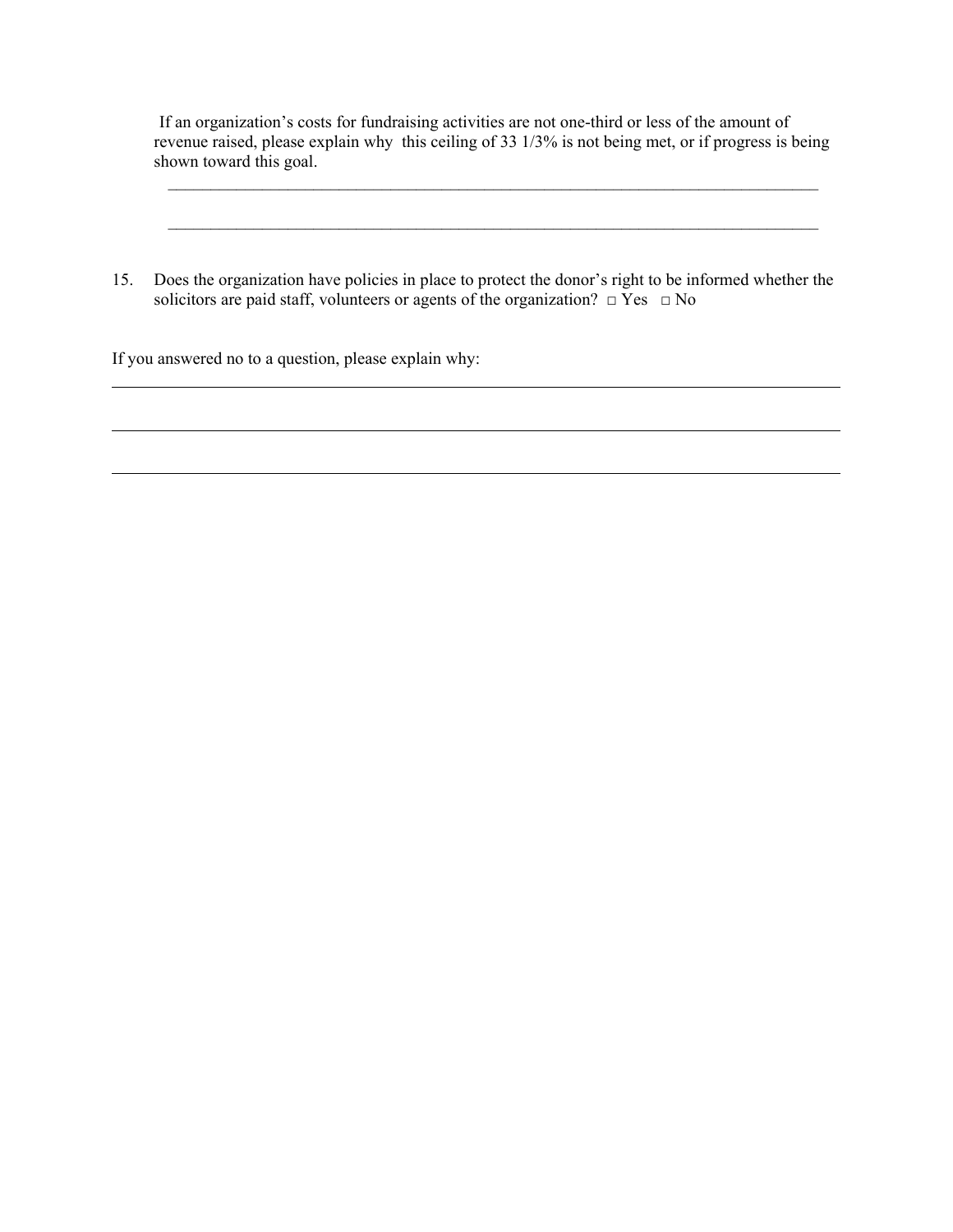If an organization's costs for fundraising activities are not one-third or less of the amount of revenue raised, please explain why this ceiling of 33 1/3% is not being met, or if progress is being shown toward this goal.

_______________________________________________________________________________

_______________________________________________________________________________

15. Does the organization have policies in place to protect the donor's right to be informed whether the solicitors are paid staff, volunteers or agents of the organization? □ Yes □ No

If you answered no to a question, please explain why:

_______________________________________________________________________________

_______________________________________________________________________________

_______________________________________________________________________________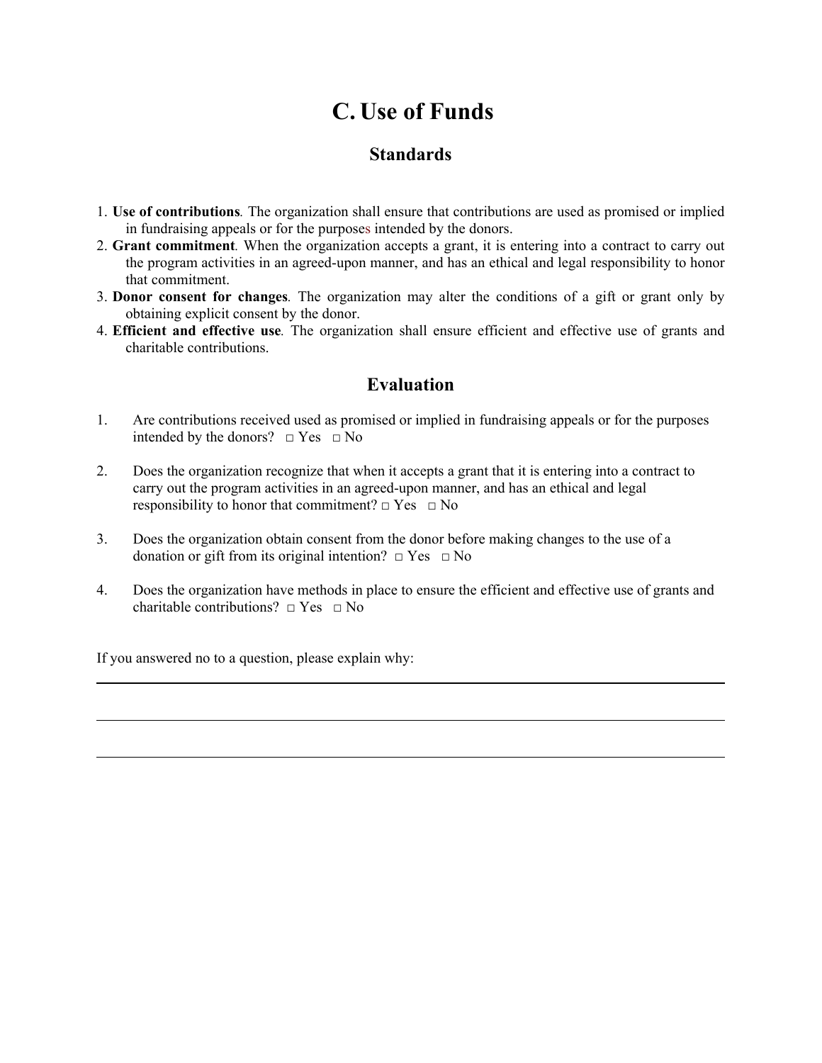# C. Use of Funds

## Standards

1. **Use of contributions**. The organization shall ensure that contributions are used as promised or implied in fundraising appeals or for the purposes intended by the donors.
2. **Grant commitment**. When the organization accepts a grant, it is entering into a contract to carry out the program activities in an agreed-upon manner, and has an ethical and legal responsibility to honor that commitment.
3. **Donor consent for changes**. The organization may alter the conditions of a gift or grant only by obtaining explicit consent by the donor.
4. **Efficient and effective use**. The organization shall ensure efficient and effective use of grants and charitable contributions.

## Evaluation

1. Are contributions received used as promised or implied in fundraising appeals or for the purposes intended by the donors? □ Yes □ No

2. Does the organization recognize that when it accepts a grant that it is entering into a contract to carry out the program activities in an agreed-upon manner, and has an ethical and legal responsibility to honor that commitment? □ Yes □ No

3. Does the organization obtain consent from the donor before making changes to the use of a donation or gift from its original intention? □ Yes □ No

4. Does the organization have methods in place to ensure the efficient and effective use of grants and charitable contributions? □ Yes □ No

If you answered no to a question, please explain why:

______________________________________________________________________________

______________________________________________________________________________

______________________________________________________________________________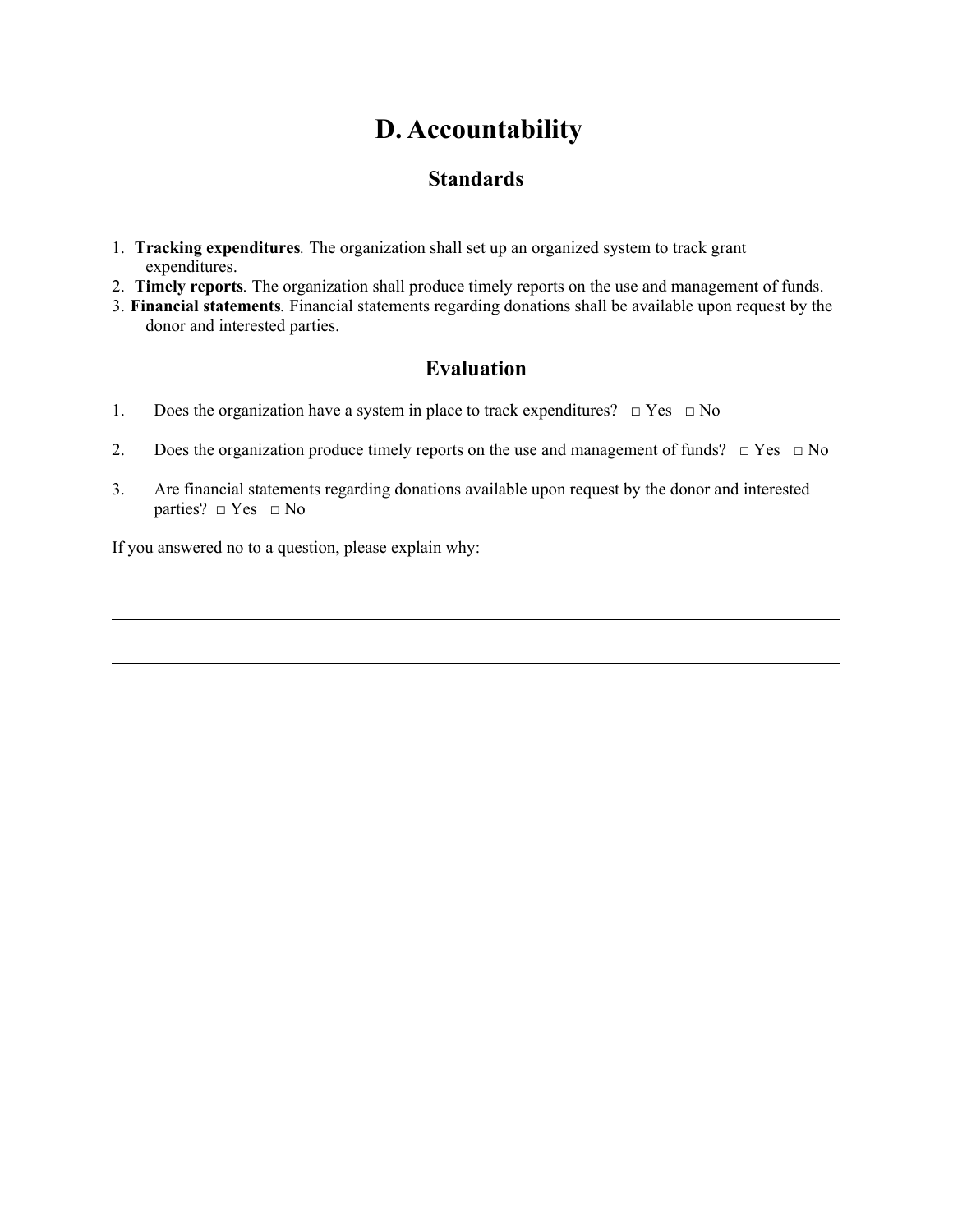# D. Accountability

## Standards

1. **Tracking expenditures**. The organization shall set up an organized system to track grant expenditures.
2. **Timely reports**. The organization shall produce timely reports on the use and management of funds.
3. **Financial statements**. Financial statements regarding donations shall be available upon request by the donor and interested parties.

## Evaluation

1. Does the organization have a system in place to track expenditures? □ Yes □ No

2. Does the organization produce timely reports on the use and management of funds? □ Yes □ No

3. Are financial statements regarding donations available upon request by the donor and interested parties? □ Yes □ No

If you answered no to a question, please explain why:

______________________________________________________________________________

______________________________________________________________________________

______________________________________________________________________________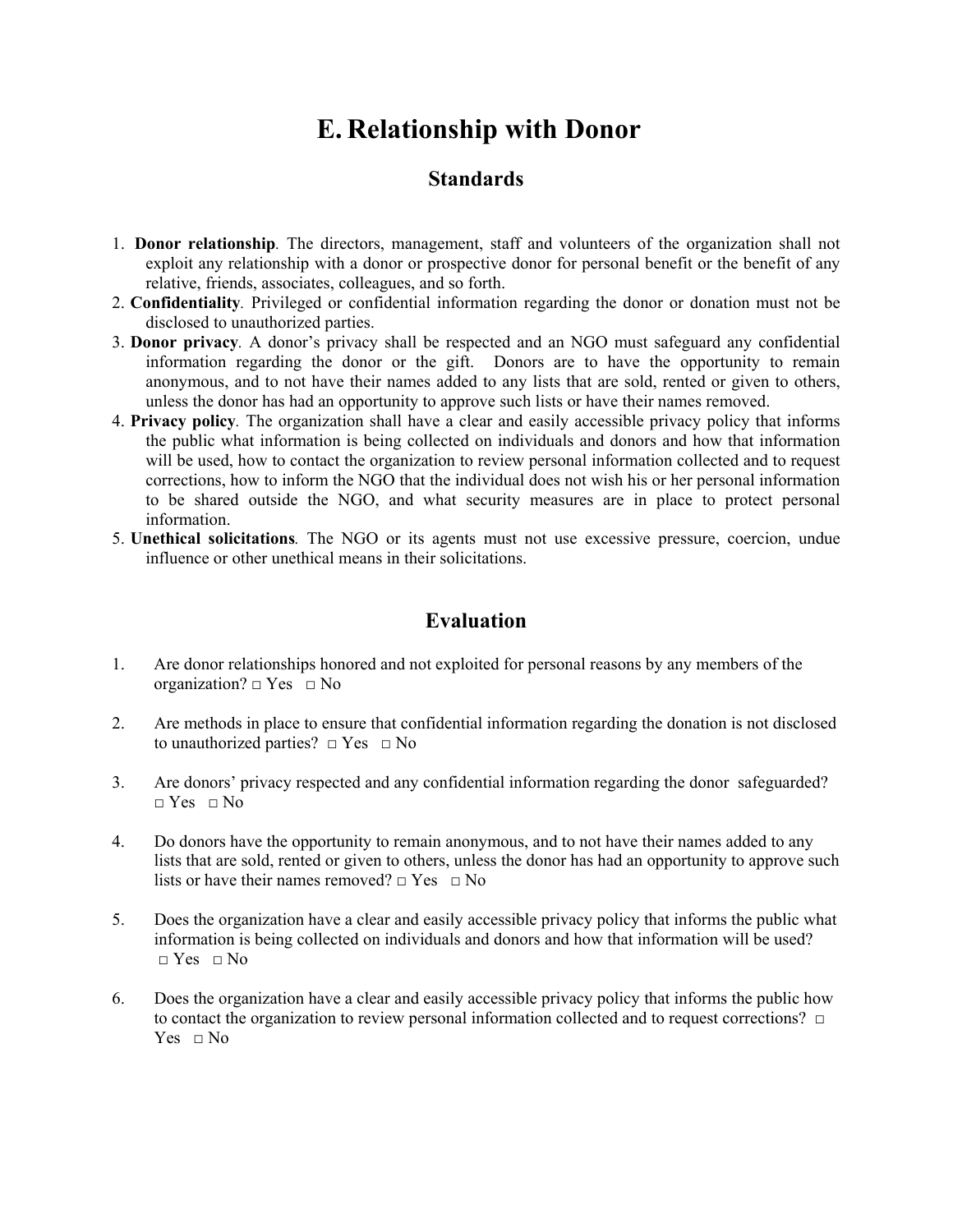# E. Relationship with Donor

## Standards

1. **Donor relationship**. The directors, management, staff and volunteers of the organization shall not exploit any relationship with a donor or prospective donor for personal benefit or the benefit of any relative, friends, associates, colleagues, and so forth.
2. **Confidentiality**. Privileged or confidential information regarding the donor or donation must not be disclosed to unauthorized parties.
3. **Donor privacy**. A donor's privacy shall be respected and an NGO must safeguard any confidential information regarding the donor or the gift. Donors are to have the opportunity to remain anonymous, and to not have their names added to any lists that are sold, rented or given to others, unless the donor has had an opportunity to approve such lists or have their names removed.
4. **Privacy policy**. The organization shall have a clear and easily accessible privacy policy that informs the public what information is being collected on individuals and donors and how that information will be used, how to contact the organization to review personal information collected and to request corrections, how to inform the NGO that the individual does not wish his or her personal information to be shared outside the NGO, and what security measures are in place to protect personal information.
5. **Unethical solicitations**. The NGO or its agents must not use excessive pressure, coercion, undue influence or other unethical means in their solicitations.

## Evaluation

1. Are donor relationships honored and not exploited for personal reasons by any members of the organization? □ Yes □ No

2. Are methods in place to ensure that confidential information regarding the donation is not disclosed to unauthorized parties? □ Yes □ No

3. Are donors' privacy respected and any confidential information regarding the donor safeguarded? □ Yes □ No

4. Do donors have the opportunity to remain anonymous, and to not have their names added to any lists that are sold, rented or given to others, unless the donor has had an opportunity to approve such lists or have their names removed? □ Yes □ No

5. Does the organization have a clear and easily accessible privacy policy that informs the public what information is being collected on individuals and donors and how that information will be used? □ Yes □ No

6. Does the organization have a clear and easily accessible privacy policy that informs the public how to contact the organization to review personal information collected and to request corrections? □ Yes □ No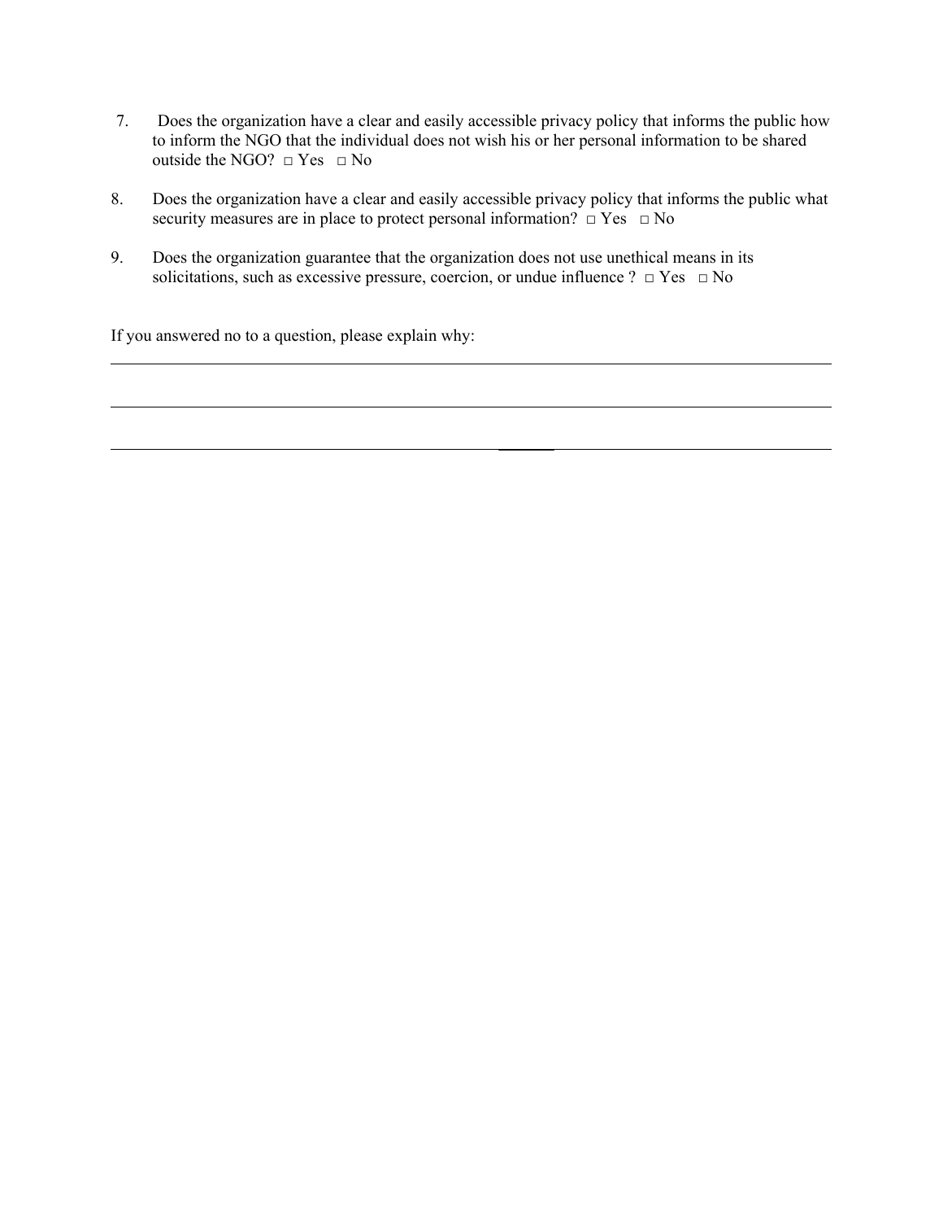7. Does the organization have a clear and easily accessible privacy policy that informs the public how to inform the NGO that the individual does not wish his or her personal information to be shared outside the NGO? □ Yes □ No

8. Does the organization have a clear and easily accessible privacy policy that informs the public what security measures are in place to protect personal information? □ Yes □ No

9. Does the organization guarantee that the organization does not use unethical means in its solicitations, such as excessive pressure, coercion, or undue influence ? □ Yes □ No

If you answered no to a question, please explain why:

_______________________________________________________________________________

_______________________________________________________________________________

_______________________________________________________________________________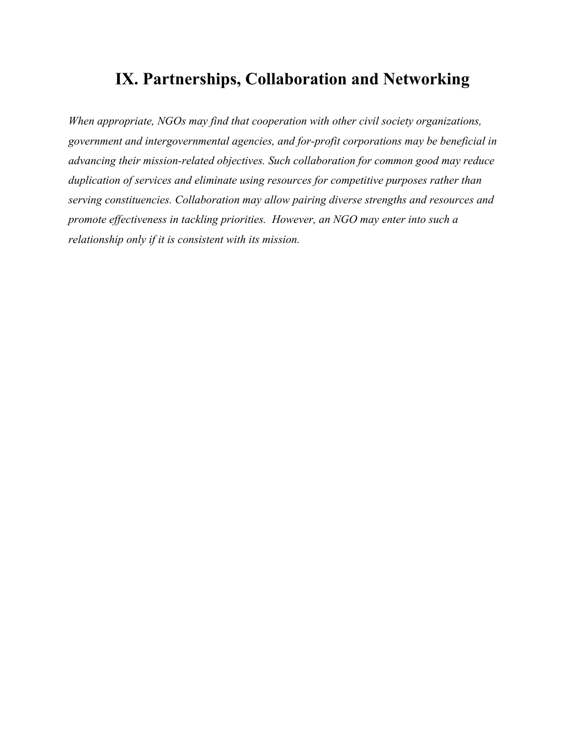# IX. Partnerships, Collaboration and Networking

*When appropriate, NGOs may find that cooperation with other civil society organizations, government and intergovernmental agencies, and for-profit corporations may be beneficial in advancing their mission-related objectives. Such collaboration for common good may reduce duplication of services and eliminate using resources for competitive purposes rather than serving constituencies. Collaboration may allow pairing diverse strengths and resources and promote effectiveness in tackling priorities. However, an NGO may enter into such a relationship only if it is consistent with its mission.*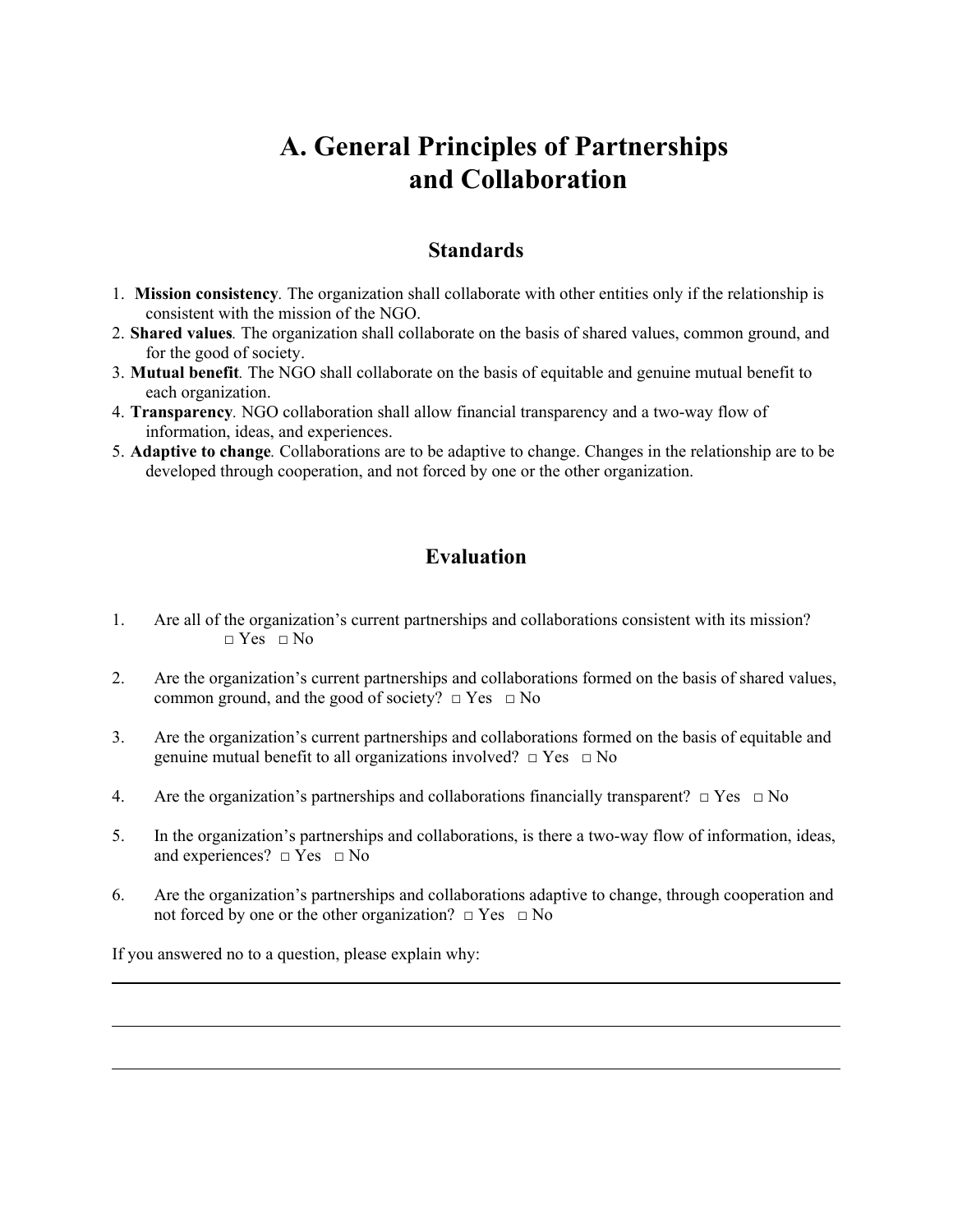# A. General Principles of Partnerships and Collaboration

## Standards

1. **Mission consistency**. The organization shall collaborate with other entities only if the relationship is consistent with the mission of the NGO.
2. **Shared values**. The organization shall collaborate on the basis of shared values, common ground, and for the good of society.
3. **Mutual benefit**. The NGO shall collaborate on the basis of equitable and genuine mutual benefit to each organization.
4. **Transparency**. NGO collaboration shall allow financial transparency and a two-way flow of information, ideas, and experiences.
5. **Adaptive to change**. Collaborations are to be adaptive to change. Changes in the relationship are to be developed through cooperation, and not forced by one or the other organization.

## Evaluation

1. Are all of the organization's current partnerships and collaborations consistent with its mission? □ Yes □ No

2. Are the organization's current partnerships and collaborations formed on the basis of shared values, common ground, and the good of society? □ Yes □ No

3. Are the organization's current partnerships and collaborations formed on the basis of equitable and genuine mutual benefit to all organizations involved? □ Yes □ No

4. Are the organization's partnerships and collaborations financially transparent? □ Yes □ No

5. In the organization's partnerships and collaborations, is there a two-way flow of information, ideas, and experiences? □ Yes □ No

6. Are the organization's partnerships and collaborations adaptive to change, through cooperation and not forced by one or the other organization? □ Yes □ No

If you answered no to a question, please explain why:

---

---

---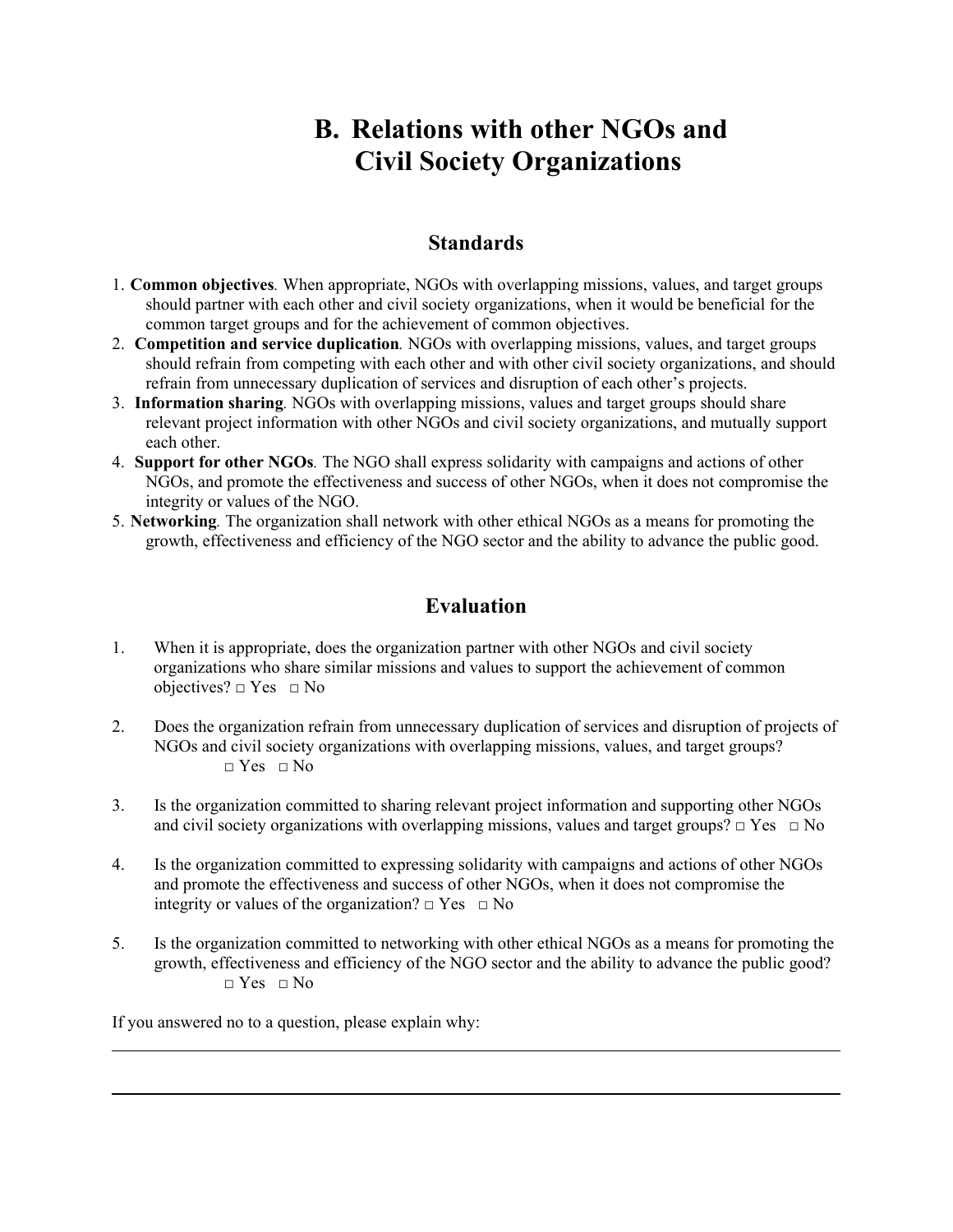# B. Relations with other NGOs and Civil Society Organizations

## Standards

1. **Common objectives**. When appropriate, NGOs with overlapping missions, values, and target groups should partner with each other and civil society organizations, when it would be beneficial for the common target groups and for the achievement of common objectives.
2. **Competition and service duplication**. NGOs with overlapping missions, values, and target groups should refrain from competing with each other and with other civil society organizations, and should refrain from unnecessary duplication of services and disruption of each other's projects.
3. **Information sharing**. NGOs with overlapping missions, values and target groups should share relevant project information with other NGOs and civil society organizations, and mutually support each other.
4. **Support for other NGOs**. The NGO shall express solidarity with campaigns and actions of other NGOs, and promote the effectiveness and success of other NGOs, when it does not compromise the integrity or values of the NGO.
5. **Networking**. The organization shall network with other ethical NGOs as a means for promoting the growth, effectiveness and efficiency of the NGO sector and the ability to advance the public good.

## Evaluation

1. When it is appropriate, does the organization partner with other NGOs and civil society organizations who share similar missions and values to support the achievement of common objectives? □ Yes □ No

2. Does the organization refrain from unnecessary duplication of services and disruption of projects of NGOs and civil society organizations with overlapping missions, values, and target groups? □ Yes □ No

3. Is the organization committed to sharing relevant project information and supporting other NGOs and civil society organizations with overlapping missions, values and target groups? □ Yes □ No

4. Is the organization committed to expressing solidarity with campaigns and actions of other NGOs and promote the effectiveness and success of other NGOs, when it does not compromise the integrity or values of the organization? □ Yes □ No

5. Is the organization committed to networking with other ethical NGOs as a means for promoting the growth, effectiveness and efficiency of the NGO sector and the ability to advance the public good? □ Yes □ No

If you answered no to a question, please explain why:

______________________________________________________________________________

______________________________________________________________________________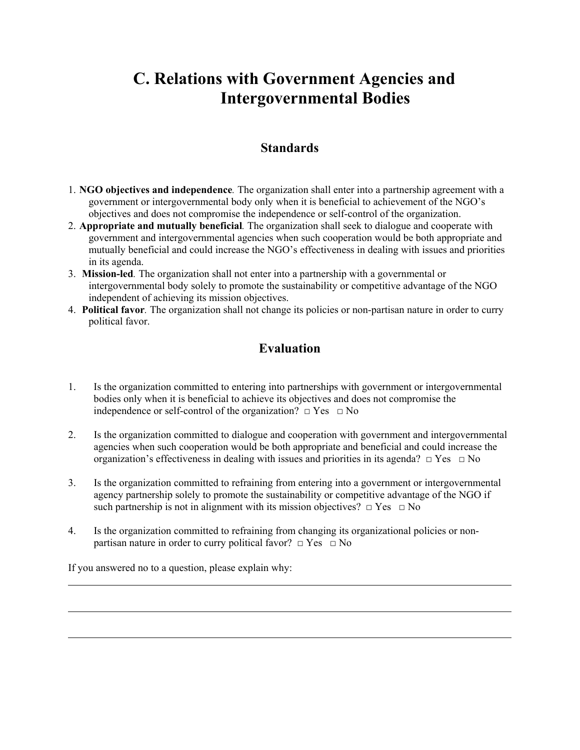# C. Relations with Government Agencies and Intergovernmental Bodies

## Standards

1. **NGO objectives and independence**. The organization shall enter into a partnership agreement with a government or intergovernmental body only when it is beneficial to achievement of the NGO's objectives and does not compromise the independence or self-control of the organization.
2. **Appropriate and mutually beneficial**. The organization shall seek to dialogue and cooperate with government and intergovernmental agencies when such cooperation would be both appropriate and mutually beneficial and could increase the NGO's effectiveness in dealing with issues and priorities in its agenda.
3. **Mission-led**. The organization shall not enter into a partnership with a governmental or intergovernmental body solely to promote the sustainability or competitive advantage of the NGO independent of achieving its mission objectives.
4. **Political favor**. The organization shall not change its policies or non-partisan nature in order to curry political favor.

## Evaluation

1. Is the organization committed to entering into partnerships with government or intergovernmental bodies only when it is beneficial to achieve its objectives and does not compromise the independence or self-control of the organization? □ Yes □ No

2. Is the organization committed to dialogue and cooperation with government and intergovernmental agencies when such cooperation would be both appropriate and beneficial and could increase the organization's effectiveness in dealing with issues and priorities in its agenda? □ Yes □ No

3. Is the organization committed to refraining from entering into a government or intergovernmental agency partnership solely to promote the sustainability or competitive advantage of the NGO if such partnership is not in alignment with its mission objectives? □ Yes □ No

4. Is the organization committed to refraining from changing its organizational policies or non-partisan nature in order to curry political favor? □ Yes □ No

If you answered no to a question, please explain why:

\_\_\_\_\_\_\_\_\_\_\_\_\_\_\_\_\_\_\_\_\_\_\_\_\_\_\_\_\_\_\_\_\_\_\_\_\_\_\_\_\_\_\_\_\_\_\_\_\_\_\_\_\_\_\_\_\_\_\_\_\_\_\_\_\_\_\_\_\_\_\_\_

\_\_\_\_\_\_\_\_\_\_\_\_\_\_\_\_\_\_\_\_\_\_\_\_\_\_\_\_\_\_\_\_\_\_\_\_\_\_\_\_\_\_\_\_\_\_\_\_\_\_\_\_\_\_\_\_\_\_\_\_\_\_\_\_\_\_\_\_\_\_\_\_

\_\_\_\_\_\_\_\_\_\_\_\_\_\_\_\_\_\_\_\_\_\_\_\_\_\_\_\_\_\_\_\_\_\_\_\_\_\_\_\_\_\_\_\_\_\_\_\_\_\_\_\_\_\_\_\_\_\_\_\_\_\_\_\_\_\_\_\_\_\_\_\_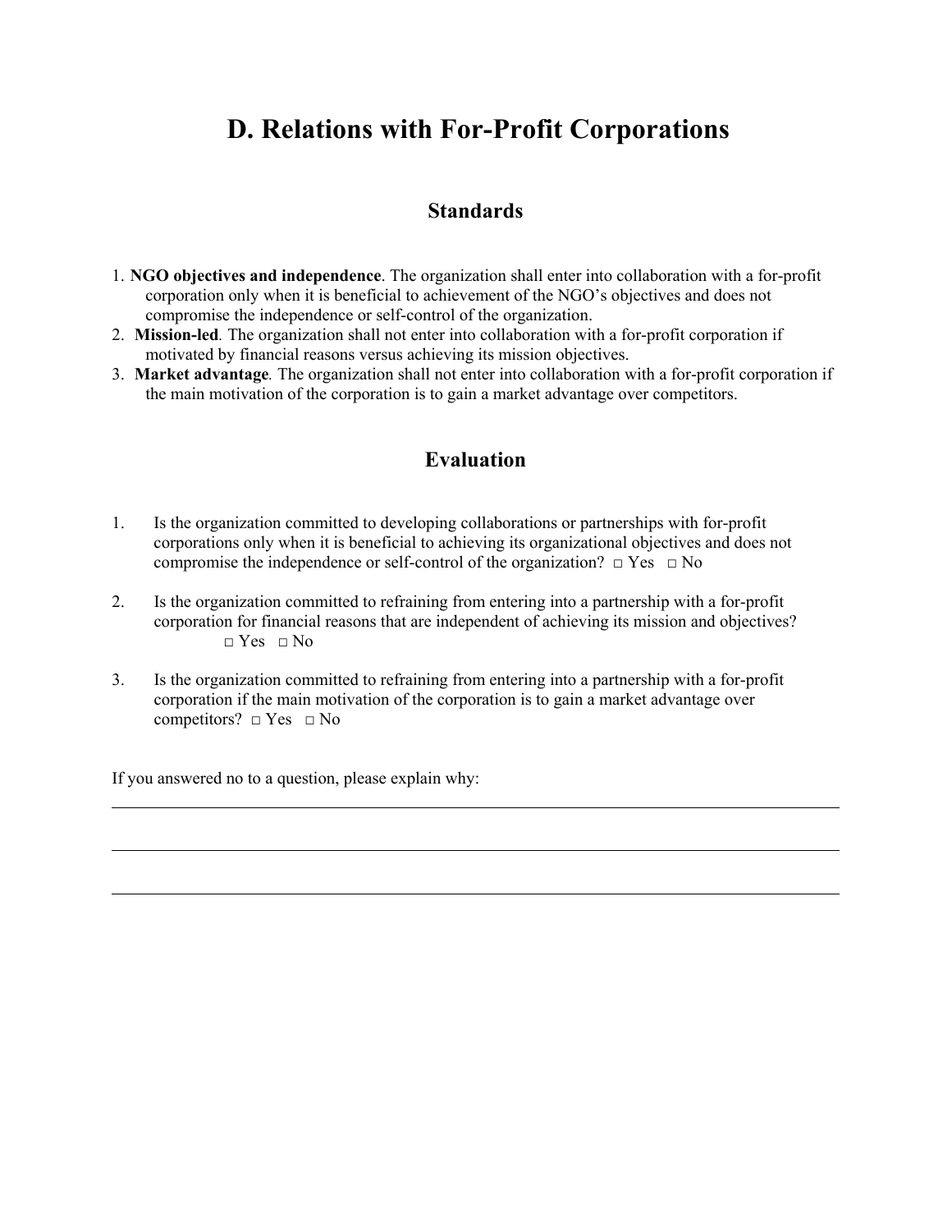# D. Relations with For-Profit Corporations

## Standards

1. **NGO objectives and independence**. The organization shall enter into collaboration with a for-profit corporation only when it is beneficial to achievement of the NGO's objectives and does not compromise the independence or self-control of the organization.
2. **Mission-led**. The organization shall not enter into collaboration with a for-profit corporation if motivated by financial reasons versus achieving its mission objectives.
3. **Market advantage**. The organization shall not enter into collaboration with a for-profit corporation if the main motivation of the corporation is to gain a market advantage over competitors.

## Evaluation

1. Is the organization committed to developing collaborations or partnerships with for-profit corporations only when it is beneficial to achieving its organizational objectives and does not compromise the independence or self-control of the organization? □ Yes □ No

2. Is the organization committed to refraining from entering into a partnership with a for-profit corporation for financial reasons that are independent of achieving its mission and objectives? □ Yes □ No

3. Is the organization committed to refraining from entering into a partnership with a for-profit corporation if the main motivation of the corporation is to gain a market advantage over competitors? □ Yes □ No

If you answered no to a question, please explain why:

_______________________________________________________________________________

_______________________________________________________________________________

_______________________________________________________________________________